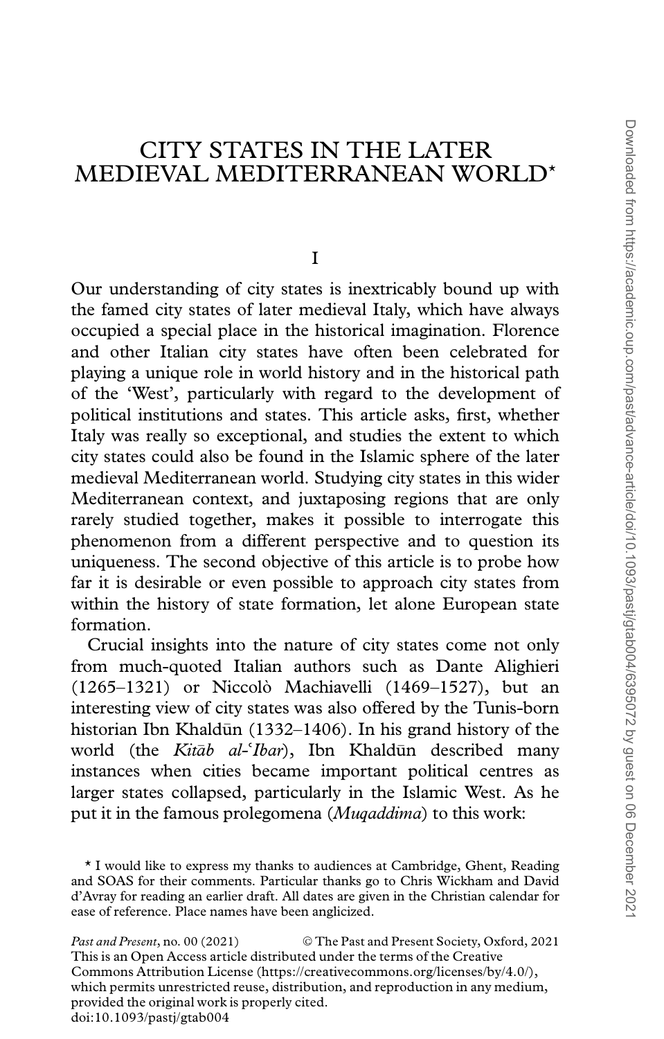# CITY STATES IN THE LATER MEDIEVAL MEDITERRANEAN WORLD*

## I

Our understanding of city states is inextricably bound up with the famed city states of later medieval Italy, which have always occupied a special place in the historical imagination. Florence and other Italian city states have often been celebrated for playing a unique role in world history and in the historical path of the 'West', particularly with regard to the development of political institutions and states. This article asks, first, whether Italy was really so exceptional, and studies the extent to which city states could also be found in the Islamic sphere of the later medieval Mediterranean world. Studying city states in this wider Mediterranean context, and juxtaposing regions that are only rarely studied together, makes it possible to interrogate this phenomenon from a different perspective and to question its uniqueness. The second objective of this article is to probe how far it is desirable or even possible to approach city states from within the history of state formation, let alone European state formation.

Crucial insights into the nature of city states come not only from much-quoted Italian authors such as Dante Alighieri (1265–1321) or Niccolò Machiavelli (1469–1527), but an interesting view of city states was also offered by the Tunis-born historian Ibn Khaldūn (1332–1406). In his grand history of the world (the *Kitāb al-ʿIbar*), Ibn Khaldūn described many instances when cities became important political centres as larger states collapsed, particularly in the Islamic West. As he put it in the famous prolegomena (*Muqaddima*) to this work:

\* I would like to express my thanks to audiences at Cambridge, Ghent, Reading and SOAS for their comments. Particular thanks go to Chris Wickham and David d'Avray for reading an earlier draft. All dates are given in the Christian calendar for ease of reference. Place names have been anglicized.

*Past and Present*, no. 00 (2021) © The Past and Present Society, Oxford, 2021
This is an Open Access article distributed under the terms of the Creative Commons Attribution License (https://creativecommons.org/licenses/by/4.0/), which permits unrestricted reuse, distribution, and reproduction in any medium, provided the original work is properly cited.
doi:10.1093/pastj/gtab004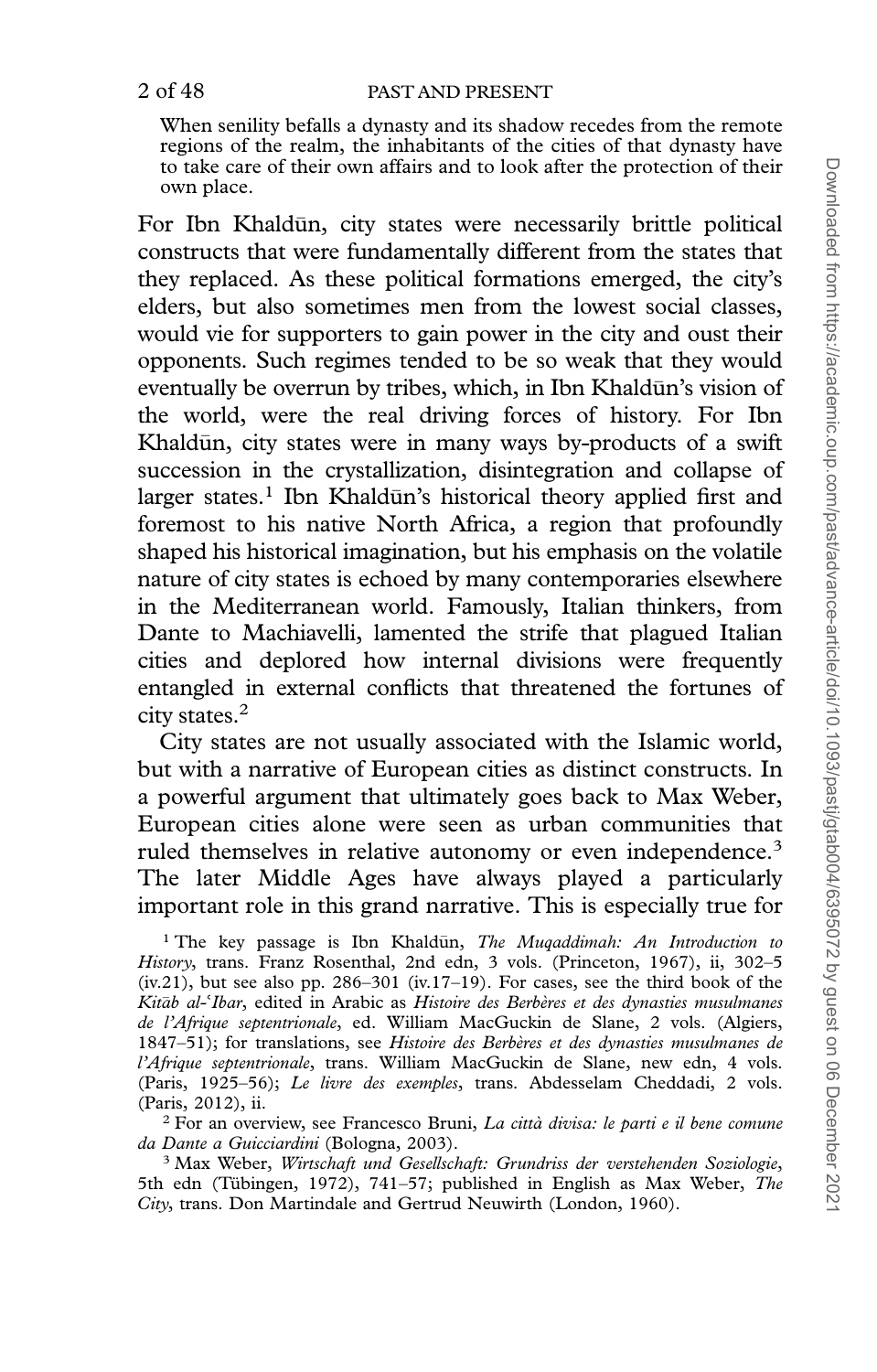> When senility befalls a dynasty and its shadow recedes from the remote regions of the realm, the inhabitants of the cities of that dynasty have to take care of their own affairs and to look after the protection of their own place.

For Ibn Khaldūn, city states were necessarily brittle political constructs that were fundamentally different from the states that they replaced. As these political formations emerged, the city's elders, but also sometimes men from the lowest social classes, would vie for supporters to gain power in the city and oust their opponents. Such regimes tended to be so weak that they would eventually be overrun by tribes, which, in Ibn Khaldūn's vision of the world, were the real driving forces of history. For Ibn Khaldūn, city states were in many ways by-products of a swift succession in the crystallization, disintegration and collapse of larger states.[1] Ibn Khaldūn's historical theory applied first and foremost to his native North Africa, a region that profoundly shaped his historical imagination, but his emphasis on the volatile nature of city states is echoed by many contemporaries elsewhere in the Mediterranean world. Famously, Italian thinkers, from Dante to Machiavelli, lamented the strife that plagued Italian cities and deplored how internal divisions were frequently entangled in external conflicts that threatened the fortunes of city states.[2]

City states are not usually associated with the Islamic world, but with a narrative of European cities as distinct constructs. In a powerful argument that ultimately goes back to Max Weber, European cities alone were seen as urban communities that ruled themselves in relative autonomy or even independence.[3] The later Middle Ages have always played a particularly important role in this grand narrative. This is especially true for

[1] The key passage is Ibn Khaldūn, *The Muqaddimah: An Introduction to History*, trans. Franz Rosenthal, 2nd edn, 3 vols. (Princeton, 1967), ii, 302–5 (iv.21), but see also pp. 286–301 (iv.17–19). For cases, see the third book of the *Kitāb al-ʿIbar*, edited in Arabic as *Histoire des Berbères et des dynasties musulmanes de l'Afrique septentrionale*, ed. William MacGuckin de Slane, 2 vols. (Algiers, 1847–51); for translations, see *Histoire des Berbères et des dynasties musulmanes de l'Afrique septentrionale*, trans. William MacGuckin de Slane, new edn, 4 vols. (Paris, 1925–56); *Le livre des exemples*, trans. Abdesselam Cheddadi, 2 vols. (Paris, 2012), ii.

[2] For an overview, see Francesco Bruni, *La città divisa: le parti e il bene comune da Dante a Guicciardini* (Bologna, 2003).

[3] Max Weber, *Wirtschaft und Gesellschaft: Grundriss der verstehenden Soziologie*, 5th edn (Tübingen, 1972), 741–57; published in English as Max Weber, *The City*, trans. Don Martindale and Gertrud Neuwirth (London, 1960).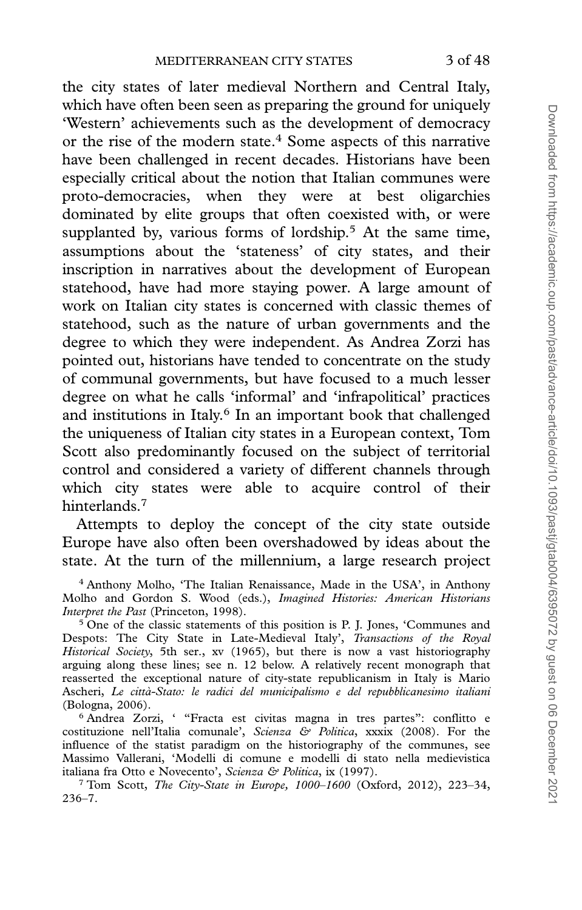the city states of later medieval Northern and Central Italy, which have often been seen as preparing the ground for uniquely 'Western' achievements such as the development of democracy or the rise of the modern state.[4] Some aspects of this narrative have been challenged in recent decades. Historians have been especially critical about the notion that Italian communes were proto-democracies, when they were at best oligarchies dominated by elite groups that often coexisted with, or were supplanted by, various forms of lordship.[5] At the same time, assumptions about the 'stateness' of city states, and their inscription in narratives about the development of European statehood, have had more staying power. A large amount of work on Italian city states is concerned with classic themes of statehood, such as the nature of urban governments and the degree to which they were independent. As Andrea Zorzi has pointed out, historians have tended to concentrate on the study of communal governments, but have focused to a much lesser degree on what he calls 'informal' and 'infrapolitical' practices and institutions in Italy.[6] In an important book that challenged the uniqueness of Italian city states in a European context, Tom Scott also predominantly focused on the subject of territorial control and considered a variety of different channels through which city states were able to acquire control of their hinterlands.[7]

Attempts to deploy the concept of the city state outside Europe have also often been overshadowed by ideas about the state. At the turn of the millennium, a large research project

[4] Anthony Molho, 'The Italian Renaissance, Made in the USA', in Anthony Molho and Gordon S. Wood (eds.), *Imagined Histories: American Historians Interpret the Past* (Princeton, 1998).

[5] One of the classic statements of this position is P. J. Jones, 'Communes and Despots: The City State in Late-Medieval Italy', *Transactions of the Royal Historical Society*, 5th ser., xv (1965), but there is now a vast historiography arguing along these lines; see n. 12 below. A relatively recent monograph that reasserted the exceptional nature of city-state republicanism in Italy is Mario Ascheri, *Le città-Stato: le radici del municipalismo e del repubblicanesimo italiani* (Bologna, 2006).

[6] Andrea Zorzi, ' "Fracta est civitas magna in tres partes": conflitto e costituzione nell'Italia comunale', *Scienza & Politica*, xxxix (2008). For the influence of the statist paradigm on the historiography of the communes, see Massimo Vallerani, 'Modelli di comune e modelli di stato nella medievistica italiana fra Otto e Novecento', *Scienza & Politica*, ix (1997).

[7] Tom Scott, *The City-State in Europe, 1000–1600* (Oxford, 2012), 223–34, 236–7.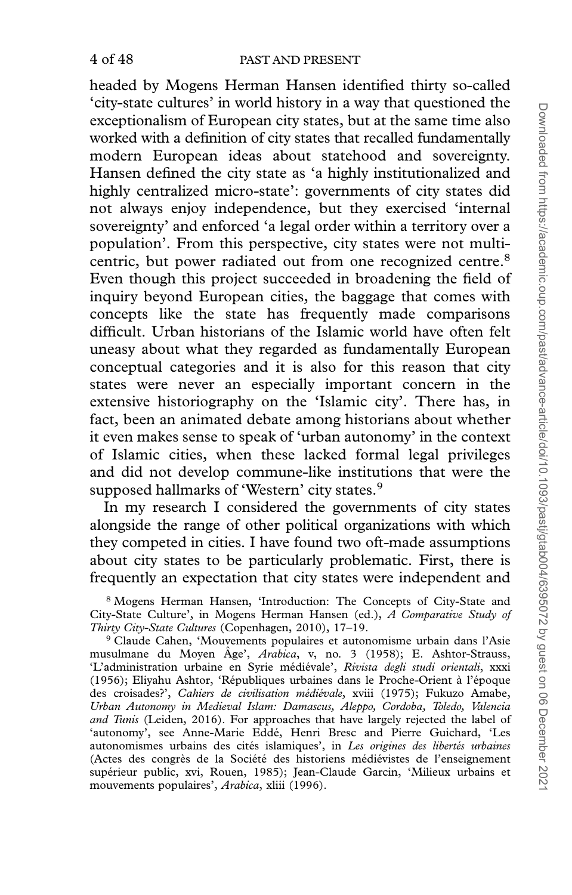headed by Mogens Herman Hansen identified thirty so-called 'city-state cultures' in world history in a way that questioned the exceptionalism of European city states, but at the same time also worked with a definition of city states that recalled fundamentally modern European ideas about statehood and sovereignty. Hansen defined the city state as 'a highly institutionalized and highly centralized micro-state': governments of city states did not always enjoy independence, but they exercised 'internal sovereignty' and enforced 'a legal order within a territory over a population'. From this perspective, city states were not multi-centric, but power radiated out from one recognized centre.[8] Even though this project succeeded in broadening the field of inquiry beyond European cities, the baggage that comes with concepts like the state has frequently made comparisons difficult. Urban historians of the Islamic world have often felt uneasy about what they regarded as fundamentally European conceptual categories and it is also for this reason that city states were never an especially important concern in the extensive historiography on the 'Islamic city'. There has, in fact, been an animated debate among historians about whether it even makes sense to speak of 'urban autonomy' in the context of Islamic cities, when these lacked formal legal privileges and did not develop commune-like institutions that were the supposed hallmarks of 'Western' city states.[9]

In my research I considered the governments of city states alongside the range of other political organizations with which they competed in cities. I have found two oft-made assumptions about city states to be particularly problematic. First, there is frequently an expectation that city states were independent and

[8] Mogens Herman Hansen, 'Introduction: The Concepts of City-State and City-State Culture', in Mogens Herman Hansen (ed.), *A Comparative Study of Thirty City-State Cultures* (Copenhagen, 2010), 17–19.

[9] Claude Cahen, 'Mouvements populaires et autonomisme urbain dans l'Asie musulmane du Moyen Âge', *Arabica*, v, no. 3 (1958); E. Ashtor-Strauss, 'L'administration urbaine en Syrie médiévale', *Rivista degli studi orientali*, xxxi (1956); Eliyahu Ashtor, 'Républiques urbaines dans le Proche-Orient à l'époque des croisades?', *Cahiers de civilisation médiévale*, xviii (1975); Fukuzo Amabe, *Urban Autonomy in Medieval Islam: Damascus, Aleppo, Cordoba, Toledo, Valencia and Tunis* (Leiden, 2016). For approaches that have largely rejected the label of 'autonomy', see Anne-Marie Eddé, Henri Bresc and Pierre Guichard, 'Les autonomismes urbains des cités islamiques', in *Les origines des libertés urbaines* (Actes des congrès de la Société des historiens médiévistes de l'enseignement supérieur public, xvi, Rouen, 1985); Jean-Claude Garcin, 'Milieux urbains et mouvements populaires', *Arabica*, xliii (1996).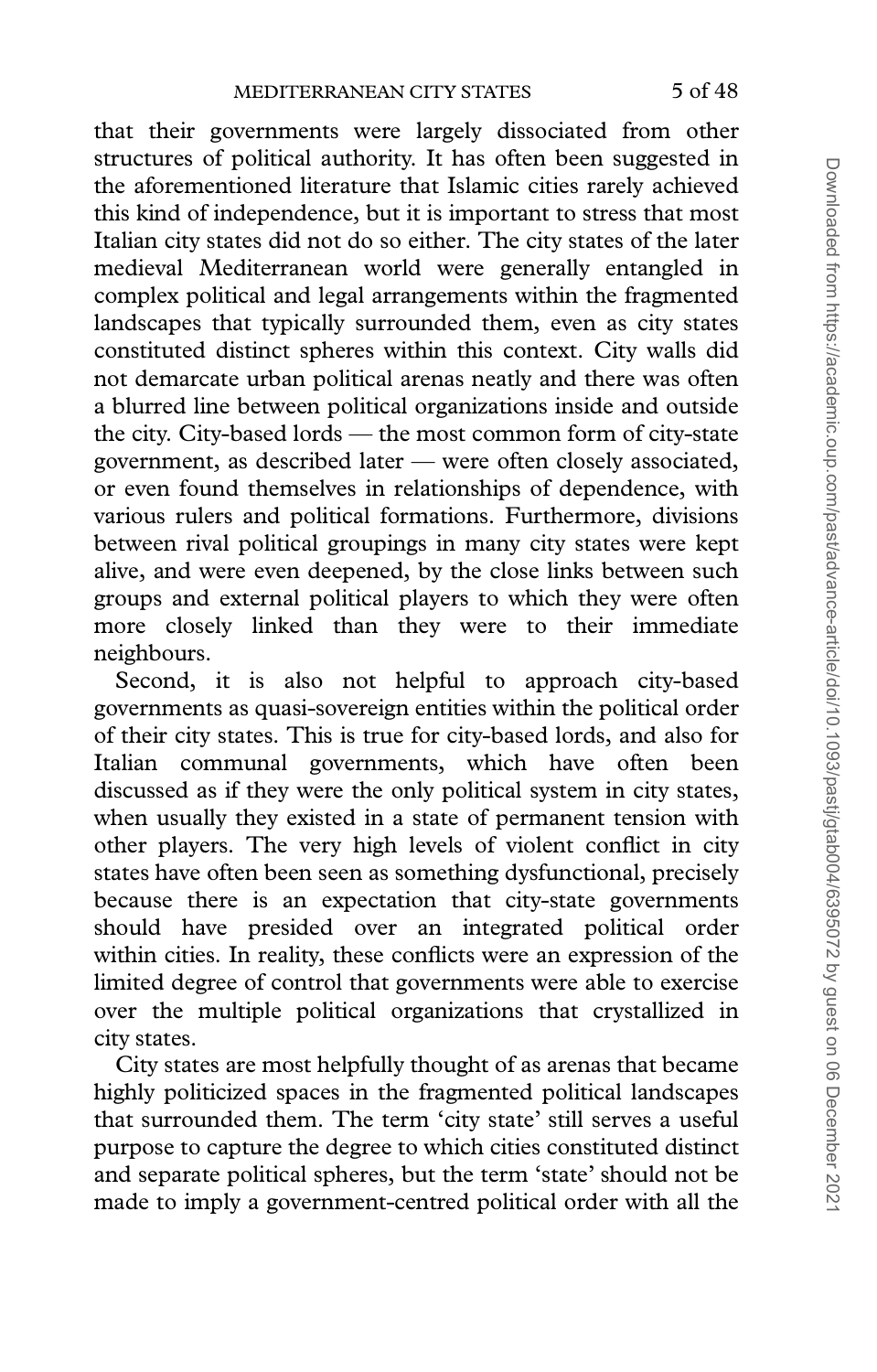that their governments were largely dissociated from other structures of political authority. It has often been suggested in the aforementioned literature that Islamic cities rarely achieved this kind of independence, but it is important to stress that most Italian city states did not do so either. The city states of the later medieval Mediterranean world were generally entangled in complex political and legal arrangements within the fragmented landscapes that typically surrounded them, even as city states constituted distinct spheres within this context. City walls did not demarcate urban political arenas neatly and there was often a blurred line between political organizations inside and outside the city. City-based lords — the most common form of city-state government, as described later — were often closely associated, or even found themselves in relationships of dependence, with various rulers and political formations. Furthermore, divisions between rival political groupings in many city states were kept alive, and were even deepened, by the close links between such groups and external political players to which they were often more closely linked than they were to their immediate neighbours.

Second, it is also not helpful to approach city-based governments as quasi-sovereign entities within the political order of their city states. This is true for city-based lords, and also for Italian communal governments, which have often been discussed as if they were the only political system in city states, when usually they existed in a state of permanent tension with other players. The very high levels of violent conflict in city states have often been seen as something dysfunctional, precisely because there is an expectation that city-state governments should have presided over an integrated political order within cities. In reality, these conflicts were an expression of the limited degree of control that governments were able to exercise over the multiple political organizations that crystallized in city states.

City states are most helpfully thought of as arenas that became highly politicized spaces in the fragmented political landscapes that surrounded them. The term 'city state' still serves a useful purpose to capture the degree to which cities constituted distinct and separate political spheres, but the term 'state' should not be made to imply a government-centred political order with all the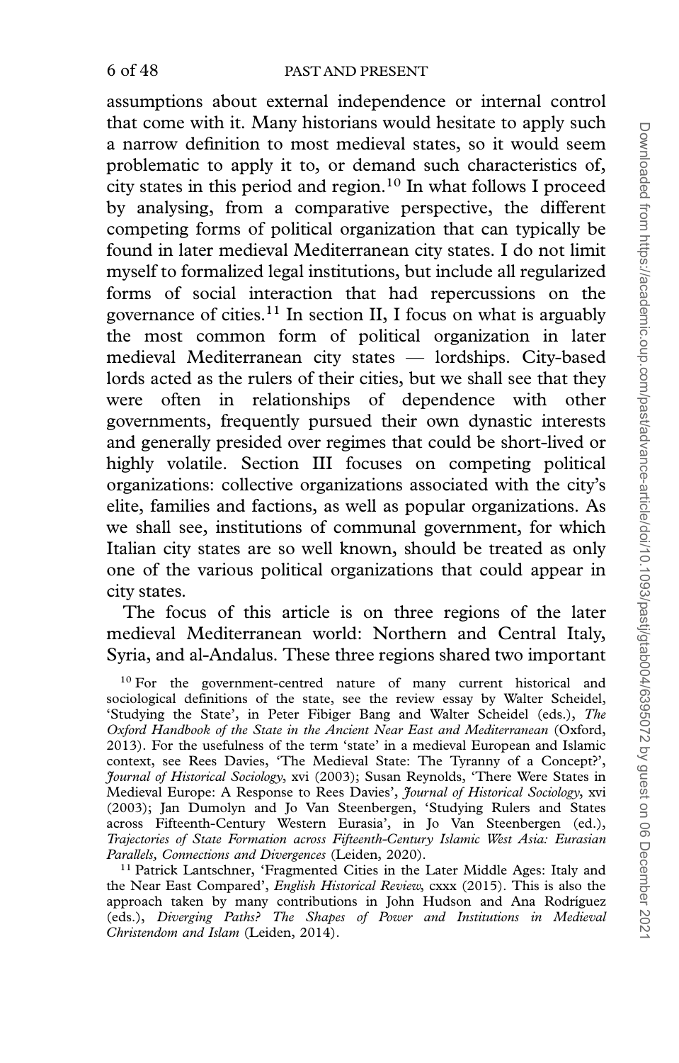assumptions about external independence or internal control that come with it. Many historians would hesitate to apply such a narrow definition to most medieval states, so it would seem problematic to apply it to, or demand such characteristics of, city states in this period and region.[10] In what follows I proceed by analysing, from a comparative perspective, the different competing forms of political organization that can typically be found in later medieval Mediterranean city states. I do not limit myself to formalized legal institutions, but include all regularized forms of social interaction that had repercussions on the governance of cities.[11] In section II, I focus on what is arguably the most common form of political organization in later medieval Mediterranean city states — lordships. City-based lords acted as the rulers of their cities, but we shall see that they were often in relationships of dependence with other governments, frequently pursued their own dynastic interests and generally presided over regimes that could be short-lived or highly volatile. Section III focuses on competing political organizations: collective organizations associated with the city's elite, families and factions, as well as popular organizations. As we shall see, institutions of communal government, for which Italian city states are so well known, should be treated as only one of the various political organizations that could appear in city states.

The focus of this article is on three regions of the later medieval Mediterranean world: Northern and Central Italy, Syria, and al-Andalus. These three regions shared two important

[10] For the government-centred nature of many current historical and sociological definitions of the state, see the review essay by Walter Scheidel, 'Studying the State', in Peter Fibiger Bang and Walter Scheidel (eds.), *The Oxford Handbook of the State in the Ancient Near East and Mediterranean* (Oxford, 2013). For the usefulness of the term 'state' in a medieval European and Islamic context, see Rees Davies, 'The Medieval State: The Tyranny of a Concept?', *Journal of Historical Sociology*, xvi (2003); Susan Reynolds, 'There Were States in Medieval Europe: A Response to Rees Davies', *Journal of Historical Sociology*, xvi (2003); Jan Dumolyn and Jo Van Steenbergen, 'Studying Rulers and States across Fifteenth-Century Western Eurasia', in Jo Van Steenbergen (ed.), *Trajectories of State Formation across Fifteenth-Century Islamic West Asia: Eurasian Parallels, Connections and Divergences* (Leiden, 2020).

[11] Patrick Lantschner, 'Fragmented Cities in the Later Middle Ages: Italy and the Near East Compared', *English Historical Review*, cxxx (2015). This is also the approach taken by many contributions in John Hudson and Ana Rodríguez (eds.), *Diverging Paths? The Shapes of Power and Institutions in Medieval Christendom and Islam* (Leiden, 2014).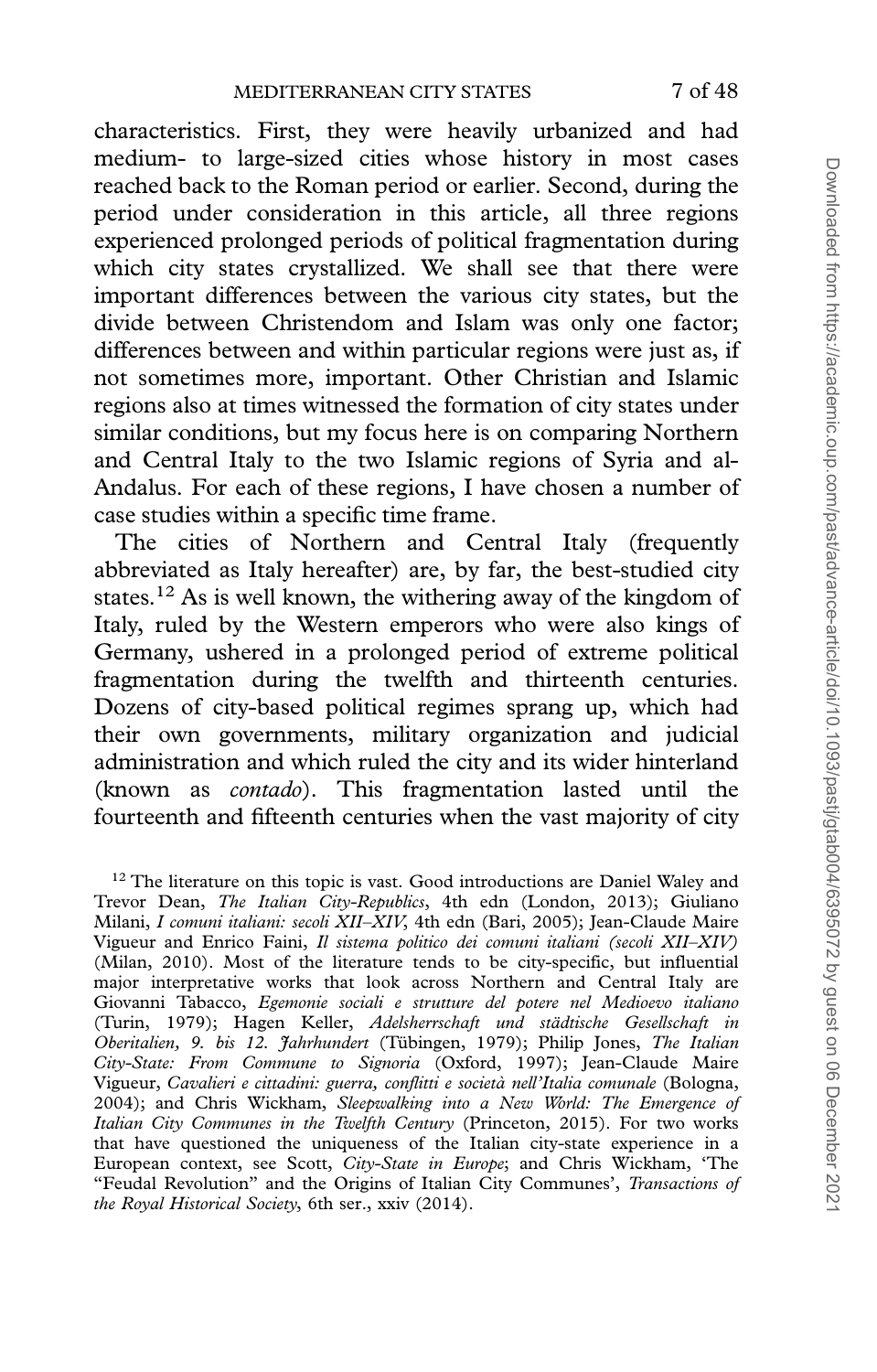characteristics. First, they were heavily urbanized and had medium- to large-sized cities whose history in most cases reached back to the Roman period or earlier. Second, during the period under consideration in this article, all three regions experienced prolonged periods of political fragmentation during which city states crystallized. We shall see that there were important differences between the various city states, but the divide between Christendom and Islam was only one factor; differences between and within particular regions were just as, if not sometimes more, important. Other Christian and Islamic regions also at times witnessed the formation of city states under similar conditions, but my focus here is on comparing Northern and Central Italy to the two Islamic regions of Syria and al-Andalus. For each of these regions, I have chosen a number of case studies within a specific time frame.

The cities of Northern and Central Italy (frequently abbreviated as Italy hereafter) are, by far, the best-studied city states.[12] As is well known, the withering away of the kingdom of Italy, ruled by the Western emperors who were also kings of Germany, ushered in a prolonged period of extreme political fragmentation during the twelfth and thirteenth centuries. Dozens of city-based political regimes sprang up, which had their own governments, military organization and judicial administration and which ruled the city and its wider hinterland (known as *contado*). This fragmentation lasted until the fourteenth and fifteenth centuries when the vast majority of city

[12] The literature on this topic is vast. Good introductions are Daniel Waley and Trevor Dean, *The Italian City-Republics*, 4th edn (London, 2013); Giuliano Milani, *I comuni italiani: secoli XII–XIV*, 4th edn (Bari, 2005); Jean-Claude Maire Vigueur and Enrico Faini, *Il sistema politico dei comuni italiani (secoli XII–XIV)* (Milan, 2010). Most of the literature tends to be city-specific, but influential major interpretative works that look across Northern and Central Italy are Giovanni Tabacco, *Egemonie sociali e strutture del potere nel Medioevo italiano* (Turin, 1979); Hagen Keller, *Adelsherrschaft und städtische Gesellschaft in Oberitalien, 9. bis 12. Jahrhundert* (Tübingen, 1979); Philip Jones, *The Italian City-State: From Commune to Signoria* (Oxford, 1997); Jean-Claude Maire Vigueur, *Cavalieri e cittadini: guerra, conflitti e società nell'Italia comunale* (Bologna, 2004); and Chris Wickham, *Sleepwalking into a New World: The Emergence of Italian City Communes in the Twelfth Century* (Princeton, 2015). For two works that have questioned the uniqueness of the Italian city-state experience in a European context, see Scott, *City-State in Europe*; and Chris Wickham, 'The "Feudal Revolution" and the Origins of Italian City Communes', *Transactions of the Royal Historical Society*, 6th ser., xxiv (2014).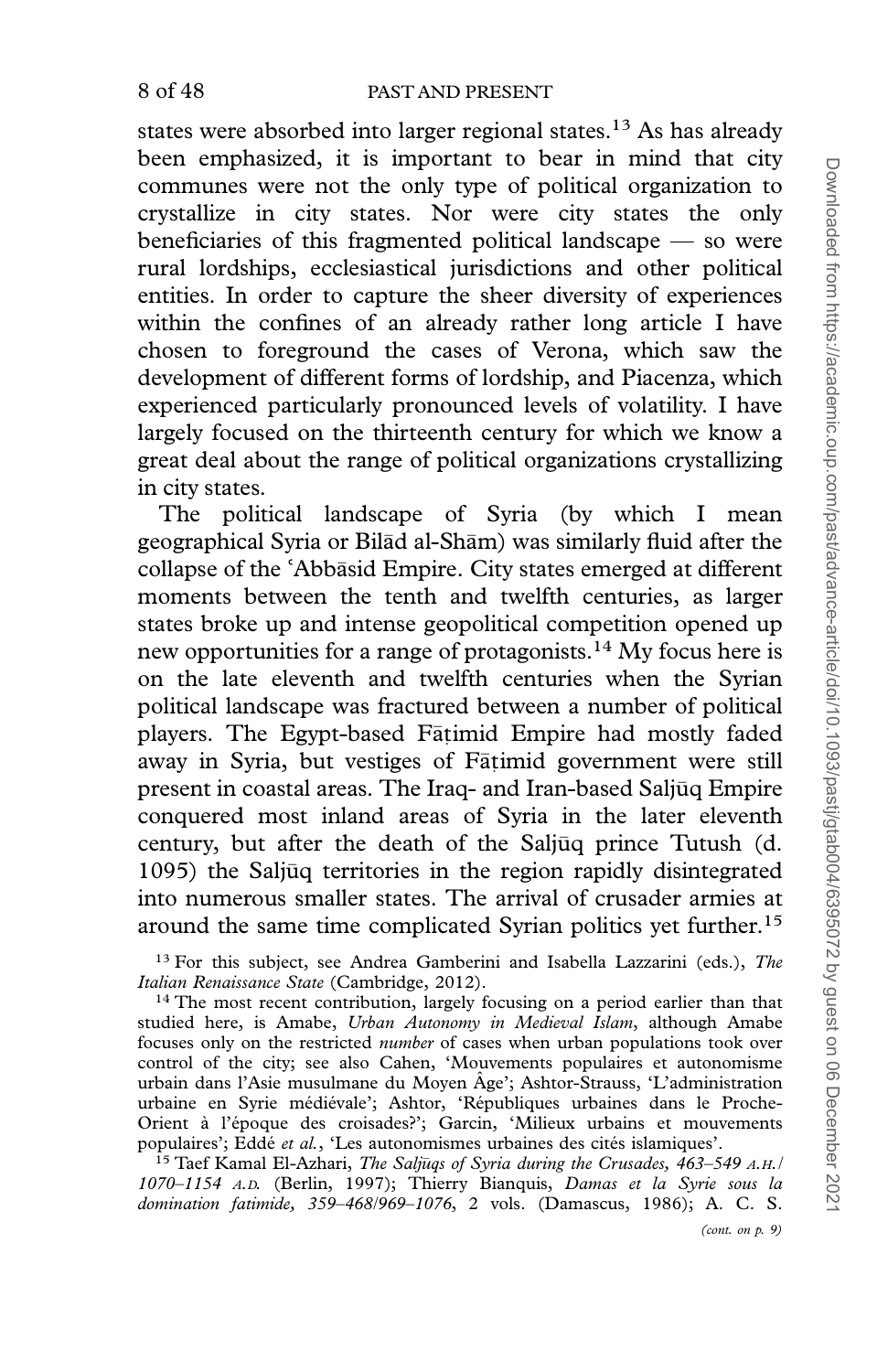states were absorbed into larger regional states.[13] As has already been emphasized, it is important to bear in mind that city communes were not the only type of political organization to crystallize in city states. Nor were city states the only beneficiaries of this fragmented political landscape — so were rural lordships, ecclesiastical jurisdictions and other political entities. In order to capture the sheer diversity of experiences within the confines of an already rather long article I have chosen to foreground the cases of Verona, which saw the development of different forms of lordship, and Piacenza, which experienced particularly pronounced levels of volatility. I have largely focused on the thirteenth century for which we know a great deal about the range of political organizations crystallizing in city states.

The political landscape of Syria (by which I mean geographical Syria or Bilād al-Shām) was similarly fluid after the collapse of the ʿAbbāsid Empire. City states emerged at different moments between the tenth and twelfth centuries, as larger states broke up and intense geopolitical competition opened up new opportunities for a range of protagonists.[14] My focus here is on the late eleventh and twelfth centuries when the Syrian political landscape was fractured between a number of political players. The Egypt-based Fāṭimid Empire had mostly faded away in Syria, but vestiges of Fāṭimid government were still present in coastal areas. The Iraq- and Iran-based Saljūq Empire conquered most inland areas of Syria in the later eleventh century, but after the death of the Saljūq prince Tutush (d. 1095) the Saljūq territories in the region rapidly disintegrated into numerous smaller states. The arrival of crusader armies at around the same time complicated Syrian politics yet further.[15]

[13] For this subject, see Andrea Gamberini and Isabella Lazzarini (eds.), *The Italian Renaissance State* (Cambridge, 2012).

[14] The most recent contribution, largely focusing on a period earlier than that studied here, is Amabe, *Urban Autonomy in Medieval Islam*, although Amabe focuses only on the restricted *number* of cases when urban populations took over control of the city; see also Cahen, 'Mouvements populaires et autonomisme urbain dans l'Asie musulmane du Moyen Âge'; Ashtor-Strauss, 'L'administration urbaine en Syrie médiévale'; Ashtor, 'Républiques urbaines dans le Proche-Orient à l'époque des croisades?'; Garcin, 'Milieux urbains et mouvements populaires'; Eddé *et al.*, 'Les autonomismes urbaines des cités islamiques'.

[15] Taef Kamal El-Azhari, *The Saljūqs of Syria during the Crusades, 463–549 A.H./1070–1154 A.D.* (Berlin, 1997); Thierry Bianquis, *Damas et la Syrie sous la domination fatimide, 359–468/969–1076*, 2 vols. (Damascus, 1986); A. C. S.

*(cont. on p. 9)*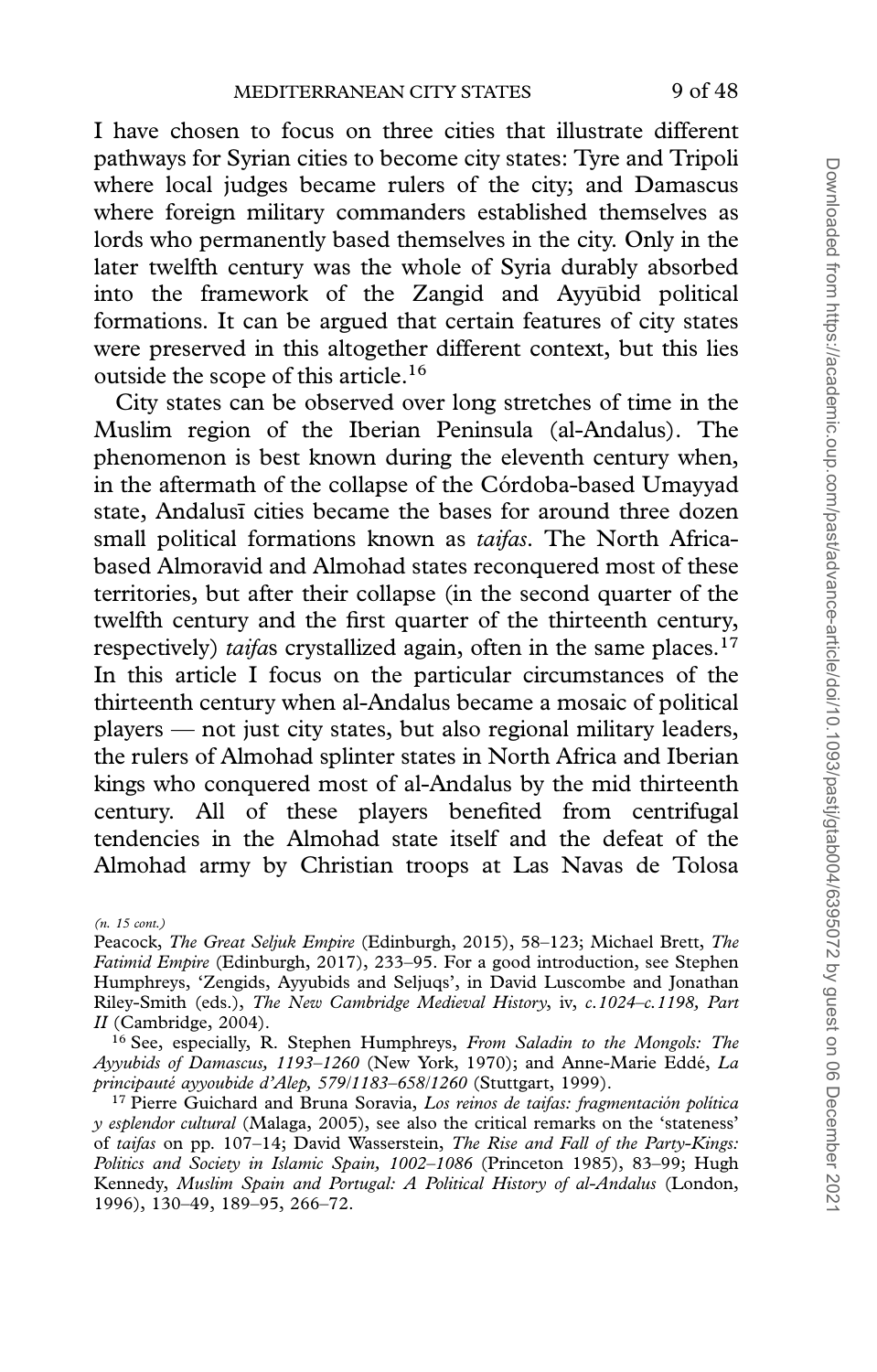I have chosen to focus on three cities that illustrate different pathways for Syrian cities to become city states: Tyre and Tripoli where local judges became rulers of the city; and Damascus where foreign military commanders established themselves as lords who permanently based themselves in the city. Only in the later twelfth century was the whole of Syria durably absorbed into the framework of the Zangid and Ayyūbid political formations. It can be argued that certain features of city states were preserved in this altogether different context, but this lies outside the scope of this article.[16]

City states can be observed over long stretches of time in the Muslim region of the Iberian Peninsula (al-Andalus). The phenomenon is best known during the eleventh century when, in the aftermath of the collapse of the Córdoba-based Umayyad state, Andalusī cities became the bases for around three dozen small political formations known as *taifas*. The North Africa-based Almoravid and Almohad states reconquered most of these territories, but after their collapse (in the second quarter of the twelfth century and the first quarter of the thirteenth century, respectively) *taifa*s crystallized again, often in the same places.[17] In this article I focus on the particular circumstances of the thirteenth century when al-Andalus became a mosaic of political players — not just city states, but also regional military leaders, the rulers of Almohad splinter states in North Africa and Iberian kings who conquered most of al-Andalus by the mid thirteenth century. All of these players benefited from centrifugal tendencies in the Almohad state itself and the defeat of the Almohad army by Christian troops at Las Navas de Tolosa

---

*(n. 15 cont.)*

Peacock, *The Great Seljuk Empire* (Edinburgh, 2015), 58–123; Michael Brett, *The Fatimid Empire* (Edinburgh, 2017), 233–95. For a good introduction, see Stephen Humphreys, 'Zengids, Ayyubids and Seljuqs', in David Luscombe and Jonathan Riley-Smith (eds.), *The New Cambridge Medieval History*, iv, *c.1024–c.1198, Part II* (Cambridge, 2004).

[16] See, especially, R. Stephen Humphreys, *From Saladin to the Mongols: The Ayyubids of Damascus, 1193–1260* (New York, 1970); and Anne-Marie Eddé, *La principauté ayyoubide d'Alep, 579/1183–658/1260* (Stuttgart, 1999).

[17] Pierre Guichard and Bruna Soravia, *Los reinos de taifas: fragmentación política y esplendor cultural* (Malaga, 2005), see also the critical remarks on the 'stateness' of *taifas* on pp. 107–14; David Wasserstein, *The Rise and Fall of the Party-Kings: Politics and Society in Islamic Spain, 1002–1086* (Princeton 1985), 83–99; Hugh Kennedy, *Muslim Spain and Portugal: A Political History of al-Andalus* (London, 1996), 130–49, 189–95, 266–72.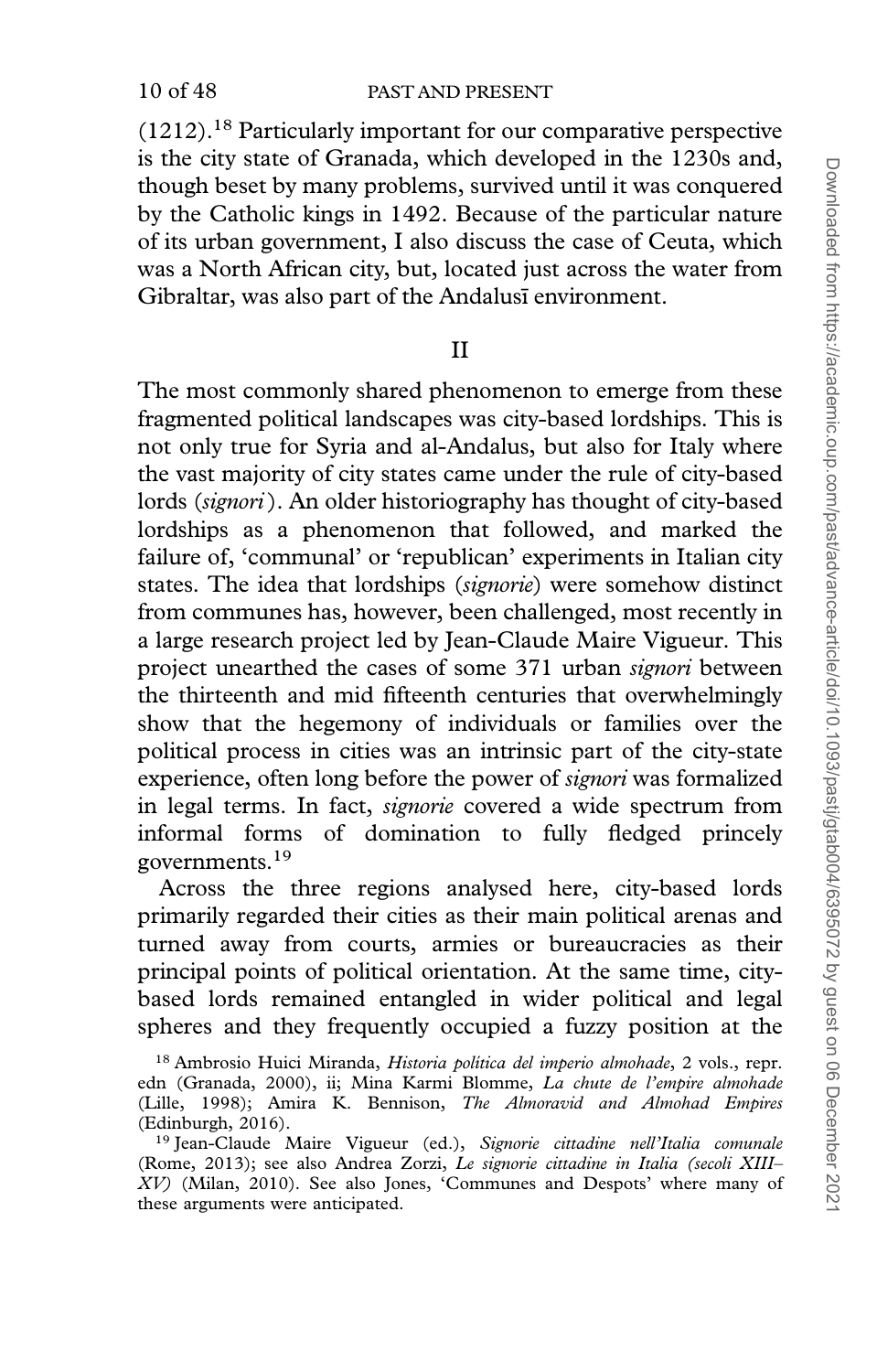(1212).[18] Particularly important for our comparative perspective is the city state of Granada, which developed in the 1230s and, though beset by many problems, survived until it was conquered by the Catholic kings in 1492. Because of the particular nature of its urban government, I also discuss the case of Ceuta, which was a North African city, but, located just across the water from Gibraltar, was also part of the Andalusī environment.

## II

The most commonly shared phenomenon to emerge from these fragmented political landscapes was city-based lordships. This is not only true for Syria and al-Andalus, but also for Italy where the vast majority of city states came under the rule of city-based lords (*signori*). An older historiography has thought of city-based lordships as a phenomenon that followed, and marked the failure of, 'communal' or 'republican' experiments in Italian city states. The idea that lordships (*signorie*) were somehow distinct from communes has, however, been challenged, most recently in a large research project led by Jean-Claude Maire Vigueur. This project unearthed the cases of some 371 urban *signori* between the thirteenth and mid fifteenth centuries that overwhelmingly show that the hegemony of individuals or families over the political process in cities was an intrinsic part of the city-state experience, often long before the power of *signori* was formalized in legal terms. In fact, *signorie* covered a wide spectrum from informal forms of domination to fully fledged princely governments.[19]

Across the three regions analysed here, city-based lords primarily regarded their cities as their main political arenas and turned away from courts, armies or bureaucracies as their principal points of political orientation. At the same time, city-based lords remained entangled in wider political and legal spheres and they frequently occupied a fuzzy position at the

[18] Ambrosio Huici Miranda, *Historia política del imperio almohade*, 2 vols., repr. edn (Granada, 2000), ii; Mina Karmi Blomme, *La chute de l'empire almohade* (Lille, 1998); Amira K. Bennison, *The Almoravid and Almohad Empires* (Edinburgh, 2016).

[19] Jean-Claude Maire Vigueur (ed.), *Signorie cittadine nell'Italia comunale* (Rome, 2013); see also Andrea Zorzi, *Le signorie cittadine in Italia (secoli XIII–XV)* (Milan, 2010). See also Jones, 'Communes and Despots' where many of these arguments were anticipated.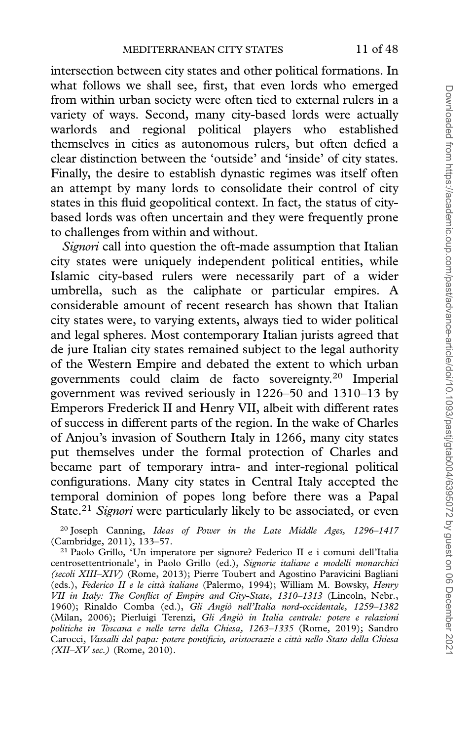intersection between city states and other political formations. In what follows we shall see, first, that even lords who emerged from within urban society were often tied to external rulers in a variety of ways. Second, many city-based lords were actually warlords and regional political players who established themselves in cities as autonomous rulers, but often defied a clear distinction between the 'outside' and 'inside' of city states. Finally, the desire to establish dynastic regimes was itself often an attempt by many lords to consolidate their control of city states in this fluid geopolitical context. In fact, the status of city-based lords was often uncertain and they were frequently prone to challenges from within and without.

*Signori* call into question the oft-made assumption that Italian city states were uniquely independent political entities, while Islamic city-based rulers were necessarily part of a wider umbrella, such as the caliphate or particular empires. A considerable amount of recent research has shown that Italian city states were, to varying extents, always tied to wider political and legal spheres. Most contemporary Italian jurists agreed that de jure Italian city states remained subject to the legal authority of the Western Empire and debated the extent to which urban governments could claim de facto sovereignty.[20] Imperial government was revived seriously in 1226–50 and 1310–13 by Emperors Frederick II and Henry VII, albeit with different rates of success in different parts of the region. In the wake of Charles of Anjou's invasion of Southern Italy in 1266, many city states put themselves under the formal protection of Charles and became part of temporary intra- and inter-regional political configurations. Many city states in Central Italy accepted the temporal dominion of popes long before there was a Papal State.[21] *Signori* were particularly likely to be associated, or even

[20] Joseph Canning, *Ideas of Power in the Late Middle Ages, 1296–1417* (Cambridge, 2011), 133–57.

[21] Paolo Grillo, 'Un imperatore per signore? Federico II e i comuni dell'Italia centrosettentrionale', in Paolo Grillo (ed.), *Signorie italiane e modelli monarchici (secoli XIII–XIV)* (Rome, 2013); Pierre Toubert and Agostino Paravicini Bagliani (eds.), *Federico II e le città italiane* (Palermo, 1994); William M. Bowsky, *Henry VII in Italy: The Conflict of Empire and City-State, 1310–1313* (Lincoln, Nebr., 1960); Rinaldo Comba (ed.), *Gli Angiò nell'Italia nord-occidentale, 1259–1382* (Milan, 2006); Pierluigi Terenzi, *Gli Angiò in Italia centrale: potere e relazioni politiche in Toscana e nelle terre della Chiesa, 1263–1335* (Rome, 2019); Sandro Carocci, *Vassalli del papa: potere pontificio, aristocrazie e città nello Stato della Chiesa (XII–XV sec.)* (Rome, 2010).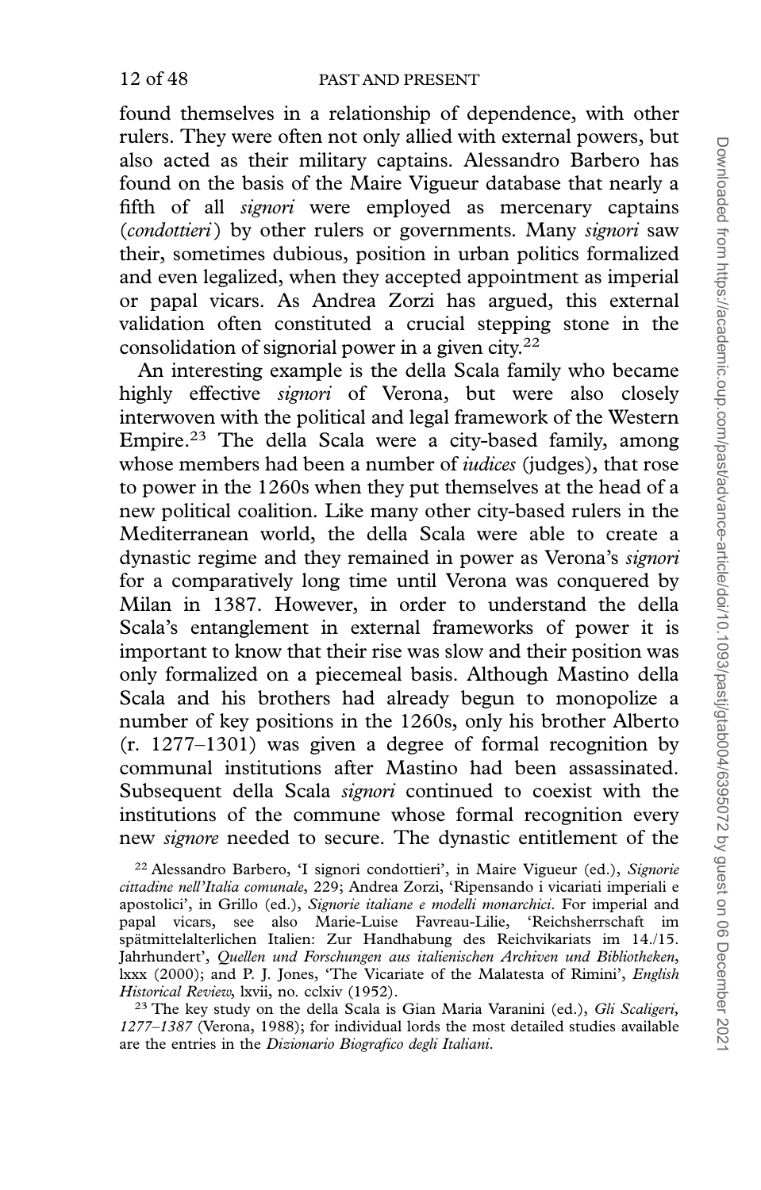found themselves in a relationship of dependence, with other rulers. They were often not only allied with external powers, but also acted as their military captains. Alessandro Barbero has found on the basis of the Maire Vigueur database that nearly a fifth of all *signori* were employed as mercenary captains (*condottieri*) by other rulers or governments. Many *signori* saw their, sometimes dubious, position in urban politics formalized and even legalized, when they accepted appointment as imperial or papal vicars. As Andrea Zorzi has argued, this external validation often constituted a crucial stepping stone in the consolidation of signorial power in a given city.[22]

An interesting example is the della Scala family who became highly effective *signori* of Verona, but were also closely interwoven with the political and legal framework of the Western Empire.[23] The della Scala were a city-based family, among whose members had been a number of *iudices* (judges), that rose to power in the 1260s when they put themselves at the head of a new political coalition. Like many other city-based rulers in the Mediterranean world, the della Scala were able to create a dynastic regime and they remained in power as Verona's *signori* for a comparatively long time until Verona was conquered by Milan in 1387. However, in order to understand the della Scala's entanglement in external frameworks of power it is important to know that their rise was slow and their position was only formalized on a piecemeal basis. Although Mastino della Scala and his brothers had already begun to monopolize a number of key positions in the 1260s, only his brother Alberto (r. 1277–1301) was given a degree of formal recognition by communal institutions after Mastino had been assassinated. Subsequent della Scala *signori* continued to coexist with the institutions of the commune whose formal recognition every new *signore* needed to secure. The dynastic entitlement of the

[22] Alessandro Barbero, 'I signori condottieri', in Maire Vigueur (ed.), *Signorie cittadine nell'Italia comunale*, 229; Andrea Zorzi, 'Ripensando i vicariati imperiali e apostolici', in Grillo (ed.), *Signorie italiane e modelli monarchici*. For imperial and papal vicars, see also Marie-Luise Favreau-Lilie, 'Reichsherrschaft im spätmittelalterlichen Italien: Zur Handhabung des Reichvikariats im 14./15. Jahrhundert', *Quellen und Forschungen aus italienischen Archiven und Bibliotheken*, lxxx (2000); and P. J. Jones, 'The Vicariate of the Malatesta of Rimini', *English Historical Review*, lxvii, no. cclxiv (1952).

[23] The key study on the della Scala is Gian Maria Varanini (ed.), *Gli Scaligeri, 1277–1387* (Verona, 1988); for individual lords the most detailed studies available are the entries in the *Dizionario Biografico degli Italiani*.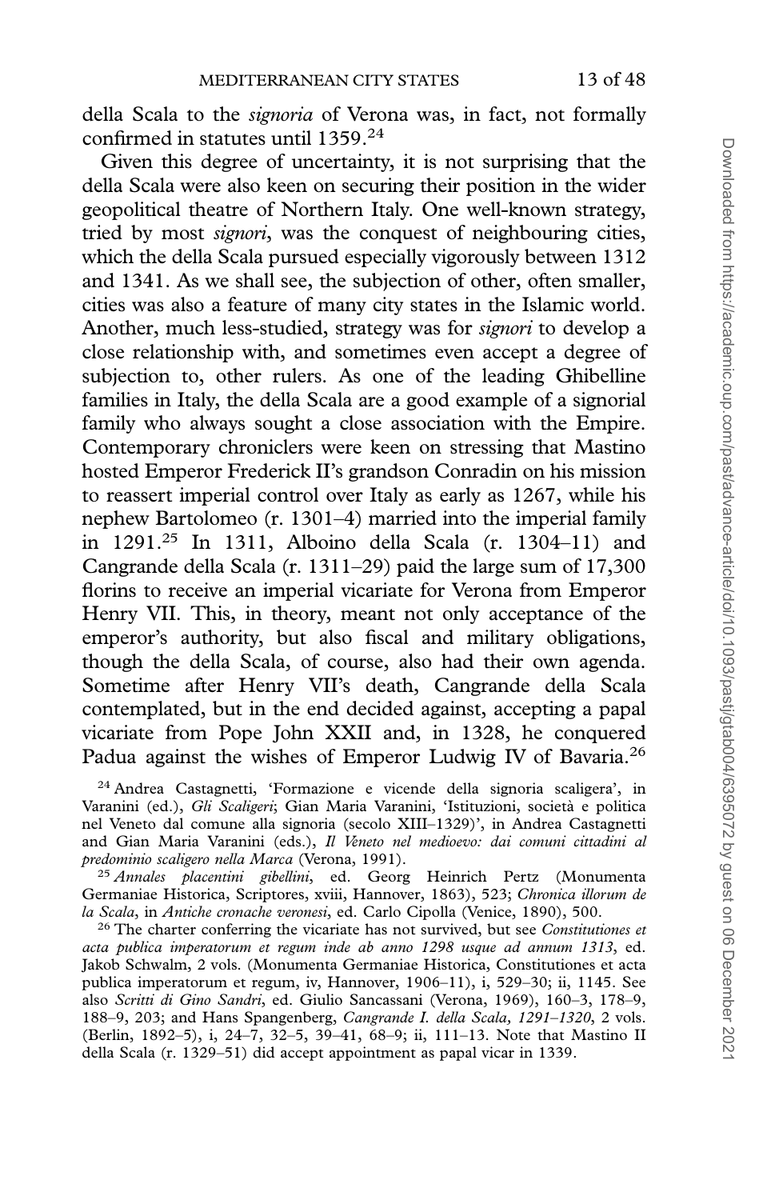della Scala to the *signoria* of Verona was, in fact, not formally confirmed in statutes until 1359.[24]

Given this degree of uncertainty, it is not surprising that the della Scala were also keen on securing their position in the wider geopolitical theatre of Northern Italy. One well-known strategy, tried by most *signori*, was the conquest of neighbouring cities, which the della Scala pursued especially vigorously between 1312 and 1341. As we shall see, the subjection of other, often smaller, cities was also a feature of many city states in the Islamic world. Another, much less-studied, strategy was for *signori* to develop a close relationship with, and sometimes even accept a degree of subjection to, other rulers. As one of the leading Ghibelline families in Italy, the della Scala are a good example of a signorial family who always sought a close association with the Empire. Contemporary chroniclers were keen on stressing that Mastino hosted Emperor Frederick II's grandson Conradin on his mission to reassert imperial control over Italy as early as 1267, while his nephew Bartolomeo (r. 1301–4) married into the imperial family in 1291.[25] In 1311, Alboino della Scala (r. 1304–11) and Cangrande della Scala (r. 1311–29) paid the large sum of 17,300 florins to receive an imperial vicariate for Verona from Emperor Henry VII. This, in theory, meant not only acceptance of the emperor's authority, but also fiscal and military obligations, though the della Scala, of course, also had their own agenda. Sometime after Henry VII's death, Cangrande della Scala contemplated, but in the end decided against, accepting a papal vicariate from Pope John XXII and, in 1328, he conquered Padua against the wishes of Emperor Ludwig IV of Bavaria.[26]

[24] Andrea Castagnetti, 'Formazione e vicende della signoria scaligera', in Varanini (ed.), *Gli Scaligeri*; Gian Maria Varanini, 'Istituzioni, società e politica nel Veneto dal comune alla signoria (secolo XIII–1329)', in Andrea Castagnetti and Gian Maria Varanini (eds.), *Il Veneto nel medioevo: dai comuni cittadini al predominio scaligero nella Marca* (Verona, 1991).

[25] *Annales placentini gibellini*, ed. Georg Heinrich Pertz (Monumenta Germaniae Historica, Scriptores, xviii, Hannover, 1863), 523; *Chronica illorum de la Scala*, in *Antiche cronache veronesi*, ed. Carlo Cipolla (Venice, 1890), 500.

[26] The charter conferring the vicariate has not survived, but see *Constitutiones et acta publica imperatorum et regum inde ab anno 1298 usque ad annum 1313*, ed. Jakob Schwalm, 2 vols. (Monumenta Germaniae Historica, Constitutiones et acta publica imperatorum et regum, iv, Hannover, 1906–11), i, 529–30; ii, 1145. See also *Scritti di Gino Sandri*, ed. Giulio Sancassani (Verona, 1969), 160–3, 178–9, 188–9, 203; and Hans Spangenberg, *Cangrande I. della Scala, 1291–1320*, 2 vols. (Berlin, 1892–5), i, 24–7, 32–5, 39–41, 68–9; ii, 111–13. Note that Mastino II della Scala (r. 1329–51) did accept appointment as papal vicar in 1339.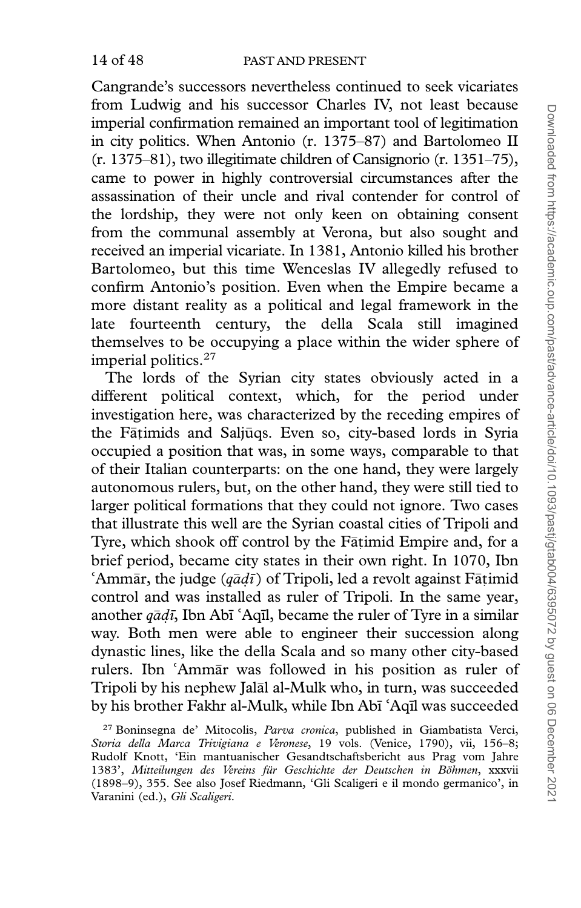Cangrande's successors nevertheless continued to seek vicariates from Ludwig and his successor Charles IV, not least because imperial confirmation remained an important tool of legitimation in city politics. When Antonio (r. 1375–87) and Bartolomeo II (r. 1375–81), two illegitimate children of Cansignorio (r. 1351–75), came to power in highly controversial circumstances after the assassination of their uncle and rival contender for control of the lordship, they were not only keen on obtaining consent from the communal assembly at Verona, but also sought and received an imperial vicariate. In 1381, Antonio killed his brother Bartolomeo, but this time Wenceslas IV allegedly refused to confirm Antonio's position. Even when the Empire became a more distant reality as a political and legal framework in the late fourteenth century, the della Scala still imagined themselves to be occupying a place within the wider sphere of imperial politics.[27]

The lords of the Syrian city states obviously acted in a different political context, which, for the period under investigation here, was characterized by the receding empires of the Fāṭimids and Saljūqs. Even so, city-based lords in Syria occupied a position that was, in some ways, comparable to that of their Italian counterparts: on the one hand, they were largely autonomous rulers, but, on the other hand, they were still tied to larger political formations that they could not ignore. Two cases that illustrate this well are the Syrian coastal cities of Tripoli and Tyre, which shook off control by the Fāṭimid Empire and, for a brief period, became city states in their own right. In 1070, Ibn ʿAmmār, the judge (*qāḍī*) of Tripoli, led a revolt against Fāṭimid control and was installed as ruler of Tripoli. In the same year, another *qāḍī*, Ibn Abī ʿAqīl, became the ruler of Tyre in a similar way. Both men were able to engineer their succession along dynastic lines, like the della Scala and so many other city-based rulers. Ibn ʿAmmār was followed in his position as ruler of Tripoli by his nephew Jalāl al-Mulk who, in turn, was succeeded by his brother Fakhr al-Mulk, while Ibn Abī ʿAqīl was succeeded

[27] Boninsegna de' Mitocolis, *Parva cronica*, published in Giambatista Verci, *Storia della Marca Trivigiana e Veronese*, 19 vols. (Venice, 1790), vii, 156–8; Rudolf Knott, 'Ein mantuanischer Gesandtschaftsbericht aus Prag vom Jahre 1383', *Mitteilungen des Vereins für Geschichte der Deutschen in Böhmen*, xxxvii (1898–9), 355. See also Josef Riedmann, 'Gli Scaligeri e il mondo germanico', in Varanini (ed.), *Gli Scaligeri*.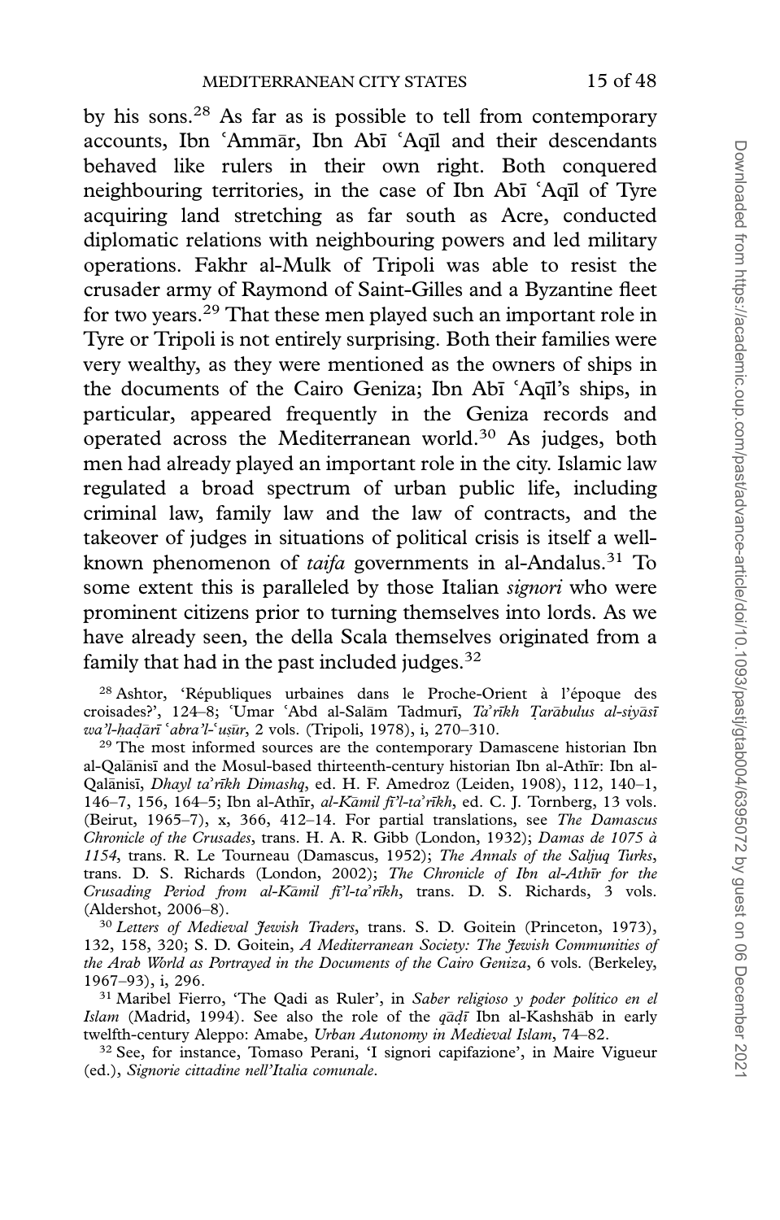by his sons.[28] As far as is possible to tell from contemporary accounts, Ibn ʿAmmār, Ibn Abī ʿAqīl and their descendants behaved like rulers in their own right. Both conquered neighbouring territories, in the case of Ibn Abī ʿAqīl of Tyre acquiring land stretching as far south as Acre, conducted diplomatic relations with neighbouring powers and led military operations. Fakhr al-Mulk of Tripoli was able to resist the crusader army of Raymond of Saint-Gilles and a Byzantine fleet for two years.[29] That these men played such an important role in Tyre or Tripoli is not entirely surprising. Both their families were very wealthy, as they were mentioned as the owners of ships in the documents of the Cairo Geniza; Ibn Abī ʿAqīl's ships, in particular, appeared frequently in the Geniza records and operated across the Mediterranean world.[30] As judges, both men had already played an important role in the city. Islamic law regulated a broad spectrum of urban public life, including criminal law, family law and the law of contracts, and the takeover of judges in situations of political crisis is itself a well-known phenomenon of *taifa* governments in al-Andalus.[31] To some extent this is paralleled by those Italian *signori* who were prominent citizens prior to turning themselves into lords. As we have already seen, the della Scala themselves originated from a family that had in the past included judges.[32]

[28] Ashtor, 'Républiques urbaines dans le Proche-Orient à l'époque des croisades?', 124–8; ʿUmar ʿAbd al-Salām Tadmurī, *Taʾrīkh Ṭarābulus al-siyāsī wa'l-ḥaḍārī ʿabra'l-ʿuṣūr*, 2 vols. (Tripoli, 1978), i, 270–310.

[29] The most informed sources are the contemporary Damascene historian Ibn al-Qalānisī and the Mosul-based thirteenth-century historian Ibn al-Athīr: Ibn al-Qalānisī, *Dhayl taʾrīkh Dimashq*, ed. H. F. Amedroz (Leiden, 1908), 112, 140–1, 146–7, 156, 164–5; Ibn al-Athīr, *al-Kāmil fī'l-taʾrīkh*, ed. C. J. Tornberg, 13 vols. (Beirut, 1965–7), x, 366, 412–14. For partial translations, see *The Damascus Chronicle of the Crusades*, trans. H. A. R. Gibb (London, 1932); *Damas de 1075 à 1154*, trans. R. Le Tourneau (Damascus, 1952); *The Annals of the Saljuq Turks*, trans. D. S. Richards (London, 2002); *The Chronicle of Ibn al-Athīr for the Crusading Period from al-Kāmil fī'l-taʾrīkh*, trans. D. S. Richards, 3 vols. (Aldershot, 2006–8).

[30] *Letters of Medieval Jewish Traders*, trans. S. D. Goitein (Princeton, 1973), 132, 158, 320; S. D. Goitein, *A Mediterranean Society: The Jewish Communities of the Arab World as Portrayed in the Documents of the Cairo Geniza*, 6 vols. (Berkeley, 1967–93), i, 296.

[31] Maribel Fierro, 'The Qadi as Ruler', in *Saber religioso y poder político en el Islam* (Madrid, 1994). See also the role of the *qāḍī* Ibn al-Kashshāb in early twelfth-century Aleppo: Amabe, *Urban Autonomy in Medieval Islam*, 74–82.

[32] See, for instance, Tomaso Perani, 'I signori capifazione', in Maire Vigueur (ed.), *Signorie cittadine nell'Italia comunale*.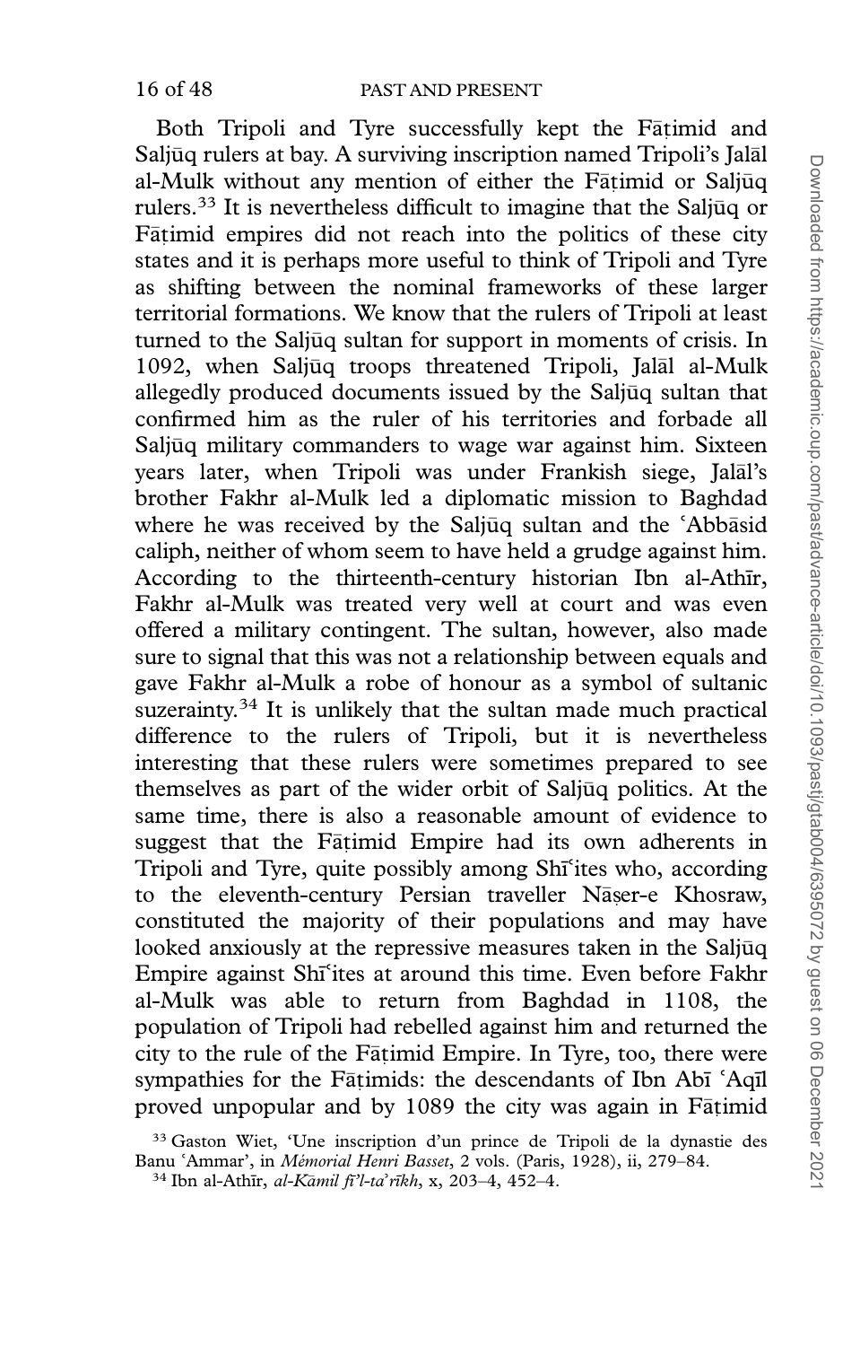Both Tripoli and Tyre successfully kept the Fāṭimid and Saljūq rulers at bay. A surviving inscription named Tripoli's Jalāl al-Mulk without any mention of either the Fāṭimid or Saljūq rulers.[33] It is nevertheless difficult to imagine that the Saljūq or Fāṭimid empires did not reach into the politics of these city states and it is perhaps more useful to think of Tripoli and Tyre as shifting between the nominal frameworks of these larger territorial formations. We know that the rulers of Tripoli at least turned to the Saljūq sultan for support in moments of crisis. In 1092, when Saljūq troops threatened Tripoli, Jalāl al-Mulk allegedly produced documents issued by the Saljūq sultan that confirmed him as the ruler of his territories and forbade all Saljūq military commanders to wage war against him. Sixteen years later, when Tripoli was under Frankish siege, Jalāl's brother Fakhr al-Mulk led a diplomatic mission to Baghdad where he was received by the Saljūq sultan and the ʿAbbāsid caliph, neither of whom seem to have held a grudge against him. According to the thirteenth-century historian Ibn al-Athīr, Fakhr al-Mulk was treated very well at court and was even offered a military contingent. The sultan, however, also made sure to signal that this was not a relationship between equals and gave Fakhr al-Mulk a robe of honour as a symbol of sultanic suzerainty.[34] It is unlikely that the sultan made much practical difference to the rulers of Tripoli, but it is nevertheless interesting that these rulers were sometimes prepared to see themselves as part of the wider orbit of Saljūq politics. At the same time, there is also a reasonable amount of evidence to suggest that the Fāṭimid Empire had its own adherents in Tripoli and Tyre, quite possibly among Shīʿites who, according to the eleventh-century Persian traveller Nāṣer-e Khosraw, constituted the majority of their populations and may have looked anxiously at the repressive measures taken in the Saljūq Empire against Shīʿites at around this time. Even before Fakhr al-Mulk was able to return from Baghdad in 1108, the population of Tripoli had rebelled against him and returned the city to the rule of the Fāṭimid Empire. In Tyre, too, there were sympathies for the Fāṭimids: the descendants of Ibn Abī ʿAqīl proved unpopular and by 1089 the city was again in Fāṭimid

[33] Gaston Wiet, 'Une inscription d'un prince de Tripoli de la dynastie des Banu ʿAmmar', in *Mémorial Henri Basset*, 2 vols. (Paris, 1928), ii, 279–84.

[34] Ibn al-Athīr, *al-Kāmil fī'l-taʾrīkh*, x, 203–4, 452–4.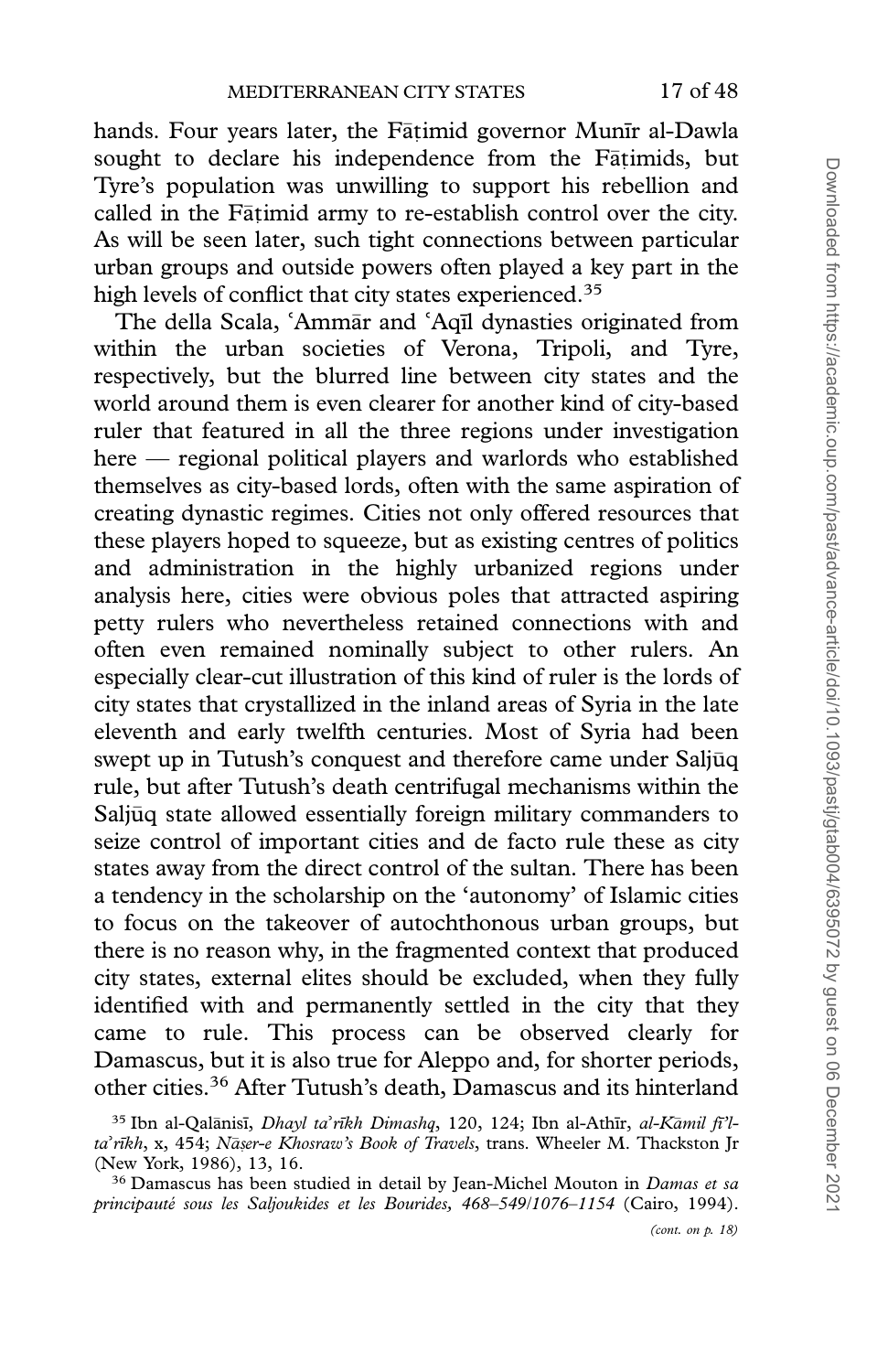hands. Four years later, the Fāṭimid governor Munīr al-Dawla sought to declare his independence from the Fāṭimids, but Tyre's population was unwilling to support his rebellion and called in the Fāṭimid army to re-establish control over the city. As will be seen later, such tight connections between particular urban groups and outside powers often played a key part in the high levels of conflict that city states experienced.[35]

The della Scala, ʿAmmār and ʿAqīl dynasties originated from within the urban societies of Verona, Tripoli, and Tyre, respectively, but the blurred line between city states and the world around them is even clearer for another kind of city-based ruler that featured in all the three regions under investigation here — regional political players and warlords who established themselves as city-based lords, often with the same aspiration of creating dynastic regimes. Cities not only offered resources that these players hoped to squeeze, but as existing centres of politics and administration in the highly urbanized regions under analysis here, cities were obvious poles that attracted aspiring petty rulers who nevertheless retained connections with and often even remained nominally subject to other rulers. An especially clear-cut illustration of this kind of ruler is the lords of city states that crystallized in the inland areas of Syria in the late eleventh and early twelfth centuries. Most of Syria had been swept up in Tutush's conquest and therefore came under Saljūq rule, but after Tutush's death centrifugal mechanisms within the Saljūq state allowed essentially foreign military commanders to seize control of important cities and de facto rule these as city states away from the direct control of the sultan. There has been a tendency in the scholarship on the 'autonomy' of Islamic cities to focus on the takeover of autochthonous urban groups, but there is no reason why, in the fragmented context that produced city states, external elites should be excluded, when they fully identified with and permanently settled in the city that they came to rule. This process can be observed clearly for Damascus, but it is also true for Aleppo and, for shorter periods, other cities.[36] After Tutush's death, Damascus and its hinterland

[35] Ibn al-Qalānisī, *Dhayl taʾrīkh Dimashq*, 120, 124; Ibn al-Athīr, *al-Kāmil fī'l-taʾrīkh*, x, 454; *Nāṣer-e Khosraw's Book of Travels*, trans. Wheeler M. Thackston Jr (New York, 1986), 13, 16.

[36] Damascus has been studied in detail by Jean-Michel Mouton in *Damas et sa principauté sous les Saljoukides et les Bourides, 468–549/1076–1154* (Cairo, 1994). *(cont. on p. 18)*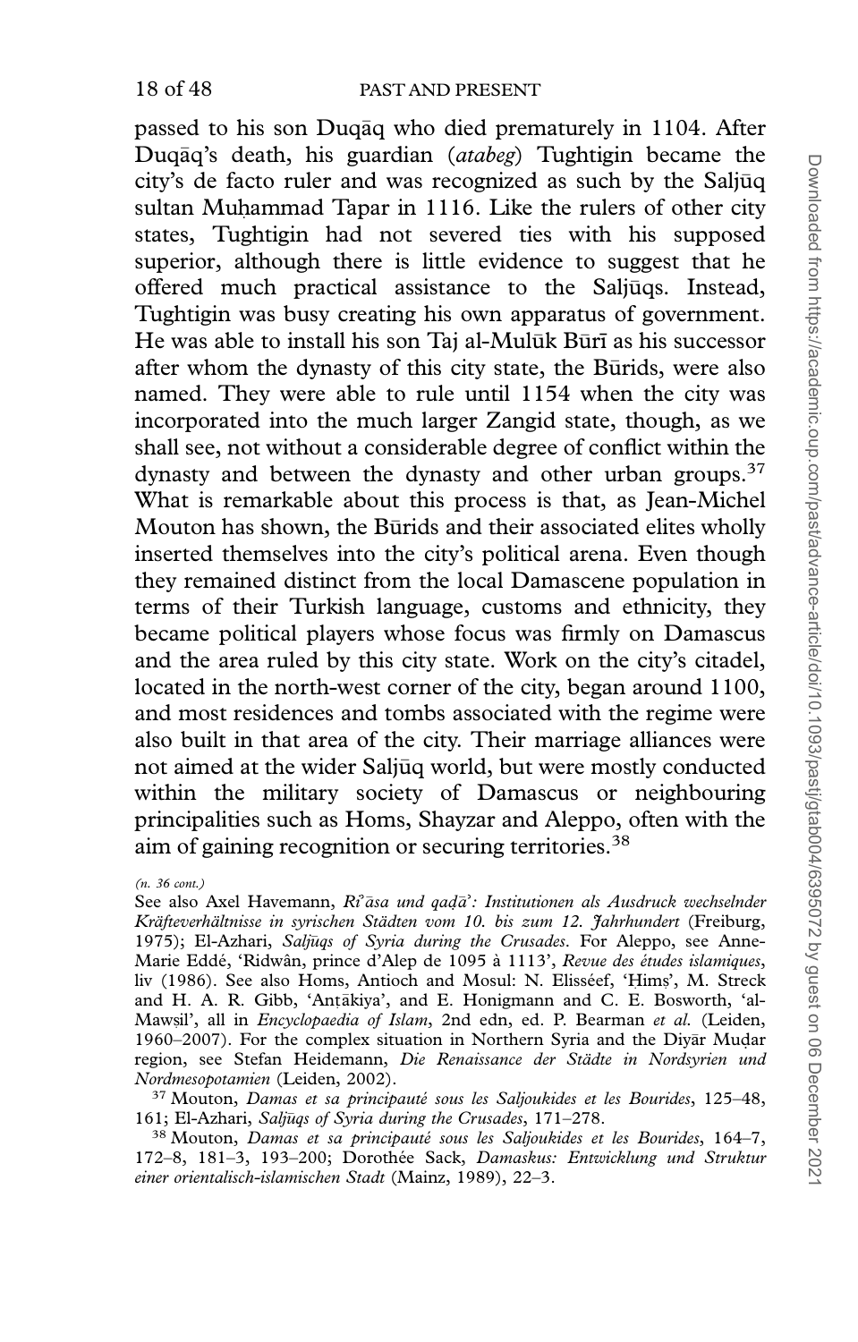passed to his son Duqāq who died prematurely in 1104. After Duqāq's death, his guardian (*atabeg*) Tughtigin became the city's de facto ruler and was recognized as such by the Saljūq sultan Muḥammad Tapar in 1116. Like the rulers of other city states, Tughtigin had not severed ties with his supposed superior, although there is little evidence to suggest that he offered much practical assistance to the Saljūqs. Instead, Tughtigin was busy creating his own apparatus of government. He was able to install his son Taj al-Mulūk Būrī as his successor after whom the dynasty of this city state, the Būrids, were also named. They were able to rule until 1154 when the city was incorporated into the much larger Zangid state, though, as we shall see, not without a considerable degree of conflict within the dynasty and between the dynasty and other urban groups.[37] What is remarkable about this process is that, as Jean-Michel Mouton has shown, the Būrids and their associated elites wholly inserted themselves into the city's political arena. Even though they remained distinct from the local Damascene population in terms of their Turkish language, customs and ethnicity, they became political players whose focus was firmly on Damascus and the area ruled by this city state. Work on the city's citadel, located in the north-west corner of the city, began around 1100, and most residences and tombs associated with the regime were also built in that area of the city. Their marriage alliances were not aimed at the wider Saljūq world, but were mostly conducted within the military society of Damascus or neighbouring principalities such as Homs, Shayzar and Aleppo, often with the aim of gaining recognition or securing territories.[38]

*(n. 36 cont.)*

See also Axel Havemann, *Riʾāsa und qaḍāʾ: Institutionen als Ausdruck wechselnder Kräfteverhältnisse in syrischen Städten vom 10. bis zum 12. Jahrhundert* (Freiburg, 1975); El-Azhari, *Saljūqs of Syria during the Crusades*. For Aleppo, see Anne-Marie Eddé, 'Ridwân, prince d'Alep de 1095 à 1113', *Revue des études islamiques*, liv (1986). See also Homs, Antioch and Mosul: N. Elisséef, 'Ḥimṣ', M. Streck and H. A. R. Gibb, 'Anṭākiya', and E. Honigmann and C. E. Bosworth, 'al-Mawṣil', all in *Encyclopaedia of Islam*, 2nd edn, ed. P. Bearman *et al.* (Leiden, 1960–2007). For the complex situation in Northern Syria and the Diyār Muḍar region, see Stefan Heidemann, *Die Renaissance der Städte in Nordsyrien und Nordmesopotamien* (Leiden, 2002).

[37] Mouton, *Damas et sa principauté sous les Saljoukides et les Bourides*, 125–48, 161; El-Azhari, *Saljūqs of Syria during the Crusades*, 171–278.

[38] Mouton, *Damas et sa principauté sous les Saljoukides et les Bourides*, 164–7, 172–8, 181–3, 193–200; Dorothée Sack, *Damaskus: Entwicklung und Struktur einer orientalisch-islamischen Stadt* (Mainz, 1989), 22–3.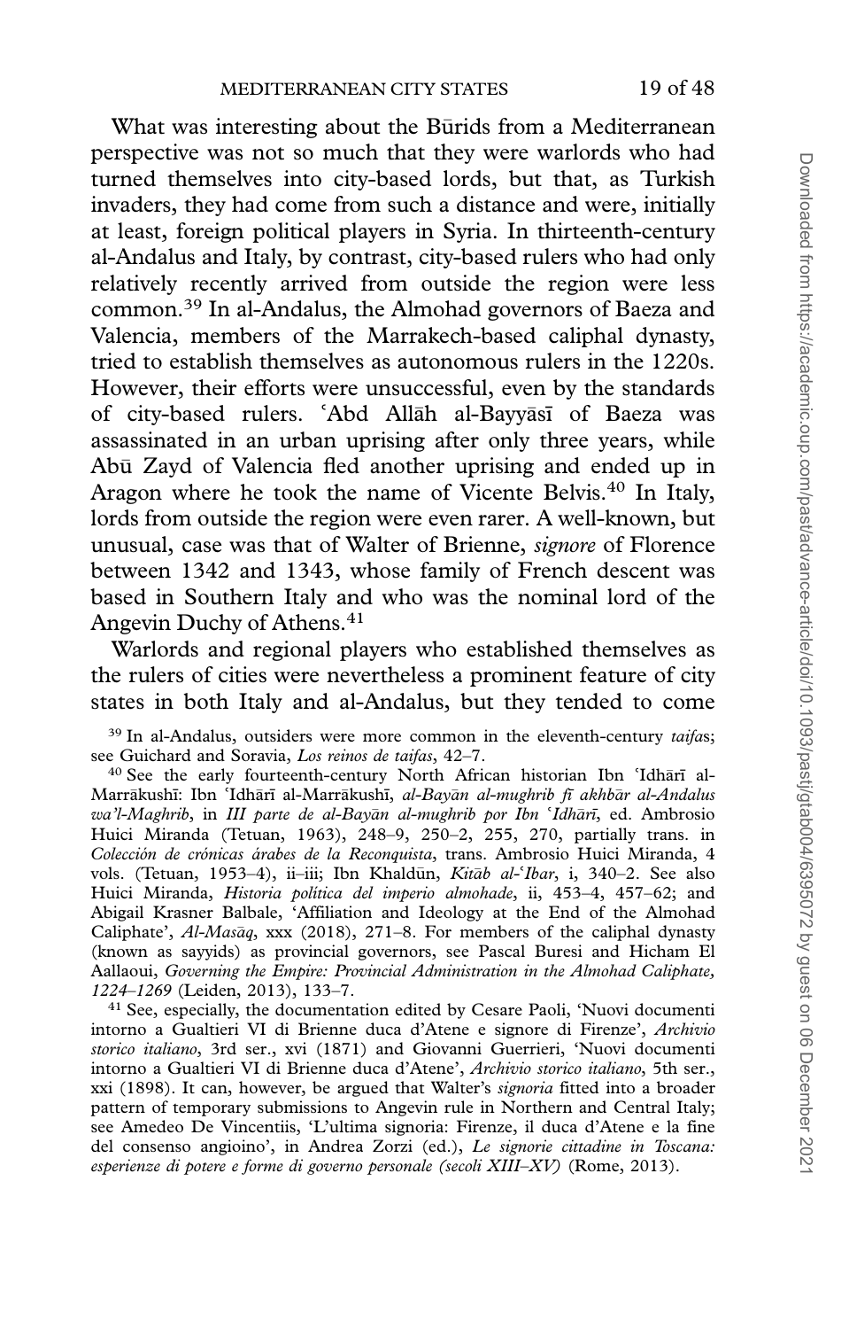What was interesting about the Būrids from a Mediterranean perspective was not so much that they were warlords who had turned themselves into city-based lords, but that, as Turkish invaders, they had come from such a distance and were, initially at least, foreign political players in Syria. In thirteenth-century al-Andalus and Italy, by contrast, city-based rulers who had only relatively recently arrived from outside the region were less common.[39] In al-Andalus, the Almohad governors of Baeza and Valencia, members of the Marrakech-based caliphal dynasty, tried to establish themselves as autonomous rulers in the 1220s. However, their efforts were unsuccessful, even by the standards of city-based rulers. ʿAbd Allāh al-Bayyāsī of Baeza was assassinated in an urban uprising after only three years, while Abū Zayd of Valencia fled another uprising and ended up in Aragon where he took the name of Vicente Belvis.[40] In Italy, lords from outside the region were even rarer. A well-known, but unusual, case was that of Walter of Brienne, *signore* of Florence between 1342 and 1343, whose family of French descent was based in Southern Italy and who was the nominal lord of the Angevin Duchy of Athens.[41]

Warlords and regional players who established themselves as the rulers of cities were nevertheless a prominent feature of city states in both Italy and al-Andalus, but they tended to come

[39] In al-Andalus, outsiders were more common in the eleventh-century *taifas*; see Guichard and Soravia, *Los reinos de taifas*, 42–7.

[40] See the early fourteenth-century North African historian Ibn ʿIdhārī al-Marrākushī: Ibn ʿIdhārī al-Marrākushī, *al-Bayān al-mughrib fī akhbār al-Andalus wa'l-Maghrib*, in *III parte de al-Bayān al-mughrib por Ibn ʿIdhārī*, ed. Ambrosio Huici Miranda (Tetuan, 1963), 248–9, 250–2, 255, 270, partially trans. in *Colección de crónicas árabes de la Reconquista*, trans. Ambrosio Huici Miranda, 4 vols. (Tetuan, 1953–4), ii–iii; Ibn Khaldūn, *Kitāb al-ʿIbar*, i, 340–2. See also Huici Miranda, *Historia política del imperio almohade*, ii, 453–4, 457–62; and Abigail Krasner Balbale, 'Affiliation and Ideology at the End of the Almohad Caliphate', *Al-Masāq*, xxx (2018), 271–8. For members of the caliphal dynasty (known as sayyids) as provincial governors, see Pascal Buresi and Hicham El Aallaoui, *Governing the Empire: Provincial Administration in the Almohad Caliphate, 1224–1269* (Leiden, 2013), 133–7.

[41] See, especially, the documentation edited by Cesare Paoli, 'Nuovi documenti intorno a Gualtieri VI di Brienne duca d'Atene e signore di Firenze', *Archivio storico italiano*, 3rd ser., xvi (1871) and Giovanni Guerrieri, 'Nuovi documenti intorno a Gualtieri VI di Brienne duca d'Atene', *Archivio storico italiano*, 5th ser., xxi (1898). It can, however, be argued that Walter's *signoria* fitted into a broader pattern of temporary submissions to Angevin rule in Northern and Central Italy; see Amedeo De Vincentiis, 'L'ultima signoria: Firenze, il duca d'Atene e la fine del consenso angioino', in Andrea Zorzi (ed.), *Le signorie cittadine in Toscana: esperienze di potere e forme di governo personale (secoli XIII–XV)* (Rome, 2013).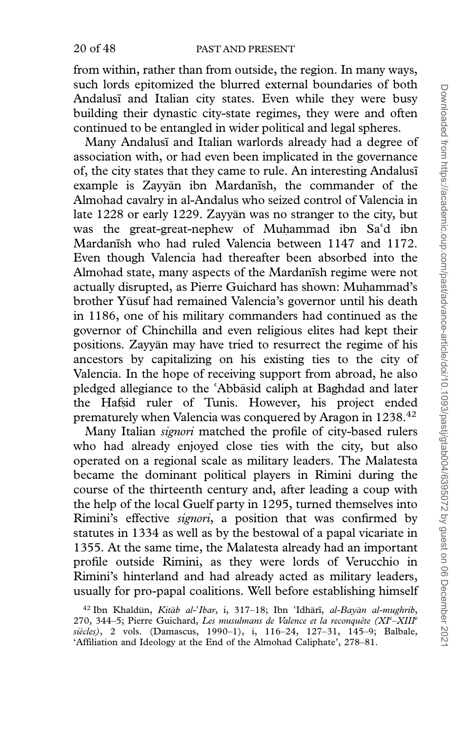from within, rather than from outside, the region. In many ways, such lords epitomized the blurred external boundaries of both Andalusī and Italian city states. Even while they were busy building their dynastic city-state regimes, they were and often continued to be entangled in wider political and legal spheres.

Many Andalusī and Italian warlords already had a degree of association with, or had even been implicated in the governance of, the city states that they came to rule. An interesting Andalusī example is Zayyān ibn Mardanīsh, the commander of the Almohad cavalry in al-Andalus who seized control of Valencia in late 1228 or early 1229. Zayyān was no stranger to the city, but was the great-great-nephew of Muḥammad ibn Saʿd ibn Mardanīsh who had ruled Valencia between 1147 and 1172. Even though Valencia had thereafter been absorbed into the Almohad state, many aspects of the Mardanīsh regime were not actually disrupted, as Pierre Guichard has shown: Muḥammad's brother Yūsuf had remained Valencia's governor until his death in 1186, one of his military commanders had continued as the governor of Chinchilla and even religious elites had kept their positions. Zayyān may have tried to resurrect the regime of his ancestors by capitalizing on his existing ties to the city of Valencia. In the hope of receiving support from abroad, he also pledged allegiance to the ʿAbbāsid caliph at Baghdad and later the Ḥafṣid ruler of Tunis. However, his project ended prematurely when Valencia was conquered by Aragon in 1238.[42]

Many Italian *signori* matched the profile of city-based rulers who had already enjoyed close ties with the city, but also operated on a regional scale as military leaders. The Malatesta became the dominant political players in Rimini during the course of the thirteenth century and, after leading a coup with the help of the local Guelf party in 1295, turned themselves into Rimini's effective *signori*, a position that was confirmed by statutes in 1334 as well as by the bestowal of a papal vicariate in 1355. At the same time, the Malatesta already had an important profile outside Rimini, as they were lords of Verucchio in Rimini's hinterland and had already acted as military leaders, usually for pro-papal coalitions. Well before establishing himself

[42] Ibn Khaldūn, *Kitāb al-ʿIbar*, i, 317–18; Ibn ʿIdhārī, *al-Bayān al-mughrib*, 270, 344–5; Pierre Guichard, *Les musulmans de Valence et la reconquête (XI^e–XIII^e siècles)*, 2 vols. (Damascus, 1990–1), i, 116–24, 127–31, 145–9; Balbale, 'Affiliation and Ideology at the End of the Almohad Caliphate', 278–81.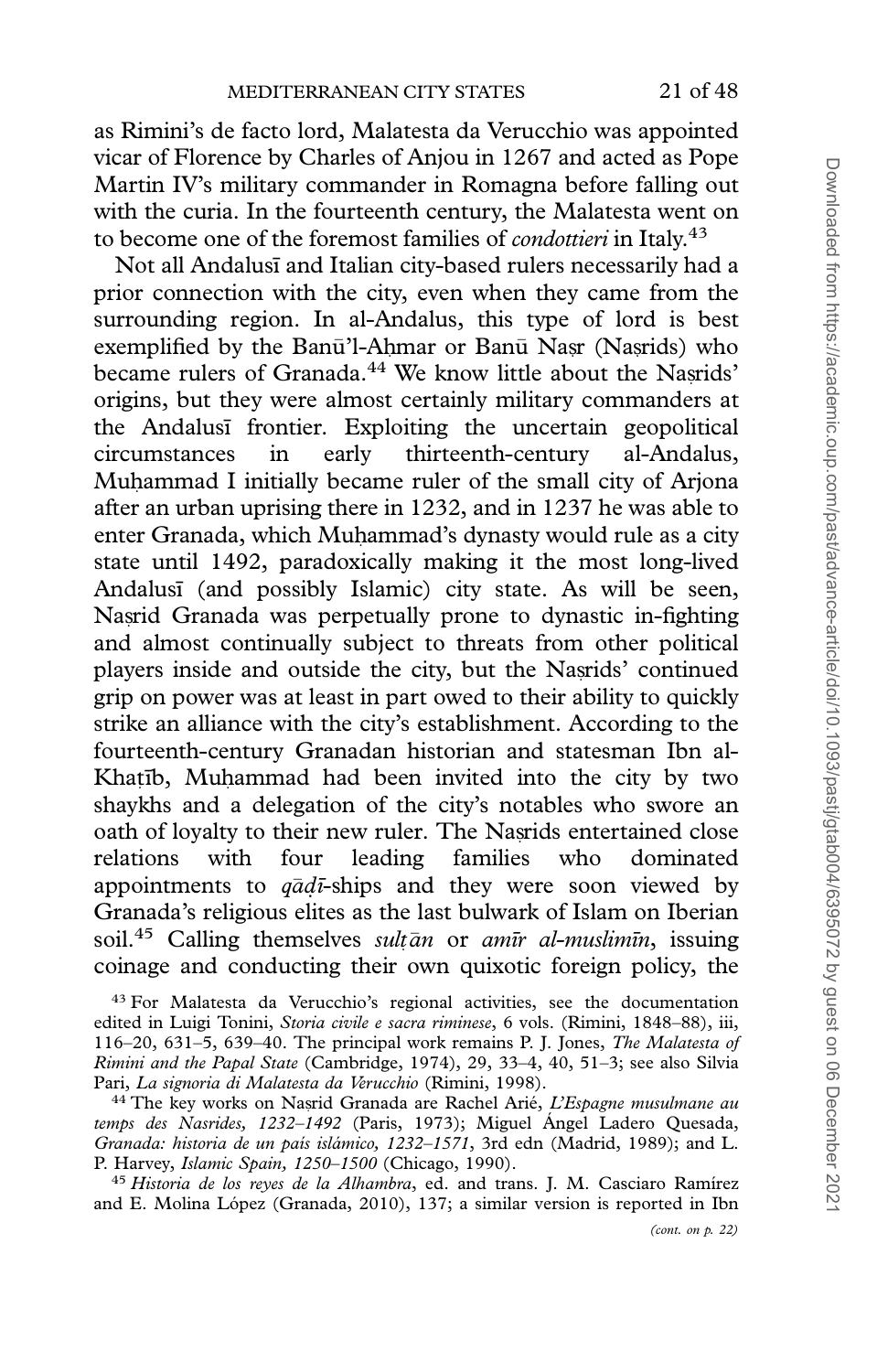as Rimini's de facto lord, Malatesta da Verucchio was appointed vicar of Florence by Charles of Anjou in 1267 and acted as Pope Martin IV's military commander in Romagna before falling out with the curia. In the fourteenth century, the Malatesta went on to become one of the foremost families of *condottieri* in Italy.[43]

Not all Andalusī and Italian city-based rulers necessarily had a prior connection with the city, even when they came from the surrounding region. In al-Andalus, this type of lord is best exemplified by the Banū'l-Aḥmar or Banū Naṣr (Naṣrids) who became rulers of Granada.[44] We know little about the Naṣrids' origins, but they were almost certainly military commanders at the Andalusī frontier. Exploiting the uncertain geopolitical circumstances in early thirteenth-century al-Andalus, Muḥammad I initially became ruler of the small city of Arjona after an urban uprising there in 1232, and in 1237 he was able to enter Granada, which Muḥammad's dynasty would rule as a city state until 1492, paradoxically making it the most long-lived Andalusī (and possibly Islamic) city state. As will be seen, Naṣrid Granada was perpetually prone to dynastic in-fighting and almost continually subject to threats from other political players inside and outside the city, but the Naṣrids' continued grip on power was at least in part owed to their ability to quickly strike an alliance with the city's establishment. According to the fourteenth-century Granadan historian and statesman Ibn al-Khaṭīb, Muḥammad had been invited into the city by two shaykhs and a delegation of the city's notables who swore an oath of loyalty to their new ruler. The Naṣrids entertained close relations with four leading families who dominated appointments to *qāḍī*-ships and they were soon viewed by Granada's religious elites as the last bulwark of Islam on Iberian soil.[45] Calling themselves *sulṭān* or *amīr al-muslimīn*, issuing coinage and conducting their own quixotic foreign policy, the

[43] For Malatesta da Verucchio's regional activities, see the documentation edited in Luigi Tonini, *Storia civile e sacra riminese*, 6 vols. (Rimini, 1848–88), iii, 116–20, 631–5, 639–40. The principal work remains P. J. Jones, *The Malatesta of Rimini and the Papal State* (Cambridge, 1974), 29, 33–4, 40, 51–3; see also Silvia Pari, *La signoria di Malatesta da Verucchio* (Rimini, 1998).

[44] The key works on Naṣrid Granada are Rachel Arié, *L'Espagne musulmane au temps des Nasrides, 1232–1492* (Paris, 1973); Miguel Ángel Ladero Quesada, *Granada: historia de un país islámico, 1232–1571*, 3rd edn (Madrid, 1989); and L. P. Harvey, *Islamic Spain, 1250–1500* (Chicago, 1990).

[45] *Historia de los reyes de la Alhambra*, ed. and trans. J. M. Casciaro Ramírez and E. Molina López (Granada, 2010), 137; a similar version is reported in Ibn

*(cont. on p. 22)*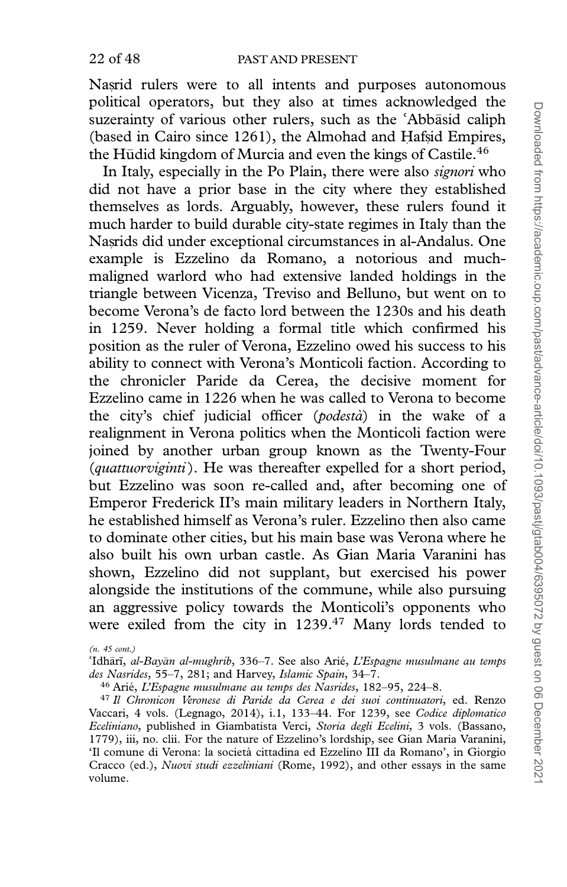Naṣrid rulers were to all intents and purposes autonomous political operators, but they also at times acknowledged the suzerainty of various other rulers, such as the ʿAbbāsid caliph (based in Cairo since 1261), the Almohad and Ḥafṣid Empires, the Hūdid kingdom of Murcia and even the kings of Castile.[46]

In Italy, especially in the Po Plain, there were also *signori* who did not have a prior base in the city where they established themselves as lords. Arguably, however, these rulers found it much harder to build durable city-state regimes in Italy than the Naṣrids did under exceptional circumstances in al-Andalus. One example is Ezzelino da Romano, a notorious and much-maligned warlord who had extensive landed holdings in the triangle between Vicenza, Treviso and Belluno, but went on to become Verona's de facto lord between the 1230s and his death in 1259. Never holding a formal title which confirmed his position as the ruler of Verona, Ezzelino owed his success to his ability to connect with Verona's Monticoli faction. According to the chronicler Paride da Cerea, the decisive moment for Ezzelino came in 1226 when he was called to Verona to become the city's chief judicial officer (*podestà*) in the wake of a realignment in Verona politics when the Monticoli faction were joined by another urban group known as the Twenty-Four (*quattuorviginti*). He was thereafter expelled for a short period, but Ezzelino was soon re-called and, after becoming one of Emperor Frederick II's main military leaders in Northern Italy, he established himself as Verona's ruler. Ezzelino then also came to dominate other cities, but his main base was Verona where he also built his own urban castle. As Gian Maria Varanini has shown, Ezzelino did not supplant, but exercised his power alongside the institutions of the commune, while also pursuing an aggressive policy towards the Monticoli's opponents who were exiled from the city in 1239.[47] Many lords tended to

*(n. 45 cont.)*
ʿIdhārī, *al-Bayān al-mughrib*, 336–7. See also Arié, *L'Espagne musulmane au temps des Nasrides*, 55–7, 281; and Harvey, *Islamic Spain*, 34–7.

[46] Arié, *L'Espagne musulmane au temps des Nasrides*, 182–95, 224–8.

[47] *Il Chronicon Veronese di Paride da Cerea e dei suoi continuatori*, ed. Renzo Vaccari, 4 vols. (Legnago, 2014), i.1, 133–44. For 1239, see *Codice diplomatico Eceliniano*, published in Giambatista Verci, *Storia degli Ecelini*, 3 vols. (Bassano, 1779), iii, no. clii. For the nature of Ezzelino's lordship, see Gian Maria Varanini, 'Il comune di Verona: la società cittadina ed Ezzelino III da Romano', in Giorgio Cracco (ed.), *Nuovi studi ezzeliniani* (Rome, 1992), and other essays in the same volume.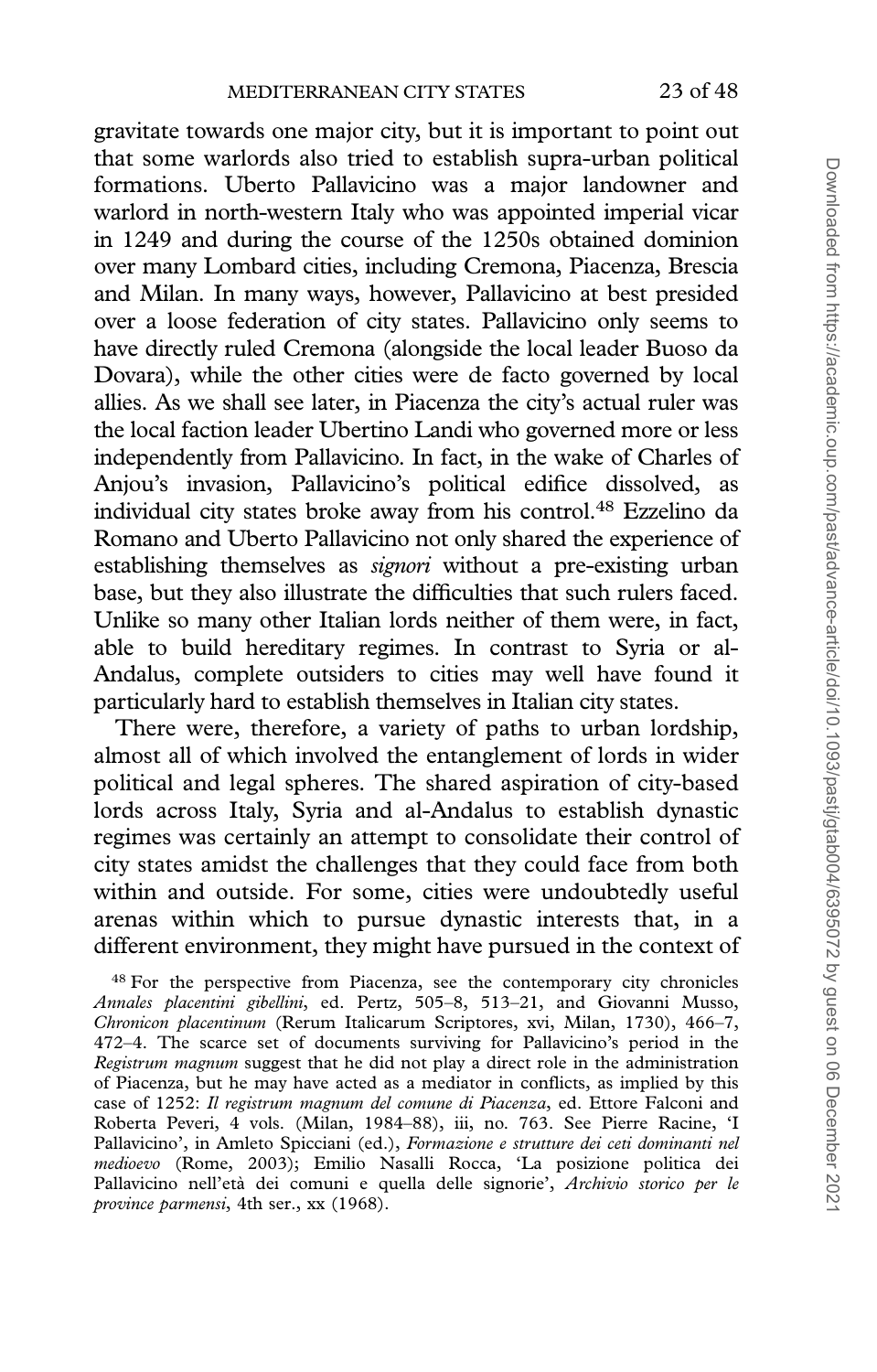gravitate towards one major city, but it is important to point out that some warlords also tried to establish supra-urban political formations. Uberto Pallavicino was a major landowner and warlord in north-western Italy who was appointed imperial vicar in 1249 and during the course of the 1250s obtained dominion over many Lombard cities, including Cremona, Piacenza, Brescia and Milan. In many ways, however, Pallavicino at best presided over a loose federation of city states. Pallavicino only seems to have directly ruled Cremona (alongside the local leader Buoso da Dovara), while the other cities were de facto governed by local allies. As we shall see later, in Piacenza the city's actual ruler was the local faction leader Ubertino Landi who governed more or less independently from Pallavicino. In fact, in the wake of Charles of Anjou's invasion, Pallavicino's political edifice dissolved, as individual city states broke away from his control.[48] Ezzelino da Romano and Uberto Pallavicino not only shared the experience of establishing themselves as *signori* without a pre-existing urban base, but they also illustrate the difficulties that such rulers faced. Unlike so many other Italian lords neither of them were, in fact, able to build hereditary regimes. In contrast to Syria or al-Andalus, complete outsiders to cities may well have found it particularly hard to establish themselves in Italian city states.

There were, therefore, a variety of paths to urban lordship, almost all of which involved the entanglement of lords in wider political and legal spheres. The shared aspiration of city-based lords across Italy, Syria and al-Andalus to establish dynastic regimes was certainly an attempt to consolidate their control of city states amidst the challenges that they could face from both within and outside. For some, cities were undoubtedly useful arenas within which to pursue dynastic interests that, in a different environment, they might have pursued in the context of

[48] For the perspective from Piacenza, see the contemporary city chronicles *Annales placentini gibellini*, ed. Pertz, 505–8, 513–21, and Giovanni Musso, *Chronicon placentinum* (Rerum Italicarum Scriptores, xvi, Milan, 1730), 466–7, 472–4. The scarce set of documents surviving for Pallavicino's period in the *Registrum magnum* suggest that he did not play a direct role in the administration of Piacenza, but he may have acted as a mediator in conflicts, as implied by this case of 1252: *Il registrum magnum del comune di Piacenza*, ed. Ettore Falconi and Roberta Peveri, 4 vols. (Milan, 1984–88), iii, no. 763. See Pierre Racine, 'I Pallavicino', in Amleto Spicciani (ed.), *Formazione e strutture dei ceti dominanti nel medioevo* (Rome, 2003); Emilio Nasalli Rocca, 'La posizione politica dei Pallavicino nell'età dei comuni e quella delle signorie', *Archivio storico per le province parmensi*, 4th ser., xx (1968).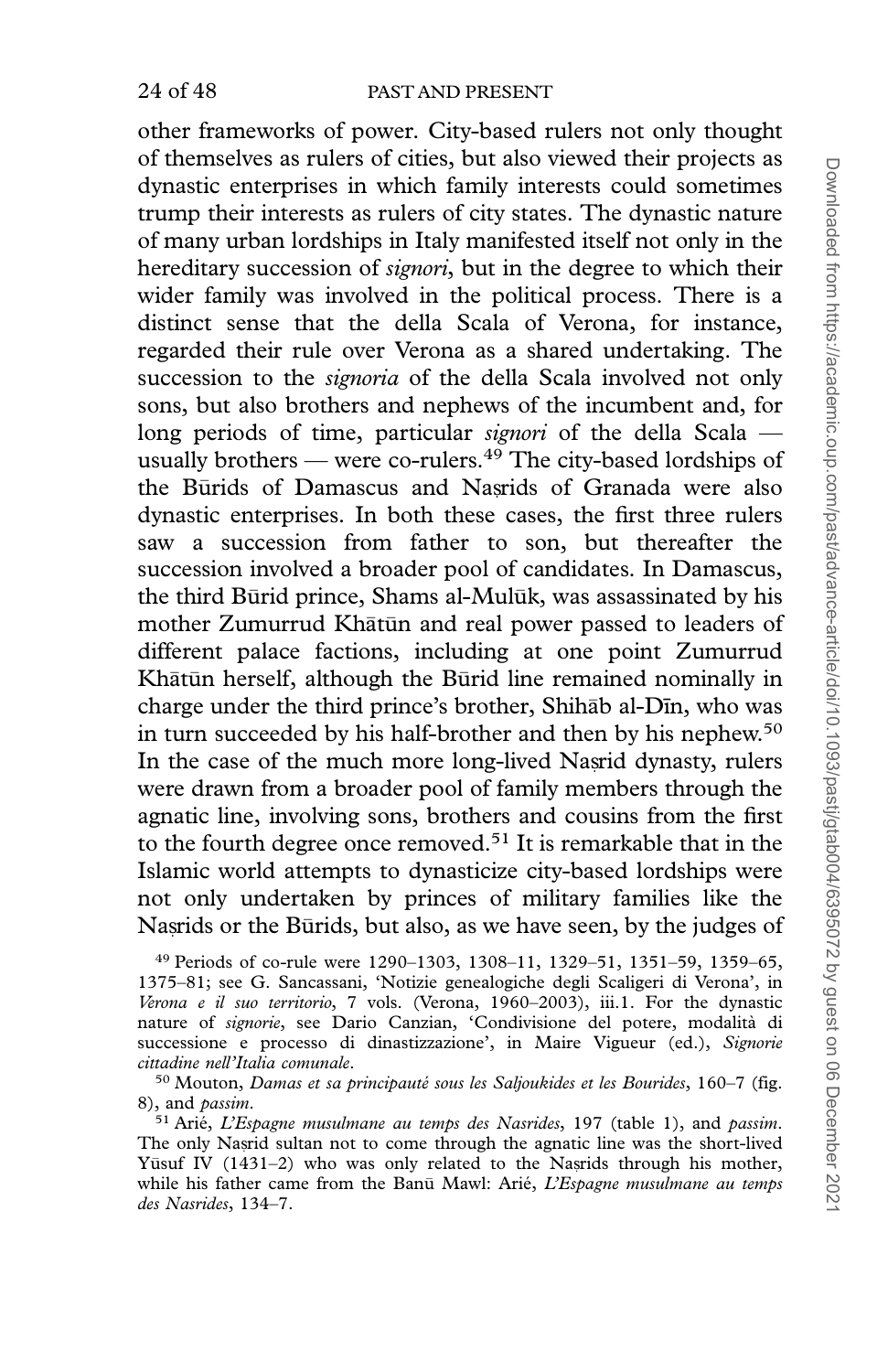other frameworks of power. City-based rulers not only thought of themselves as rulers of cities, but also viewed their projects as dynastic enterprises in which family interests could sometimes trump their interests as rulers of city states. The dynastic nature of many urban lordships in Italy manifested itself not only in the hereditary succession of *signori*, but in the degree to which their wider family was involved in the political process. There is a distinct sense that the della Scala of Verona, for instance, regarded their rule over Verona as a shared undertaking. The succession to the *signoria* of the della Scala involved not only sons, but also brothers and nephews of the incumbent and, for long periods of time, particular *signori* of the della Scala — usually brothers — were co-rulers.[49] The city-based lordships of the Būrids of Damascus and Naṣrids of Granada were also dynastic enterprises. In both these cases, the first three rulers saw a succession from father to son, but thereafter the succession involved a broader pool of candidates. In Damascus, the third Būrid prince, Shams al-Mulūk, was assassinated by his mother Zumurrud Khātūn and real power passed to leaders of different palace factions, including at one point Zumurrud Khātūn herself, although the Būrid line remained nominally in charge under the third prince's brother, Shihāb al-Dīn, who was in turn succeeded by his half-brother and then by his nephew.[50] In the case of the much more long-lived Naṣrid dynasty, rulers were drawn from a broader pool of family members through the agnatic line, involving sons, brothers and cousins from the first to the fourth degree once removed.[51] It is remarkable that in the Islamic world attempts to dynasticize city-based lordships were not only undertaken by princes of military families like the Naṣrids or the Būrids, but also, as we have seen, by the judges of

[49] Periods of co-rule were 1290–1303, 1308–11, 1329–51, 1351–59, 1359–65, 1375–81; see G. Sancassani, 'Notizie genealogiche degli Scaligeri di Verona', in *Verona e il suo territorio*, 7 vols. (Verona, 1960–2003), iii.1. For the dynastic nature of *signorie*, see Dario Canzian, 'Condivisione del potere, modalità di successione e processo di dinastizzazione', in Maire Vigueur (ed.), *Signorie cittadine nell'Italia comunale*.

[50] Mouton, *Damas et sa principauté sous les Saljoukides et les Bourides*, 160–7 (fig. 8), and *passim*.

[51] Arié, *L'Espagne musulmane au temps des Nasrides*, 197 (table 1), and *passim*. The only Naṣrid sultan not to come through the agnatic line was the short-lived Yūsuf IV (1431–2) who was only related to the Naṣrids through his mother, while his father came from the Banū Mawl: Arié, *L'Espagne musulmane au temps des Nasrides*, 134–7.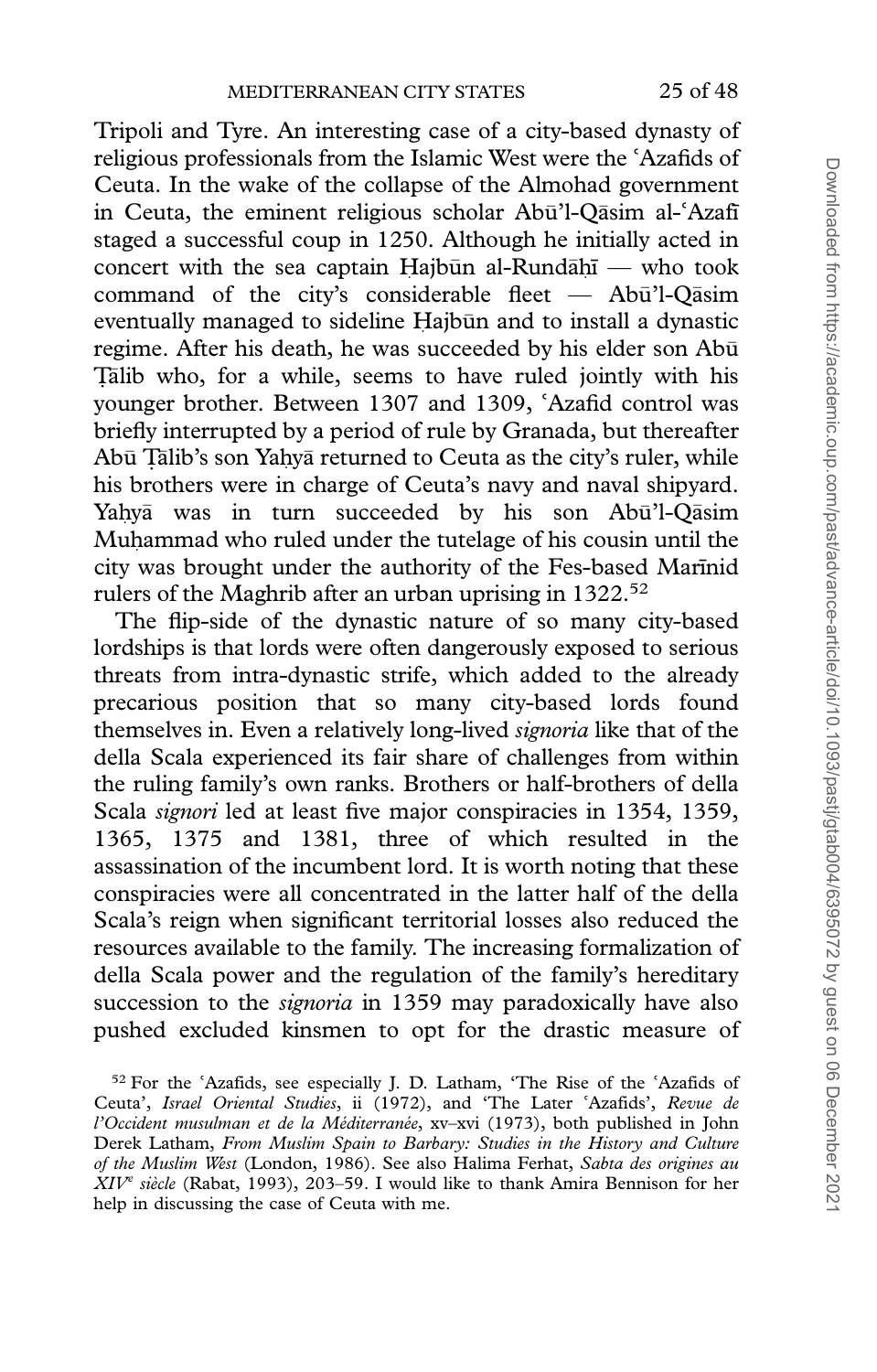Tripoli and Tyre. An interesting case of a city-based dynasty of religious professionals from the Islamic West were the ʿAzafids of Ceuta. In the wake of the collapse of the Almohad government in Ceuta, the eminent religious scholar Abū'l-Qāsim al-ʿAzafī staged a successful coup in 1250. Although he initially acted in concert with the sea captain Ḥajbūn al-Rundāḥī — who took command of the city's considerable fleet — Abū'l-Qāsim eventually managed to sideline Ḥajbūn and to install a dynastic regime. After his death, he was succeeded by his elder son Abū Ṭālib who, for a while, seems to have ruled jointly with his younger brother. Between 1307 and 1309, ʿAzafid control was briefly interrupted by a period of rule by Granada, but thereafter Abū Ṭālib's son Yaḥyā returned to Ceuta as the city's ruler, while his brothers were in charge of Ceuta's navy and naval shipyard. Yaḥyā was in turn succeeded by his son Abū'l-Qāsim Muḥammad who ruled under the tutelage of his cousin until the city was brought under the authority of the Fes-based Marīnid rulers of the Maghrib after an urban uprising in 1322.[52]

The flip-side of the dynastic nature of so many city-based lordships is that lords were often dangerously exposed to serious threats from intra-dynastic strife, which added to the already precarious position that so many city-based lords found themselves in. Even a relatively long-lived *signoria* like that of the della Scala experienced its fair share of challenges from within the ruling family's own ranks. Brothers or half-brothers of della Scala *signori* led at least five major conspiracies in 1354, 1359, 1365, 1375 and 1381, three of which resulted in the assassination of the incumbent lord. It is worth noting that these conspiracies were all concentrated in the latter half of the della Scala's reign when significant territorial losses also reduced the resources available to the family. The increasing formalization of della Scala power and the regulation of the family's hereditary succession to the *signoria* in 1359 may paradoxically have also pushed excluded kinsmen to opt for the drastic measure of

[52] For the ʿAzafids, see especially J. D. Latham, 'The Rise of the ʿAzafids of Ceuta', *Israel Oriental Studies*, ii (1972), and 'The Later ʿAzafids', *Revue de l'Occident musulman et de la Méditerranée*, xv–xvi (1973), both published in John Derek Latham, *From Muslim Spain to Barbary: Studies in the History and Culture of the Muslim West* (London, 1986). See also Halima Ferhat, *Sabta des origines au XIVᵉ siècle* (Rabat, 1993), 203–59. I would like to thank Amira Bennison for her help in discussing the case of Ceuta with me.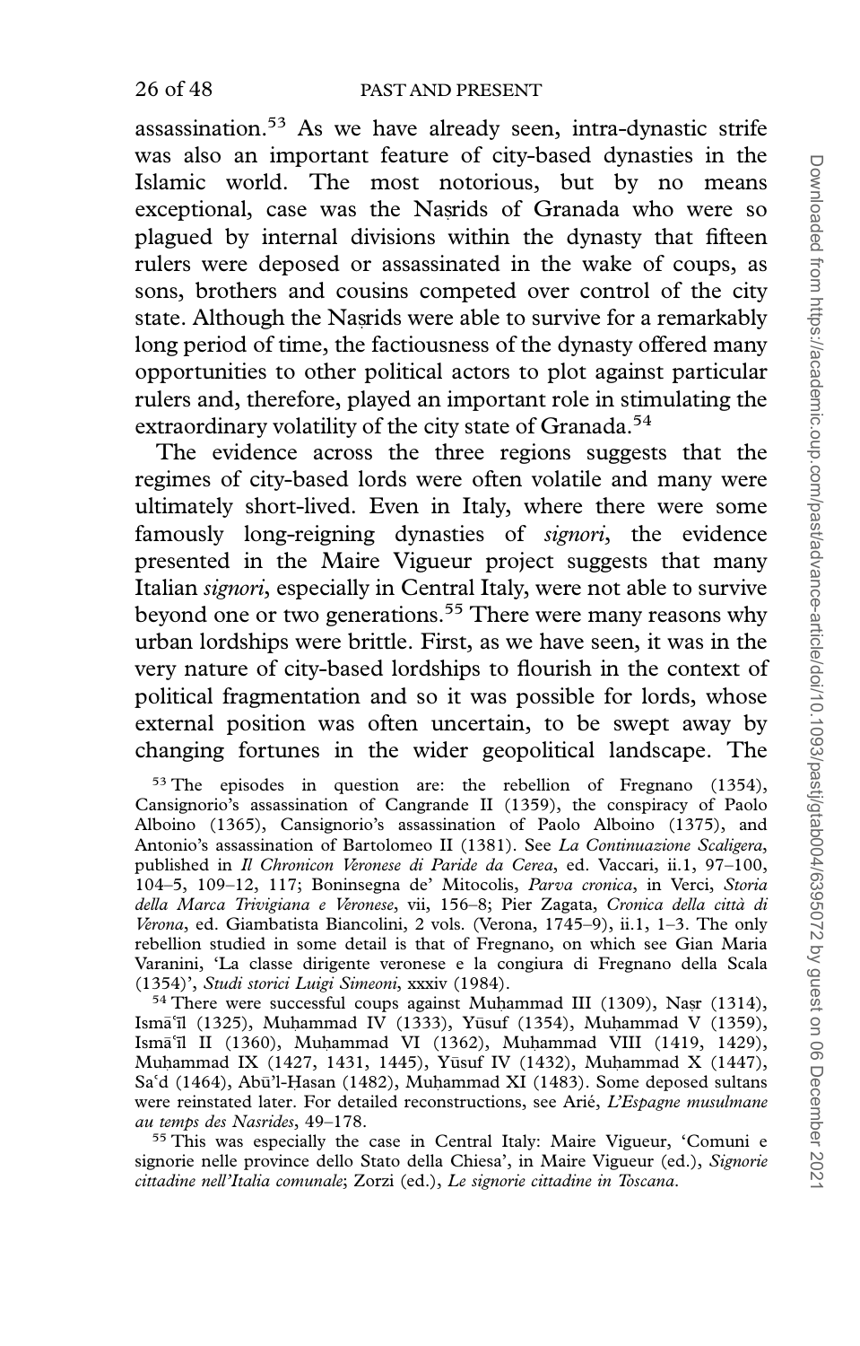assassination.[53] As we have already seen, intra-dynastic strife was also an important feature of city-based dynasties in the Islamic world. The most notorious, but by no means exceptional, case was the Naṣrids of Granada who were so plagued by internal divisions within the dynasty that fifteen rulers were deposed or assassinated in the wake of coups, as sons, brothers and cousins competed over control of the city state. Although the Naṣrids were able to survive for a remarkably long period of time, the factiousness of the dynasty offered many opportunities to other political actors to plot against particular rulers and, therefore, played an important role in stimulating the extraordinary volatility of the city state of Granada.[54]

The evidence across the three regions suggests that the regimes of city-based lords were often volatile and many were ultimately short-lived. Even in Italy, where there were some famously long-reigning dynasties of *signori*, the evidence presented in the Maire Vigueur project suggests that many Italian *signori*, especially in Central Italy, were not able to survive beyond one or two generations.[55] There were many reasons why urban lordships were brittle. First, as we have seen, it was in the very nature of city-based lordships to flourish in the context of political fragmentation and so it was possible for lords, whose external position was often uncertain, to be swept away by changing fortunes in the wider geopolitical landscape. The

[53] The episodes in question are: the rebellion of Fregnano (1354), Cansignorio's assassination of Cangrande II (1359), the conspiracy of Paolo Alboino (1365), Cansignorio's assassination of Paolo Alboino (1375), and Antonio's assassination of Bartolomeo II (1381). See *La Continuazione Scaligera*, published in *Il Chronicon Veronese di Paride da Cerea*, ed. Vaccari, ii.1, 97–100, 104–5, 109–12, 117; Boninsegna de' Mitocolis, *Parva cronica*, in Verci, *Storia della Marca Trivigiana e Veronese*, vii, 156–8; Pier Zagata, *Cronica della città di Verona*, ed. Giambatista Biancolini, 2 vols. (Verona, 1745–9), ii.1, 1–3. The only rebellion studied in some detail is that of Fregnano, on which see Gian Maria Varanini, 'La classe dirigente veronese e la congiura di Fregnano della Scala (1354)', *Studi storici Luigi Simeoni*, xxxiv (1984).

[54] There were successful coups against Muḥammad III (1309), Naṣr (1314), Ismāʿīl (1325), Muḥammad IV (1333), Yūsuf (1354), Muḥammad V (1359), Ismāʿīl II (1360), Muḥammad VI (1362), Muḥammad VIII (1419, 1429), Muḥammad IX (1427, 1431, 1445), Yūsuf IV (1432), Muḥammad X (1447), Saʿd (1464), Abū'l-Ḥasan (1482), Muḥammad XI (1483). Some deposed sultans were reinstated later. For detailed reconstructions, see Arié, *L'Espagne musulmane au temps des Nasrides*, 49–178.

[55] This was especially the case in Central Italy: Maire Vigueur, 'Comuni e signorie nelle province dello Stato della Chiesa', in Maire Vigueur (ed.), *Signorie cittadine nell'Italia comunale*; Zorzi (ed.), *Le signorie cittadine in Toscana*.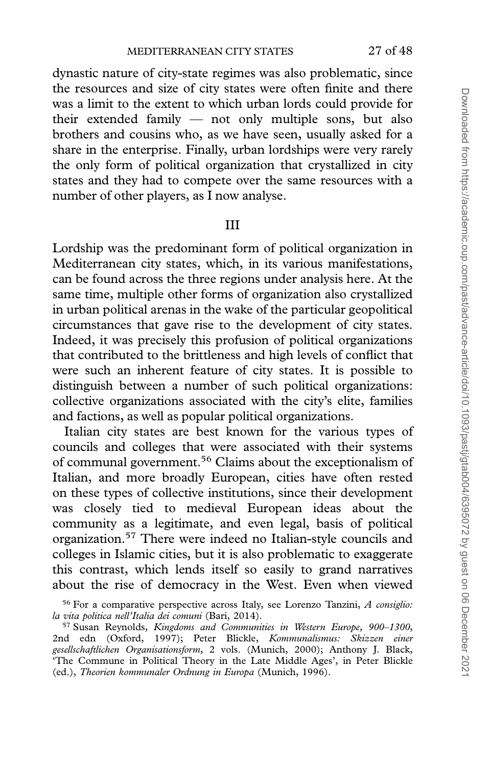dynastic nature of city-state regimes was also problematic, since the resources and size of city states were often finite and there was a limit to the extent to which urban lords could provide for their extended family — not only multiple sons, but also brothers and cousins who, as we have seen, usually asked for a share in the enterprise. Finally, urban lordships were very rarely the only form of political organization that crystallized in city states and they had to compete over the same resources with a number of other players, as I now analyse.

## III

Lordship was the predominant form of political organization in Mediterranean city states, which, in its various manifestations, can be found across the three regions under analysis here. At the same time, multiple other forms of organization also crystallized in urban political arenas in the wake of the particular geopolitical circumstances that gave rise to the development of city states. Indeed, it was precisely this profusion of political organizations that contributed to the brittleness and high levels of conflict that were such an inherent feature of city states. It is possible to distinguish between a number of such political organizations: collective organizations associated with the city's elite, families and factions, as well as popular political organizations.

Italian city states are best known for the various types of councils and colleges that were associated with their systems of communal government.[56] Claims about the exceptionalism of Italian, and more broadly European, cities have often rested on these types of collective institutions, since their development was closely tied to medieval European ideas about the community as a legitimate, and even legal, basis of political organization.[57] There were indeed no Italian-style councils and colleges in Islamic cities, but it is also problematic to exaggerate this contrast, which lends itself so easily to grand narratives about the rise of democracy in the West. Even when viewed

[56] For a comparative perspective across Italy, see Lorenzo Tanzini, *A consiglio: la vita politica nell'Italia dei comuni* (Bari, 2014).

[57] Susan Reynolds, *Kingdoms and Communities in Western Europe, 900–1300*, 2nd edn (Oxford, 1997); Peter Blickle, *Kommunalismus: Skizzen einer gesellschaftlichen Organisationsform*, 2 vols. (Munich, 2000); Anthony J. Black, 'The Commune in Political Theory in the Late Middle Ages', in Peter Blickle (ed.), *Theorien kommunaler Ordnung in Europa* (Munich, 1996).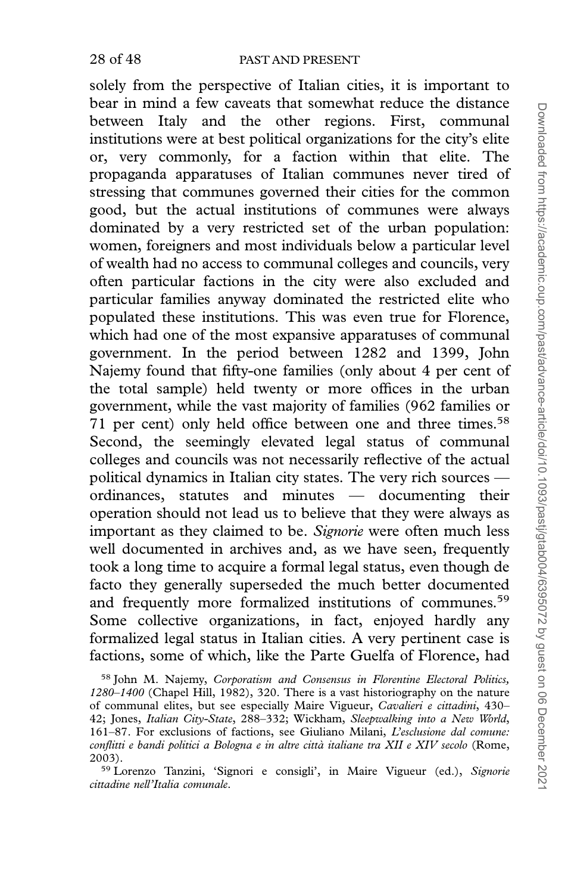solely from the perspective of Italian cities, it is important to bear in mind a few caveats that somewhat reduce the distance between Italy and the other regions. First, communal institutions were at best political organizations for the city's elite or, very commonly, for a faction within that elite. The propaganda apparatuses of Italian communes never tired of stressing that communes governed their cities for the common good, but the actual institutions of communes were always dominated by a very restricted set of the urban population: women, foreigners and most individuals below a particular level of wealth had no access to communal colleges and councils, very often particular factions in the city were also excluded and particular families anyway dominated the restricted elite who populated these institutions. This was even true for Florence, which had one of the most expansive apparatuses of communal government. In the period between 1282 and 1399, John Najemy found that fifty-one families (only about 4 per cent of the total sample) held twenty or more offices in the urban government, while the vast majority of families (962 families or 71 per cent) only held office between one and three times.[58] Second, the seemingly elevated legal status of communal colleges and councils was not necessarily reflective of the actual political dynamics in Italian city states. The very rich sources — ordinances, statutes and minutes — documenting their operation should not lead us to believe that they were always as important as they claimed to be. *Signorie* were often much less well documented in archives and, as we have seen, frequently took a long time to acquire a formal legal status, even though de facto they generally superseded the much better documented and frequently more formalized institutions of communes.[59] Some collective organizations, in fact, enjoyed hardly any formalized legal status in Italian cities. A very pertinent case is factions, some of which, like the Parte Guelfa of Florence, had

[58] John M. Najemy, *Corporatism and Consensus in Florentine Electoral Politics, 1280–1400* (Chapel Hill, 1982), 320. There is a vast historiography on the nature of communal elites, but see especially Maire Vigueur, *Cavalieri e cittadini*, 430–42; Jones, *Italian City-State*, 288–332; Wickham, *Sleepwalking into a New World*, 161–87. For exclusions of factions, see Giuliano Milani, *L'esclusione dal comune: conflitti e bandi politici a Bologna e in altre città italiane tra XII e XIV secolo* (Rome, 2003).

[59] Lorenzo Tanzini, 'Signori e consigli', in Maire Vigueur (ed.), *Signorie cittadine nell'Italia comunale*.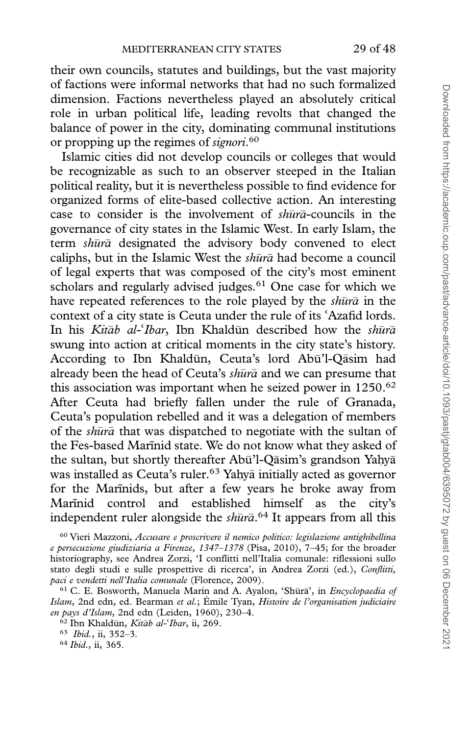their own councils, statutes and buildings, but the vast majority of factions were informal networks that had no such formalized dimension. Factions nevertheless played an absolutely critical role in urban political life, leading revolts that changed the balance of power in the city, dominating communal institutions or propping up the regimes of *signori*.[60]

Islamic cities did not develop councils or colleges that would be recognizable as such to an observer steeped in the Italian political reality, but it is nevertheless possible to find evidence for organized forms of elite-based collective action. An interesting case to consider is the involvement of *shūrā*-councils in the governance of city states in the Islamic West. In early Islam, the term *shūrā* designated the advisory body convened to elect caliphs, but in the Islamic West the *shūrā* had become a council of legal experts that was composed of the city's most eminent scholars and regularly advised judges.[61] One case for which we have repeated references to the role played by the *shūrā* in the context of a city state is Ceuta under the rule of its ʿAzafid lords. In his *Kitāb al-ʿIbar*, Ibn Khaldūn described how the *shūrā* swung into action at critical moments in the city state's history. According to Ibn Khaldūn, Ceuta's lord Abū'l-Qāsim had already been the head of Ceuta's *shūrā* and we can presume that this association was important when he seized power in 1250.[62] After Ceuta had briefly fallen under the rule of Granada, Ceuta's population rebelled and it was a delegation of members of the *shūrā* that was dispatched to negotiate with the sultan of the Fes-based Marīnid state. We do not know what they asked of the sultan, but shortly thereafter Abū'l-Qāsim's grandson Yaḥyā was installed as Ceuta's ruler.[63] Yaḥyā initially acted as governor for the Marīnids, but after a few years he broke away from Marīnid control and established himself as the city's independent ruler alongside the *shūrā*.[64] It appears from all this

[60] Vieri Mazzoni, *Accusare e proscrivere il nemico politico: legislazione antighibellina e persecuzione giudiziaria a Firenze, 1347–1378* (Pisa, 2010), 7–45; for the broader historiography, see Andrea Zorzi, 'I conflitti nell'Italia comunale: riflessioni sullo stato degli studi e sulle prospettive di ricerca', in Andrea Zorzi (ed.), *Conflitti, paci e vendetti nell'Italia comunale* (Florence, 2009).

[61] C. E. Bosworth, Manuela Marín and A. Ayalon, 'Shūrā', in *Encyclopaedia of Islam*, 2nd edn, ed. Bearman *et al.*; Émile Tyan, *Histoire de l'organisation judiciaire en pays d'Islam*, 2nd edn (Leiden, 1960), 230–4.

[62] Ibn Khaldūn, *Kitāb al-ʿIbar*, ii, 269.

[63] *Ibid.*, ii, 352–3.

[64] *Ibid.*, ii, 365.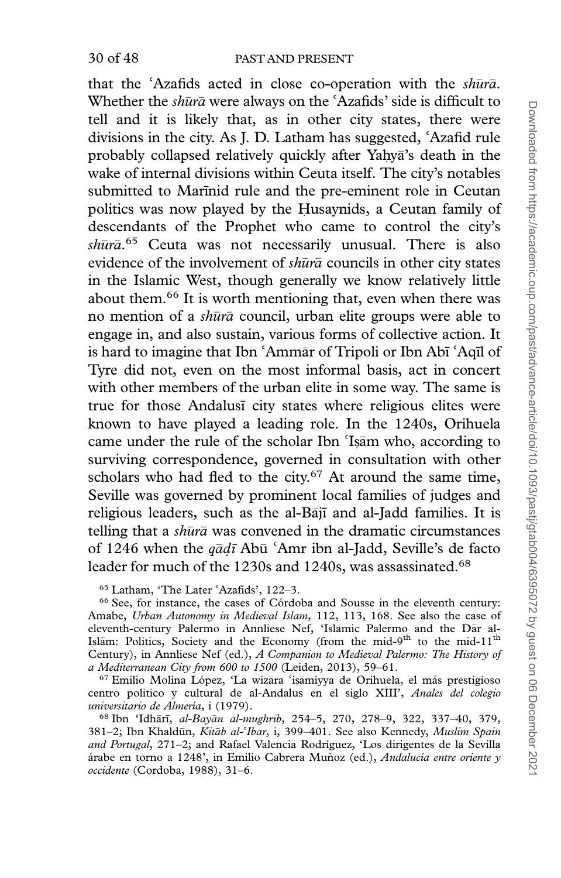that the ʿAzafids acted in close co-operation with the *shūrā*. Whether the *shūrā* were always on the ʿAzafids' side is difficult to tell and it is likely that, as in other city states, there were divisions in the city. As J. D. Latham has suggested, ʿAzafid rule probably collapsed relatively quickly after Yaḥyā's death in the wake of internal divisions within Ceuta itself. The city's notables submitted to Marīnid rule and the pre-eminent role in Ceutan politics was now played by the Ḥusaynids, a Ceutan family of descendants of the Prophet who came to control the city's *shūrā*.[65] Ceuta was not necessarily unusual. There is also evidence of the involvement of *shūrā* councils in other city states in the Islamic West, though generally we know relatively little about them.[66] It is worth mentioning that, even when there was no mention of a *shūrā* council, urban elite groups were able to engage in, and also sustain, various forms of collective action. It is hard to imagine that Ibn ʿAmmār of Tripoli or Ibn Abī ʿAqīl of Tyre did not, even on the most informal basis, act in concert with other members of the urban elite in some way. The same is true for those Andalusī city states where religious elites were known to have played a leading role. In the 1240s, Orihuela came under the rule of the scholar Ibn ʿIṣām who, according to surviving correspondence, governed in consultation with other scholars who had fled to the city.[67] At around the same time, Seville was governed by prominent local families of judges and religious leaders, such as the al-Bājī and al-Jadd families. It is telling that a *shūrā* was convened in the dramatic circumstances of 1246 when the *qāḍī* Abū ʿAmr ibn al-Jadd, Seville's de facto leader for much of the 1230s and 1240s, was assassinated.[68]

[65] Latham, 'The Later ʿAzafids', 122–3.

[66] See, for instance, the cases of Córdoba and Sousse in the eleventh century: Amabe, *Urban Autonomy in Medieval Islam*, 112, 113, 168. See also the case of eleventh-century Palermo in Annliese Nef, 'Islamic Palermo and the Dār al-Islām: Politics, Society and the Economy (from the mid-9th to the mid-11th Century), in Annliese Nef (ed.), *A Companion to Medieval Palermo: The History of a Mediterranean City from 600 to 1500* (Leiden, 2013), 59–61.

[67] Emilio Molina López, 'La wizāra ʿiṣāmiyya de Orihuela, el más prestigioso centro politico y cultural de al-Andalus en el siglo XIII', *Anales del colegio universitario de Almería*, i (1979).

[68] Ibn 'Idhārī, *al-Bayān al-mughrib*, 254–5, 270, 278–9, 322, 337–40, 379, 381–2; Ibn Khaldūn, *Kitāb al-ʿIbar*, i, 399–401. See also Kennedy, *Muslim Spain and Portugal*, 271–2; and Rafael Valencia Rodríguez, 'Los dirigentes de la Sevilla árabe en torno a 1248', in Emilio Cabrera Muñoz (ed.), *Andalucía entre oriente y occidente* (Cordoba, 1988), 31–6.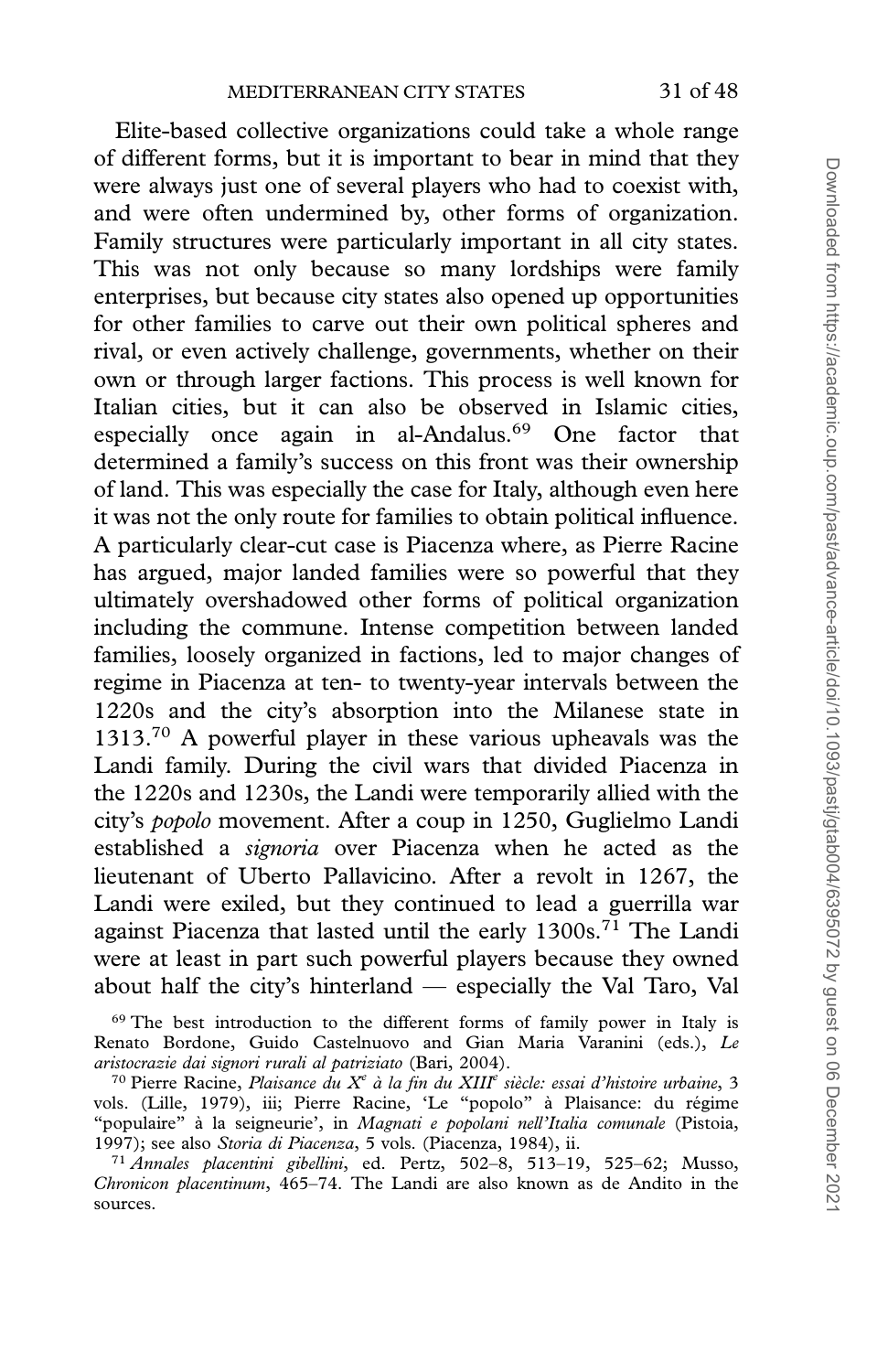Elite-based collective organizations could take a whole range of different forms, but it is important to bear in mind that they were always just one of several players who had to coexist with, and were often undermined by, other forms of organization. Family structures were particularly important in all city states. This was not only because so many lordships were family enterprises, but because city states also opened up opportunities for other families to carve out their own political spheres and rival, or even actively challenge, governments, whether on their own or through larger factions. This process is well known for Italian cities, but it can also be observed in Islamic cities, especially once again in al-Andalus.[69] One factor that determined a family's success on this front was their ownership of land. This was especially the case for Italy, although even here it was not the only route for families to obtain political influence. A particularly clear-cut case is Piacenza where, as Pierre Racine has argued, major landed families were so powerful that they ultimately overshadowed other forms of political organization including the commune. Intense competition between landed families, loosely organized in factions, led to major changes of regime in Piacenza at ten- to twenty-year intervals between the 1220s and the city's absorption into the Milanese state in 1313.[70] A powerful player in these various upheavals was the Landi family. During the civil wars that divided Piacenza in the 1220s and 1230s, the Landi were temporarily allied with the city's *popolo* movement. After a coup in 1250, Guglielmo Landi established a *signoria* over Piacenza when he acted as the lieutenant of Uberto Pallavicino. After a revolt in 1267, the Landi were exiled, but they continued to lead a guerrilla war against Piacenza that lasted until the early 1300s.[71] The Landi were at least in part such powerful players because they owned about half the city's hinterland — especially the Val Taro, Val

[69] The best introduction to the different forms of family power in Italy is Renato Bordone, Guido Castelnuovo and Gian Maria Varanini (eds.), *Le aristocrazie dai signori rurali al patriziato* (Bari, 2004).

[70] Pierre Racine, *Plaisance du Xᵉ à la fin du XIIIᵉ siècle: essai d'histoire urbaine*, 3 vols. (Lille, 1979), iii; Pierre Racine, 'Le "popolo" à Plaisance: du régime "populaire" à la seigneurie', in *Magnati e popolani nell'Italia comunale* (Pistoia, 1997); see also *Storia di Piacenza*, 5 vols. (Piacenza, 1984), ii.

[71] *Annales placentini gibellini*, ed. Pertz, 502–8, 513–19, 525–62; Musso, *Chronicon placentinum*, 465–74. The Landi are also known as de Andito in the sources.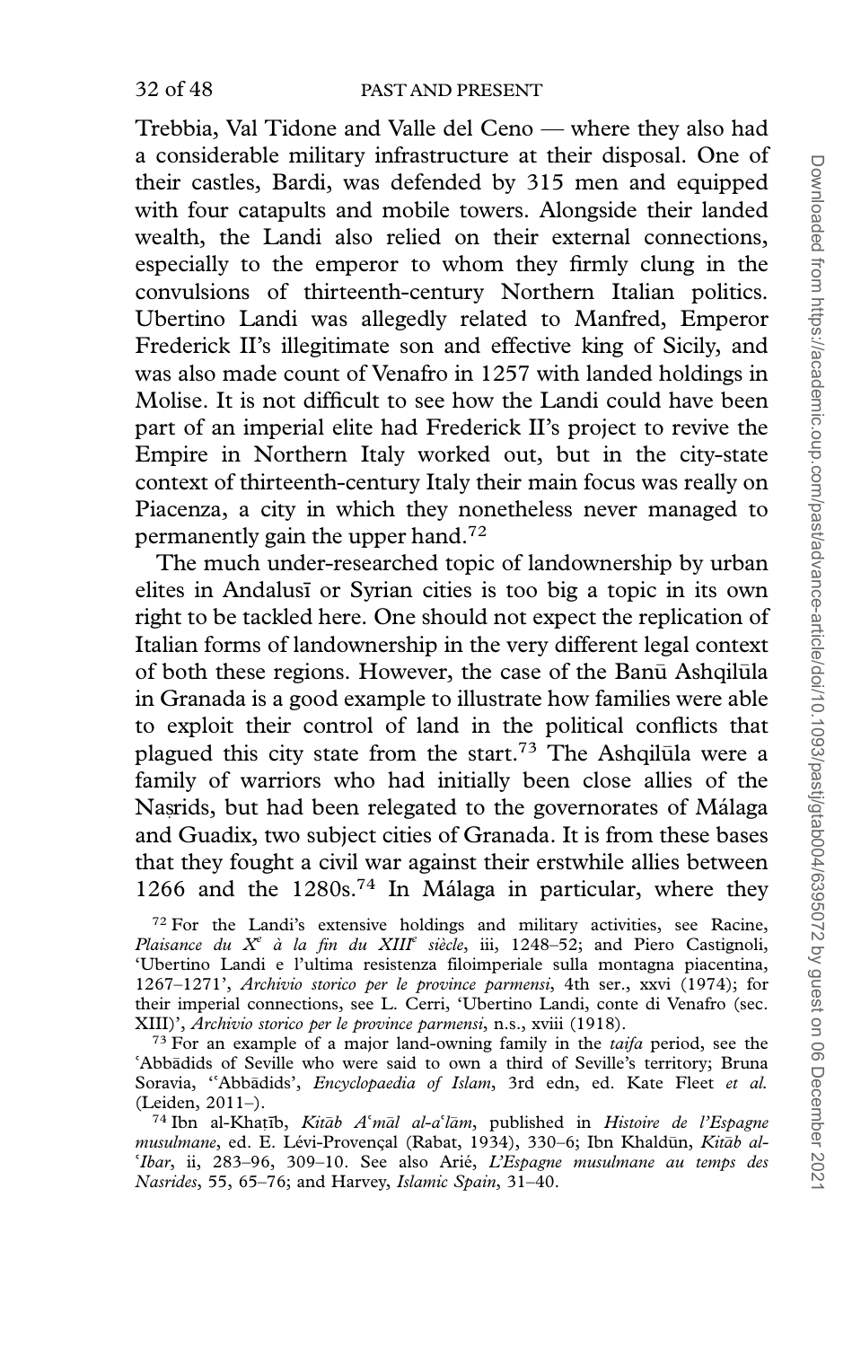Trebbia, Val Tidone and Valle del Ceno — where they also had a considerable military infrastructure at their disposal. One of their castles, Bardi, was defended by 315 men and equipped with four catapults and mobile towers. Alongside their landed wealth, the Landi also relied on their external connections, especially to the emperor to whom they firmly clung in the convulsions of thirteenth-century Northern Italian politics. Ubertino Landi was allegedly related to Manfred, Emperor Frederick II's illegitimate son and effective king of Sicily, and was also made count of Venafro in 1257 with landed holdings in Molise. It is not difficult to see how the Landi could have been part of an imperial elite had Frederick II's project to revive the Empire in Northern Italy worked out, but in the city-state context of thirteenth-century Italy their main focus was really on Piacenza, a city in which they nonetheless never managed to permanently gain the upper hand.[72]

The much under-researched topic of landownership by urban elites in Andalusī or Syrian cities is too big a topic in its own right to be tackled here. One should not expect the replication of Italian forms of landownership in the very different legal context of both these regions. However, the case of the Banū Ashqilūla in Granada is a good example to illustrate how families were able to exploit their control of land in the political conflicts that plagued this city state from the start.[73] The Ashqilūla were a family of warriors who had initially been close allies of the Naṣrids, but had been relegated to the governorates of Málaga and Guadix, two subject cities of Granada. It is from these bases that they fought a civil war against their erstwhile allies between 1266 and the 1280s.[74] In Málaga in particular, where they

[72] For the Landi's extensive holdings and military activities, see Racine, *Plaisance du Xᵉ à la fin du XIIIᵉ siècle*, iii, 1248–52; and Piero Castignoli, 'Ubertino Landi e l'ultima resistenza filoimperiale sulla montagna piacentina, 1267–1271', *Archivio storico per le province parmensi*, 4th ser., xxvi (1974); for their imperial connections, see L. Cerri, 'Ubertino Landi, conte di Venafro (sec. XIII)', *Archivio storico per le province parmensi*, n.s., xviii (1918).

[73] For an example of a major land-owning family in the *taifa* period, see the ʿAbbādids of Seville who were said to own a third of Seville's territory; Bruna Soravia, ''Abbādids', *Encyclopaedia of Islam*, 3rd edn, ed. Kate Fleet *et al.* (Leiden, 2011–).

[74] Ibn al-Khaṭīb, *Kitāb Aʿmāl al-aʿlām*, published in *Histoire de l'Espagne musulmane*, ed. E. Lévi-Provençal (Rabat, 1934), 330–6; Ibn Khaldūn, *Kitāb al-ʿIbar*, ii, 283–96, 309–10. See also Arié, *L'Espagne musulmane au temps des Nasrides*, 55, 65–76; and Harvey, *Islamic Spain*, 31–40.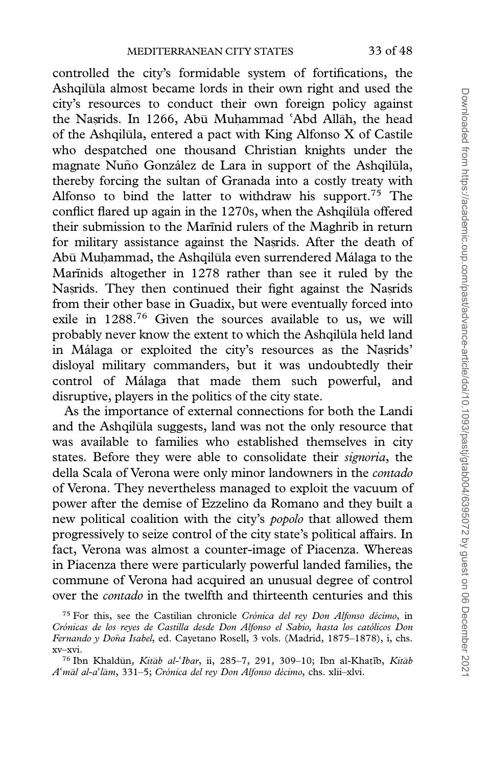controlled the city's formidable system of fortifications, the Ashqilūla almost became lords in their own right and used the city's resources to conduct their own foreign policy against the Naṣrids. In 1266, Abū Muḥammad ʿAbd Allāh, the head of the Ashqilūla, entered a pact with King Alfonso X of Castile who despatched one thousand Christian knights under the magnate Nuño González de Lara in support of the Ashqilūla, thereby forcing the sultan of Granada into a costly treaty with Alfonso to bind the latter to withdraw his support.[75] The conflict flared up again in the 1270s, when the Ashqilūla offered their submission to the Marīnid rulers of the Maghrib in return for military assistance against the Naṣrids. After the death of Abū Muḥammad, the Ashqilūla even surrendered Málaga to the Marīnids altogether in 1278 rather than see it ruled by the Naṣrids. They then continued their fight against the Naṣrids from their other base in Guadix, but were eventually forced into exile in 1288.[76] Given the sources available to us, we will probably never know the extent to which the Ashqilūla held land in Málaga or exploited the city's resources as the Naṣrids' disloyal military commanders, but it was undoubtedly their control of Málaga that made them such powerful, and disruptive, players in the politics of the city state.

As the importance of external connections for both the Landi and the Ashqilūla suggests, land was not the only resource that was available to families who established themselves in city states. Before they were able to consolidate their *signoria*, the della Scala of Verona were only minor landowners in the *contado* of Verona. They nevertheless managed to exploit the vacuum of power after the demise of Ezzelino da Romano and they built a new political coalition with the city's *popolo* that allowed them progressively to seize control of the city state's political affairs. In fact, Verona was almost a counter-image of Piacenza. Whereas in Piacenza there were particularly powerful landed families, the commune of Verona had acquired an unusual degree of control over the *contado* in the twelfth and thirteenth centuries and this

[75] For this, see the Castilian chronicle *Crónica del rey Don Alfonso décimo*, in *Crónicas de los reyes de Castilla desde Don Alfonso el Sabio, hasta los católicos Don Fernando y Doña Isabel*, ed. Cayetano Rosell, 3 vols. (Madrid, 1875–1878), i, chs. xv–xvi.

[76] Ibn Khaldūn, *Kitāb al-ʿIbar*, ii, 285–7, 291, 309–10; Ibn al-Khaṭīb, *Kitāb Aʿmāl al-aʿlām*, 331–5; *Crónica del rey Don Alfonso décimo*, chs. xlii–xlvi.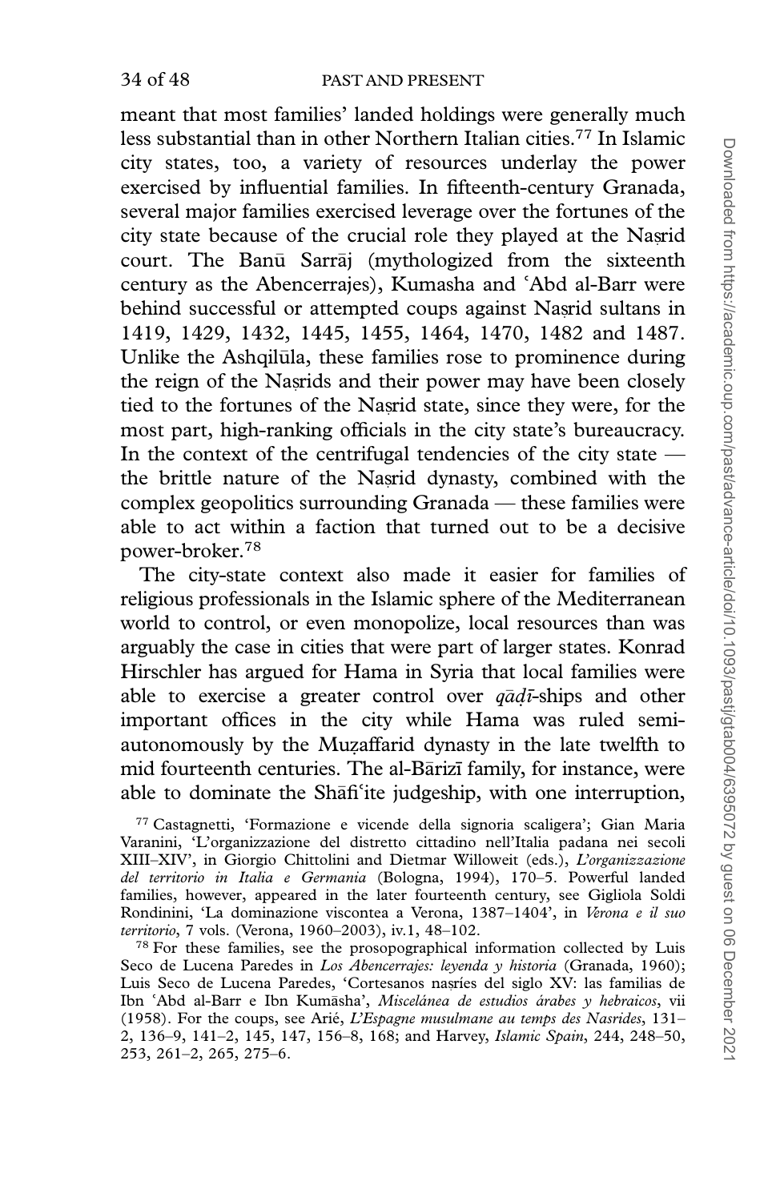meant that most families' landed holdings were generally much less substantial than in other Northern Italian cities.[77] In Islamic city states, too, a variety of resources underlay the power exercised by influential families. In fifteenth-century Granada, several major families exercised leverage over the fortunes of the city state because of the crucial role they played at the Naṣrid court. The Banū Sarrāj (mythologized from the sixteenth century as the Abencerrajes), Kumasha and ʿAbd al-Barr were behind successful or attempted coups against Naṣrid sultans in 1419, 1429, 1432, 1445, 1455, 1464, 1470, 1482 and 1487. Unlike the Ashqilūla, these families rose to prominence during the reign of the Naṣrids and their power may have been closely tied to the fortunes of the Naṣrid state, since they were, for the most part, high-ranking officials in the city state's bureaucracy. In the context of the centrifugal tendencies of the city state — the brittle nature of the Naṣrid dynasty, combined with the complex geopolitics surrounding Granada — these families were able to act within a faction that turned out to be a decisive power-broker.[78]

The city-state context also made it easier for families of religious professionals in the Islamic sphere of the Mediterranean world to control, or even monopolize, local resources than was arguably the case in cities that were part of larger states. Konrad Hirschler has argued for Hama in Syria that local families were able to exercise a greater control over *qāḍī*-ships and other important offices in the city while Hama was ruled semi-autonomously by the Muẓaffarid dynasty in the late twelfth to mid fourteenth centuries. The al-Bārizī family, for instance, were able to dominate the Shāfiʿite judgeship, with one interruption,

[77] Castagnetti, 'Formazione e vicende della signoria scaligera'; Gian Maria Varanini, 'L'organizzazione del distretto cittadino nell'Italia padana nei secoli XIII–XIV', in Giorgio Chittolini and Dietmar Willoweit (eds.), *L'organizzazione del territorio in Italia e Germania* (Bologna, 1994), 170–5. Powerful landed families, however, appeared in the later fourteenth century, see Gigliola Soldi Rondinini, 'La dominazione viscontea a Verona, 1387–1404', in *Verona e il suo territorio*, 7 vols. (Verona, 1960–2003), iv.1, 48–102.

[78] For these families, see the prosopographical information collected by Luis Seco de Lucena Paredes in *Los Abencerrajes: leyenda y historia* (Granada, 1960); Luis Seco de Lucena Paredes, 'Cortesanos naṣríes del siglo XV: las familias de Ibn ʿAbd al-Barr e Ibn Kumāsha', *Miscelánea de estudios árabes y hebraicos*, vii (1958). For the coups, see Arié, *L'Espagne musulmane au temps des Nasrides*, 131–2, 136–9, 141–2, 145, 147, 156–8, 168; and Harvey, *Islamic Spain*, 244, 248–50, 253, 261–2, 265, 275–6.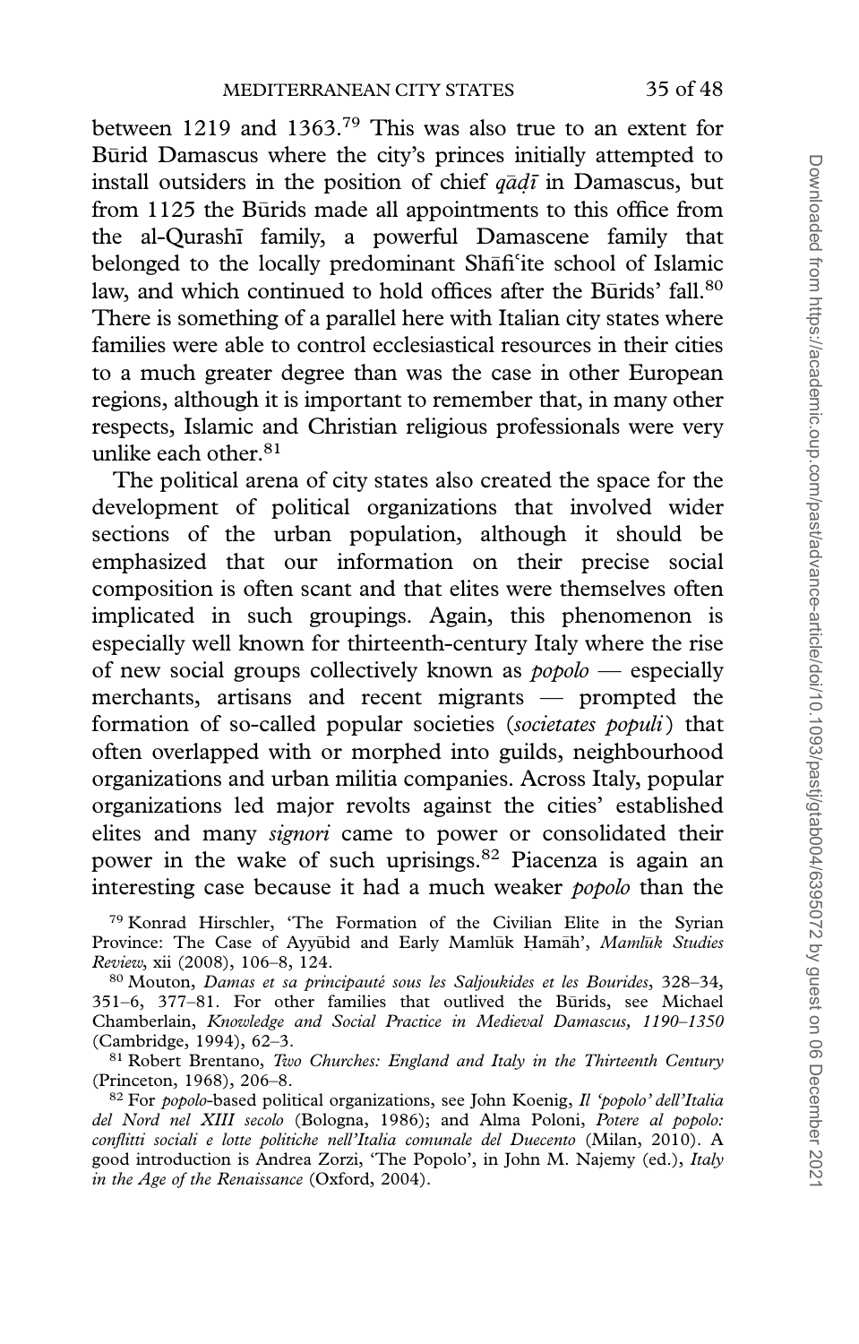between 1219 and 1363.[79] This was also true to an extent for Būrid Damascus where the city's princes initially attempted to install outsiders in the position of chief *qāḍī* in Damascus, but from 1125 the Būrids made all appointments to this office from the al-Qurashī family, a powerful Damascene family that belonged to the locally predominant Shāfiʿite school of Islamic law, and which continued to hold offices after the Būrids' fall.[80] There is something of a parallel here with Italian city states where families were able to control ecclesiastical resources in their cities to a much greater degree than was the case in other European regions, although it is important to remember that, in many other respects, Islamic and Christian religious professionals were very unlike each other.[81]

The political arena of city states also created the space for the development of political organizations that involved wider sections of the urban population, although it should be emphasized that our information on their precise social composition is often scant and that elites were themselves often implicated in such groupings. Again, this phenomenon is especially well known for thirteenth-century Italy where the rise of new social groups collectively known as *popolo* — especially merchants, artisans and recent migrants — prompted the formation of so-called popular societies (*societates populi*) that often overlapped with or morphed into guilds, neighbourhood organizations and urban militia companies. Across Italy, popular organizations led major revolts against the cities' established elites and many *signori* came to power or consolidated their power in the wake of such uprisings.[82] Piacenza is again an interesting case because it had a much weaker *popolo* than the

[79] Konrad Hirschler, 'The Formation of the Civilian Elite in the Syrian Province: The Case of Ayyūbid and Early Mamlūk Ḥamāh', *Mamlūk Studies Review*, xii (2008), 106–8, 124.

[80] Mouton, *Damas et sa principauté sous les Saljoukides et les Bourides*, 328–34, 351–6, 377–81. For other families that outlived the Būrids, see Michael Chamberlain, *Knowledge and Social Practice in Medieval Damascus, 1190–1350* (Cambridge, 1994), 62–3.

[81] Robert Brentano, *Two Churches: England and Italy in the Thirteenth Century* (Princeton, 1968), 206–8.

[82] For *popolo*-based political organizations, see John Koenig, *Il 'popolo' dell'Italia del Nord nel XIII secolo* (Bologna, 1986); and Alma Poloni, *Potere al popolo: conflitti sociali e lotte politiche nell'Italia comunale del Duecento* (Milan, 2010). A good introduction is Andrea Zorzi, 'The Popolo', in John M. Najemy (ed.), *Italy in the Age of the Renaissance* (Oxford, 2004).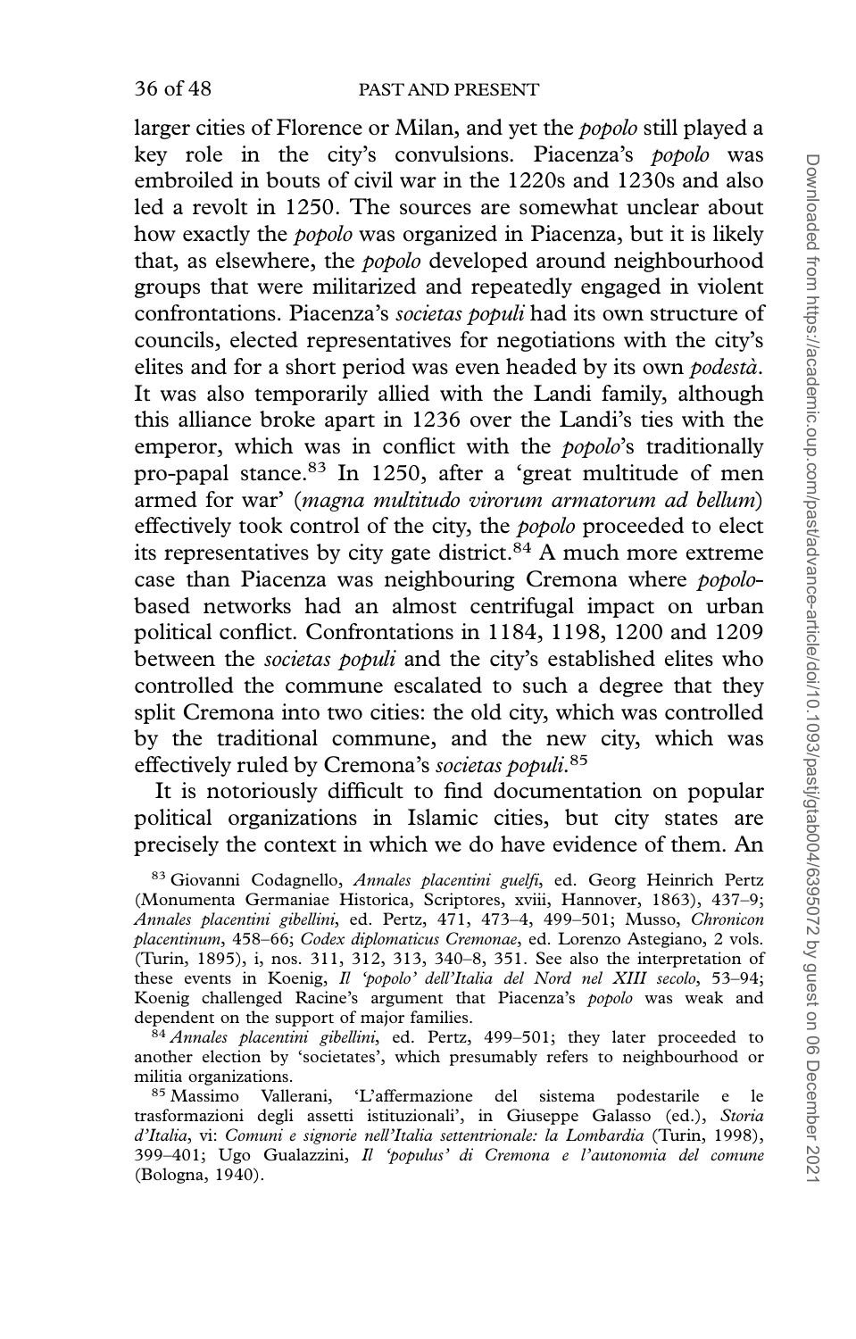larger cities of Florence or Milan, and yet the *popolo* still played a key role in the city's convulsions. Piacenza's *popolo* was embroiled in bouts of civil war in the 1220s and 1230s and also led a revolt in 1250. The sources are somewhat unclear about how exactly the *popolo* was organized in Piacenza, but it is likely that, as elsewhere, the *popolo* developed around neighbourhood groups that were militarized and repeatedly engaged in violent confrontations. Piacenza's *societas populi* had its own structure of councils, elected representatives for negotiations with the city's elites and for a short period was even headed by its own *podestà*. It was also temporarily allied with the Landi family, although this alliance broke apart in 1236 over the Landi's ties with the emperor, which was in conflict with the *popolo*'s traditionally pro-papal stance.[83] In 1250, after a 'great multitude of men armed for war' (*magna multitudo virorum armatorum ad bellum*) effectively took control of the city, the *popolo* proceeded to elect its representatives by city gate district.[84] A much more extreme case than Piacenza was neighbouring Cremona where *popolo*-based networks had an almost centrifugal impact on urban political conflict. Confrontations in 1184, 1198, 1200 and 1209 between the *societas populi* and the city's established elites who controlled the commune escalated to such a degree that they split Cremona into two cities: the old city, which was controlled by the traditional commune, and the new city, which was effectively ruled by Cremona's *societas populi*.[85]

It is notoriously difficult to find documentation on popular political organizations in Islamic cities, but city states are precisely the context in which we do have evidence of them. An

[83] Giovanni Codagnello, *Annales placentini guelfi*, ed. Georg Heinrich Pertz (Monumenta Germaniae Historica, Scriptores, xviii, Hannover, 1863), 437–9; *Annales placentini gibellini*, ed. Pertz, 471, 473–4, 499–501; Musso, *Chronicon placentinum*, 458–66; *Codex diplomaticus Cremonae*, ed. Lorenzo Astegiano, 2 vols. (Turin, 1895), i, nos. 311, 312, 313, 340–8, 351. See also the interpretation of these events in Koenig, *Il 'popolo' dell'Italia del Nord nel XIII secolo*, 53–94; Koenig challenged Racine's argument that Piacenza's *popolo* was weak and dependent on the support of major families.

[84] *Annales placentini gibellini*, ed. Pertz, 499–501; they later proceeded to another election by 'societates', which presumably refers to neighbourhood or militia organizations.

[85] Massimo Vallerani, 'L'affermazione del sistema podestarile e le trasformazioni degli assetti istituzionali', in Giuseppe Galasso (ed.), *Storia d'Italia*, vi: *Comuni e signorie nell'Italia settentrionale: la Lombardia* (Turin, 1998), 399–401; Ugo Gualazzini, *Il 'populus' di Cremona e l'autonomia del comune* (Bologna, 1940).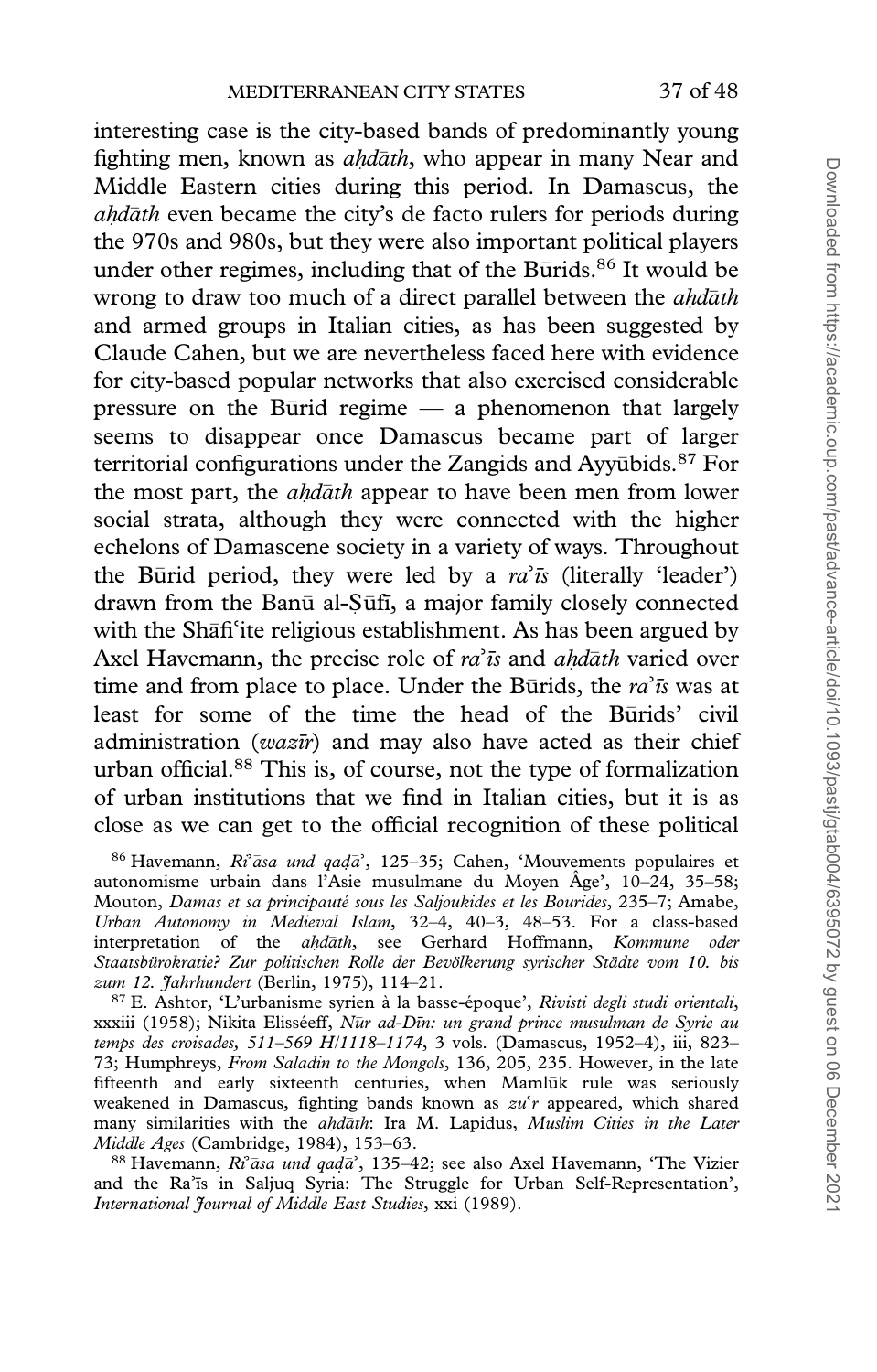interesting case is the city-based bands of predominantly young fighting men, known as *aḥdāth*, who appear in many Near and Middle Eastern cities during this period. In Damascus, the *aḥdāth* even became the city's de facto rulers for periods during the 970s and 980s, but they were also important political players under other regimes, including that of the Būrids.[86] It would be wrong to draw too much of a direct parallel between the *aḥdāth* and armed groups in Italian cities, as has been suggested by Claude Cahen, but we are nevertheless faced here with evidence for city-based popular networks that also exercised considerable pressure on the Būrid regime — a phenomenon that largely seems to disappear once Damascus became part of larger territorial configurations under the Zangids and Ayyūbids.[87] For the most part, the *aḥdāth* appear to have been men from lower social strata, although they were connected with the higher echelons of Damascene society in a variety of ways. Throughout the Būrid period, they were led by a *raʾīs* (literally 'leader') drawn from the Banū al-Ṣūfī, a major family closely connected with the Shāfiʿite religious establishment. As has been argued by Axel Havemann, the precise role of *raʾīs* and *aḥdāth* varied over time and from place to place. Under the Būrids, the *raʾīs* was at least for some of the time the head of the Būrids' civil administration (*wazīr*) and may also have acted as their chief urban official.[88] This is, of course, not the type of formalization of urban institutions that we find in Italian cities, but it is as close as we can get to the official recognition of these political

[86] Havemann, *Riʾāsa und qaḍāʾ*, 125–35; Cahen, 'Mouvements populaires et autonomisme urbain dans l'Asie musulmane du Moyen Âge', 10–24, 35–58; Mouton, *Damas et sa principauté sous les Saljoukides et les Bourides*, 235–7; Amabe, *Urban Autonomy in Medieval Islam*, 32–4, 40–3, 48–53. For a class-based interpretation of the *aḥdāth*, see Gerhard Hoffmann, *Kommune oder Staatsbürokratie? Zur politischen Rolle der Bevölkerung syrischer Städte vom 10. bis zum 12. Jahrhundert* (Berlin, 1975), 114–21.

[87] E. Ashtor, 'L'urbanisme syrien à la basse-époque', *Rivisti degli studi orientali*, xxxiii (1958); Nikita Elisséeff, *Nūr ad-Dīn: un grand prince musulman de Syrie au temps des croisades, 511–569 H/1118–1174*, 3 vols. (Damascus, 1952–4), iii, 823–73; Humphreys, *From Saladin to the Mongols*, 136, 205, 235. However, in the late fifteenth and early sixteenth centuries, when Mamlūk rule was seriously weakened in Damascus, fighting bands known as *zuʿr* appeared, which shared many similarities with the *aḥdāth*: Ira M. Lapidus, *Muslim Cities in the Later Middle Ages* (Cambridge, 1984), 153–63.

[88] Havemann, *Riʾāsa und qaḍāʾ*, 135–42; see also Axel Havemann, 'The Vizier and the Raʾīs in Saljuq Syria: The Struggle for Urban Self-Representation', *International Journal of Middle East Studies*, xxi (1989).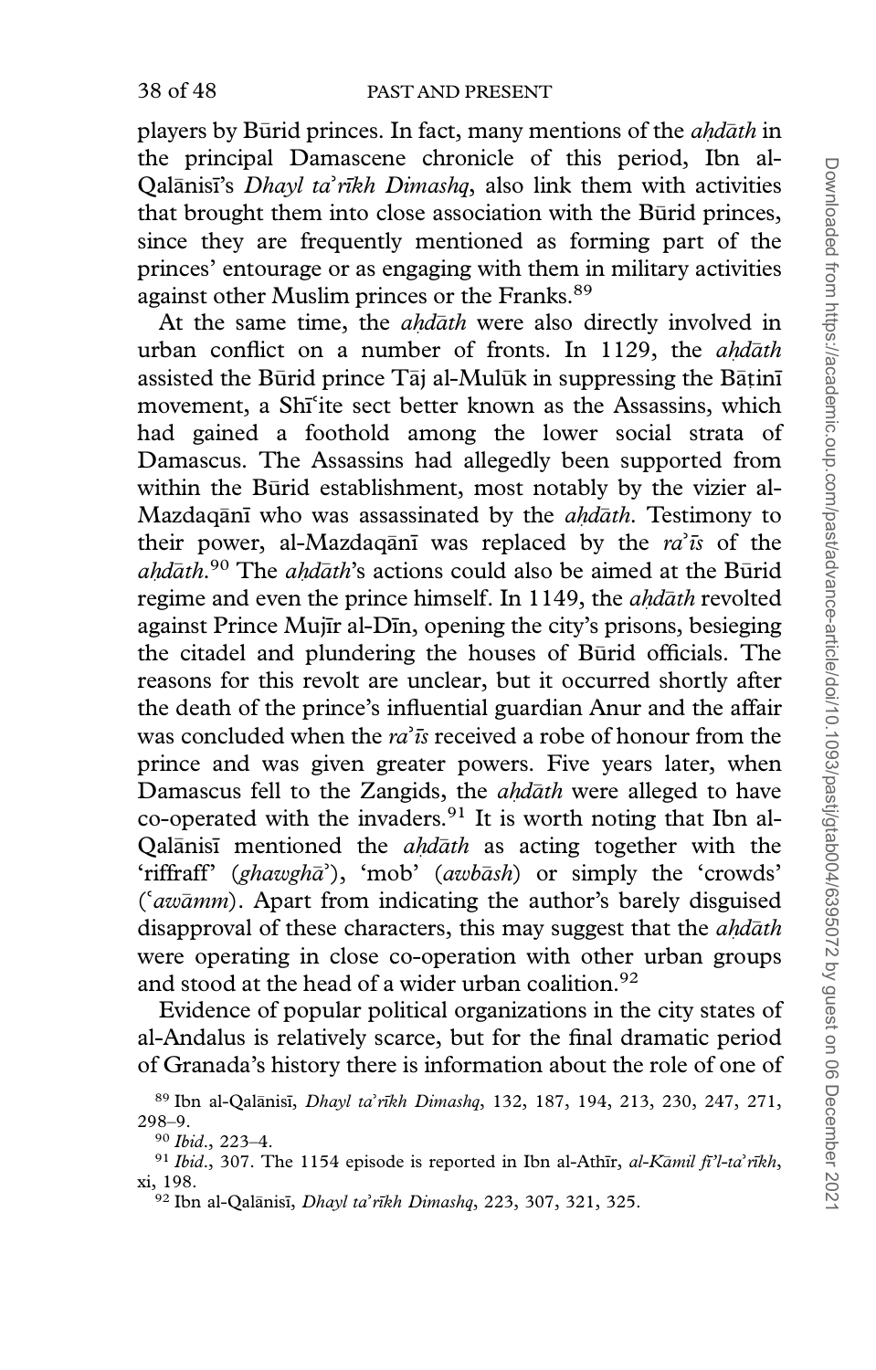players by Būrid princes. In fact, many mentions of the *aḥdāth* in the principal Damascene chronicle of this period, Ibn al-Qalānisī's *Dhayl taʾrīkh Dimashq*, also link them with activities that brought them into close association with the Būrid princes, since they are frequently mentioned as forming part of the princes' entourage or as engaging with them in military activities against other Muslim princes or the Franks.[89]

At the same time, the *aḥdāth* were also directly involved in urban conflict on a number of fronts. In 1129, the *aḥdāth* assisted the Būrid prince Tāj al-Mulūk in suppressing the Bāṭinī movement, a Shīʿite sect better known as the Assassins, which had gained a foothold among the lower social strata of Damascus. The Assassins had allegedly been supported from within the Būrid establishment, most notably by the vizier al-Mazdaqānī who was assassinated by the *aḥdāth*. Testimony to their power, al-Mazdaqānī was replaced by the *raʾīs* of the *aḥdāth*.[90] The *aḥdāth*'s actions could also be aimed at the Būrid regime and even the prince himself. In 1149, the *aḥdāth* revolted against Prince Mujīr al-Dīn, opening the city's prisons, besieging the citadel and plundering the houses of Būrid officials. The reasons for this revolt are unclear, but it occurred shortly after the death of the prince's influential guardian Anur and the affair was concluded when the *raʾīs* received a robe of honour from the prince and was given greater powers. Five years later, when Damascus fell to the Zangids, the *aḥdāth* were alleged to have co-operated with the invaders.[91] It is worth noting that Ibn al-Qalānisī mentioned the *aḥdāth* as acting together with the 'riffraff' (*ghawghāʾ*), 'mob' (*awbāsh*) or simply the 'crowds' (*ʿawāmm*). Apart from indicating the author's barely disguised disapproval of these characters, this may suggest that the *aḥdāth* were operating in close co-operation with other urban groups and stood at the head of a wider urban coalition.[92]

Evidence of popular political organizations in the city states of al-Andalus is relatively scarce, but for the final dramatic period of Granada's history there is information about the role of one of

---

[89] Ibn al-Qalānisī, *Dhayl taʾrīkh Dimashq*, 132, 187, 194, 213, 230, 247, 271, 298–9.

[90] *Ibid.*, 223–4.

[91] *Ibid.*, 307. The 1154 episode is reported in Ibn al-Athīr, *al-Kāmil fī'l-taʾrīkh*, xi, 198.

[92] Ibn al-Qalānisī, *Dhayl taʾrīkh Dimashq*, 223, 307, 321, 325.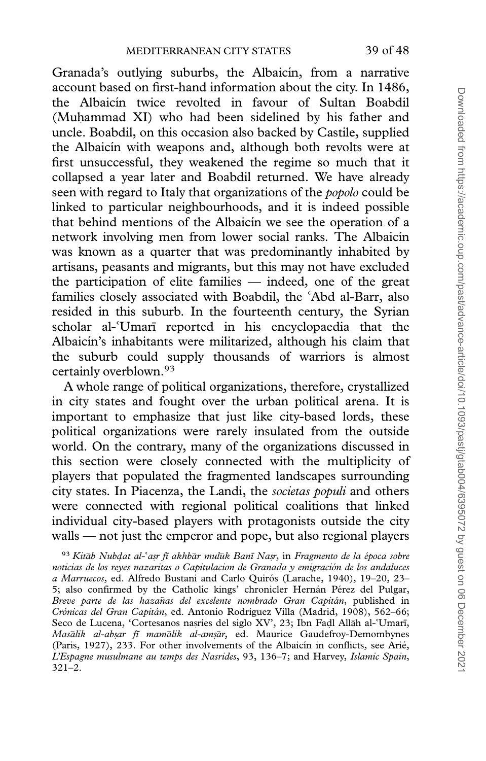Granada's outlying suburbs, the Albaicín, from a narrative account based on first-hand information about the city. In 1486, the Albaicín twice revolted in favour of Sultan Boabdil (Muḥammad XI) who had been sidelined by his father and uncle. Boabdil, on this occasion also backed by Castile, supplied the Albaicín with weapons and, although both revolts were at first unsuccessful, they weakened the regime so much that it collapsed a year later and Boabdil returned. We have already seen with regard to Italy that organizations of the *popolo* could be linked to particular neighbourhoods, and it is indeed possible that behind mentions of the Albaicín we see the operation of a network involving men from lower social ranks. The Albaicín was known as a quarter that was predominantly inhabited by artisans, peasants and migrants, but this may not have excluded the participation of elite families — indeed, one of the great families closely associated with Boabdil, the ʿAbd al-Barr, also resided in this suburb. In the fourteenth century, the Syrian scholar al-ʿUmarī reported in his encyclopaedia that the Albaicín's inhabitants were militarized, although his claim that the suburb could supply thousands of warriors is almost certainly overblown.[93]

A whole range of political organizations, therefore, crystallized in city states and fought over the urban political arena. It is important to emphasize that just like city-based lords, these political organizations were rarely insulated from the outside world. On the contrary, many of the organizations discussed in this section were closely connected with the multiplicity of players that populated the fragmented landscapes surrounding city states. In Piacenza, the Landi, the *societas populi* and others were connected with regional political coalitions that linked individual city-based players with protagonists outside the city walls — not just the emperor and pope, but also regional players

[93] *Kitāb Nubḍat al-ʿaṣr fī akhbār mulūk Banī Naṣr*, in *Fragmento de la época sobre noticias de los reyes nazaritas o Capitulacion de Granada y emigración de los andaluces a Marruecos*, ed. Alfredo Bustani and Carlo Quirós (Larache, 1940), 19–20, 23–5; also confirmed by the Catholic kings' chronicler Hernán Pérez del Pulgar, *Breve parte de las hazañas del excelente nombrado Gran Capitán*, published in *Crónicas del Gran Capitán*, ed. Antonio Rodríguez Villa (Madrid, 1908), 562–66; Seco de Lucena, 'Cortesanos naṣríes del siglo XV', 23; Ibn Faḍl Allāh al-ʿUmarī, *Masālik al-abṣar fī mamālik al-amṣār*, ed. Maurice Gaudefroy-Demombynes (Paris, 1927), 233. For other involvements of the Albaicín in conflicts, see Arié, *L'Espagne musulmane au temps des Nasrides*, 93, 136–7; and Harvey, *Islamic Spain*, 321–2.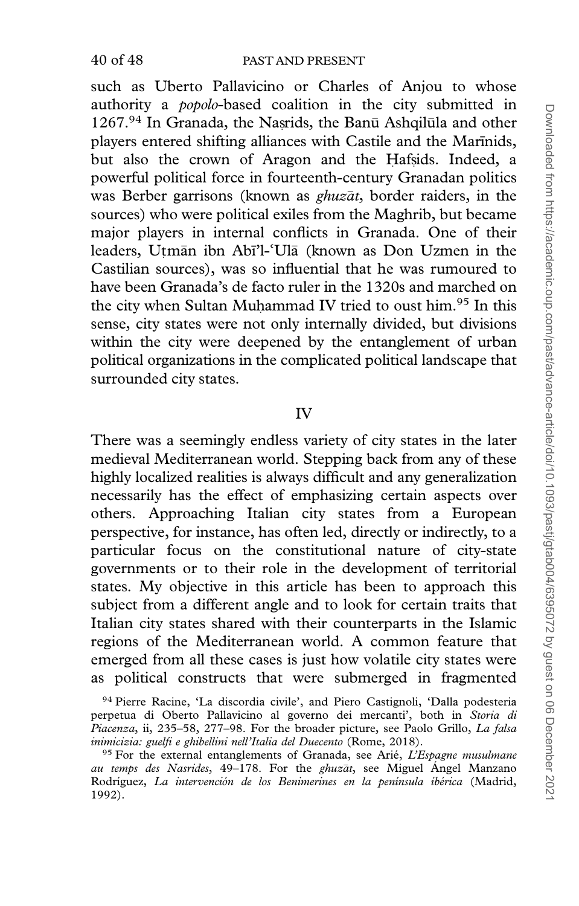such as Uberto Pallavicino or Charles of Anjou to whose authority a *popolo*-based coalition in the city submitted in 1267.[94] In Granada, the Naṣrids, the Banū Ashqilūla and other players entered shifting alliances with Castile and the Marīnids, but also the crown of Aragon and the Ḥafṣids. Indeed, a powerful political force in fourteenth-century Granadan politics was Berber garrisons (known as *ghuzāt*, border raiders, in the sources) who were political exiles from the Maghrib, but became major players in internal conflicts in Granada. One of their leaders, Uṭmān ibn Abī'l-ʿUlā (known as Don Uzmen in the Castilian sources), was so influential that he was rumoured to have been Granada's de facto ruler in the 1320s and marched on the city when Sultan Muḥammad IV tried to oust him.[95] In this sense, city states were not only internally divided, but divisions within the city were deepened by the entanglement of urban political organizations in the complicated political landscape that surrounded city states.

## IV

There was a seemingly endless variety of city states in the later medieval Mediterranean world. Stepping back from any of these highly localized realities is always difficult and any generalization necessarily has the effect of emphasizing certain aspects over others. Approaching Italian city states from a European perspective, for instance, has often led, directly or indirectly, to a particular focus on the constitutional nature of city-state governments or to their role in the development of territorial states. My objective in this article has been to approach this subject from a different angle and to look for certain traits that Italian city states shared with their counterparts in the Islamic regions of the Mediterranean world. A common feature that emerged from all these cases is just how volatile city states were as political constructs that were submerged in fragmented

[94] Pierre Racine, 'La discordia civile', and Piero Castignoli, 'Dalla podesteria perpetua di Oberto Pallavicino al governo dei mercanti', both in *Storia di Piacenza*, ii, 235–58, 277–98. For the broader picture, see Paolo Grillo, *La falsa inimicizia: guelfi e ghibellini nell'Italia del Duecento* (Rome, 2018).

[95] For the external entanglements of Granada, see Arié, *L'Espagne musulmane au temps des Nasrides*, 49–178. For the *ghuzāt*, see Miguel Ángel Manzano Rodríguez, *La intervención de los Benimerines en la península ibérica* (Madrid, 1992).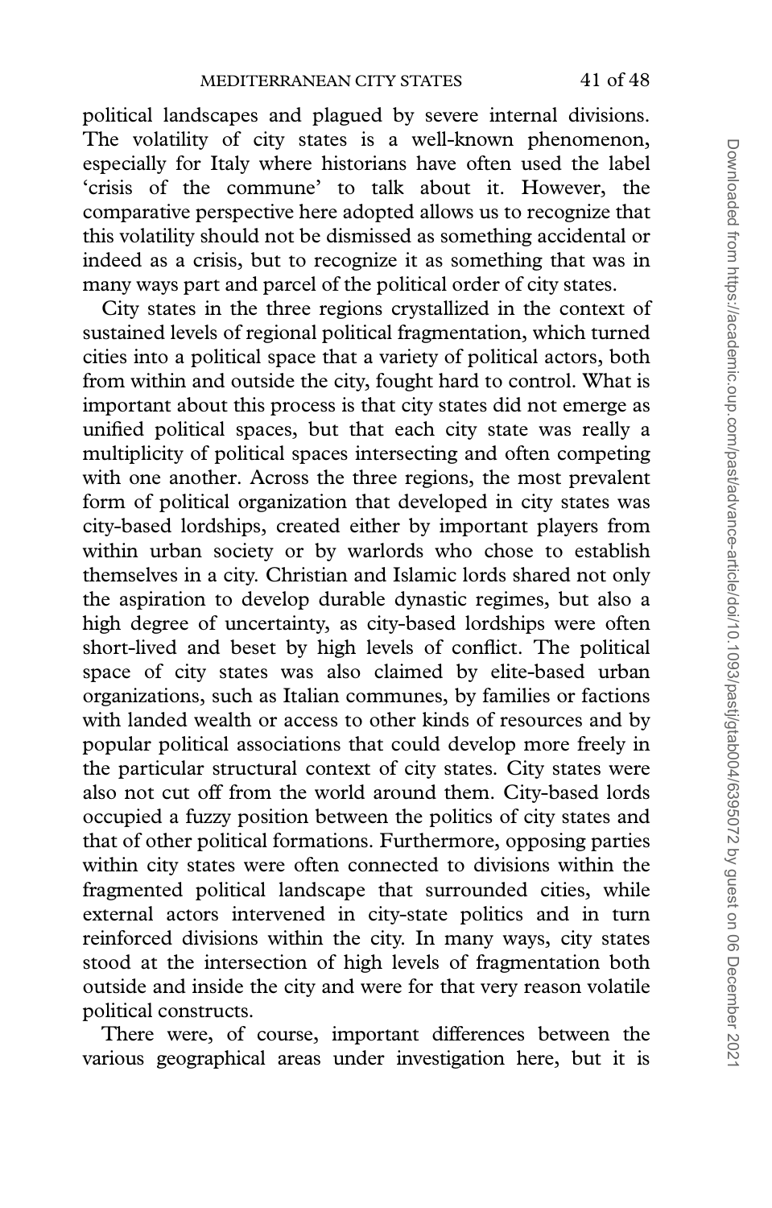political landscapes and plagued by severe internal divisions. The volatility of city states is a well-known phenomenon, especially for Italy where historians have often used the label 'crisis of the commune' to talk about it. However, the comparative perspective here adopted allows us to recognize that this volatility should not be dismissed as something accidental or indeed as a crisis, but to recognize it as something that was in many ways part and parcel of the political order of city states.

City states in the three regions crystallized in the context of sustained levels of regional political fragmentation, which turned cities into a political space that a variety of political actors, both from within and outside the city, fought hard to control. What is important about this process is that city states did not emerge as unified political spaces, but that each city state was really a multiplicity of political spaces intersecting and often competing with one another. Across the three regions, the most prevalent form of political organization that developed in city states was city-based lordships, created either by important players from within urban society or by warlords who chose to establish themselves in a city. Christian and Islamic lords shared not only the aspiration to develop durable dynastic regimes, but also a high degree of uncertainty, as city-based lordships were often short-lived and beset by high levels of conflict. The political space of city states was also claimed by elite-based urban organizations, such as Italian communes, by families or factions with landed wealth or access to other kinds of resources and by popular political associations that could develop more freely in the particular structural context of city states. City states were also not cut off from the world around them. City-based lords occupied a fuzzy position between the politics of city states and that of other political formations. Furthermore, opposing parties within city states were often connected to divisions within the fragmented political landscape that surrounded cities, while external actors intervened in city-state politics and in turn reinforced divisions within the city. In many ways, city states stood at the intersection of high levels of fragmentation both outside and inside the city and were for that very reason volatile political constructs.

There were, of course, important differences between the various geographical areas under investigation here, but it is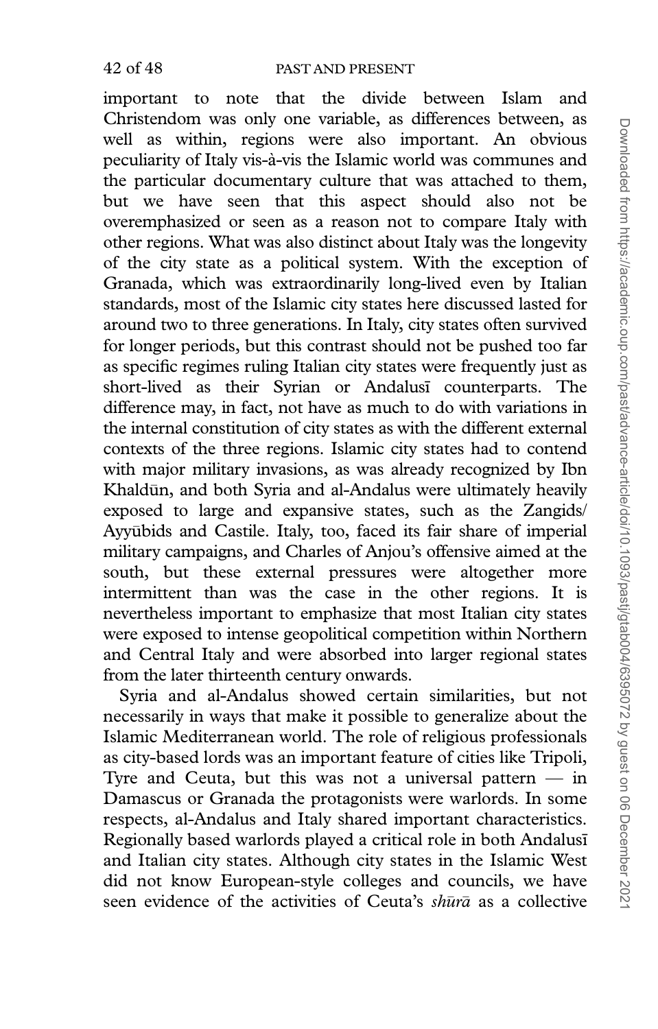important to note that the divide between Islam and Christendom was only one variable, as differences between, as well as within, regions were also important. An obvious peculiarity of Italy vis-à-vis the Islamic world was communes and the particular documentary culture that was attached to them, but we have seen that this aspect should also not be overemphasized or seen as a reason not to compare Italy with other regions. What was also distinct about Italy was the longevity of the city state as a political system. With the exception of Granada, which was extraordinarily long-lived even by Italian standards, most of the Islamic city states here discussed lasted for around two to three generations. In Italy, city states often survived for longer periods, but this contrast should not be pushed too far as specific regimes ruling Italian city states were frequently just as short-lived as their Syrian or Andalusī counterparts. The difference may, in fact, not have as much to do with variations in the internal constitution of city states as with the different external contexts of the three regions. Islamic city states had to contend with major military invasions, as was already recognized by Ibn Khaldūn, and both Syria and al-Andalus were ultimately heavily exposed to large and expansive states, such as the Zangids/ Ayyūbids and Castile. Italy, too, faced its fair share of imperial military campaigns, and Charles of Anjou's offensive aimed at the south, but these external pressures were altogether more intermittent than was the case in the other regions. It is nevertheless important to emphasize that most Italian city states were exposed to intense geopolitical competition within Northern and Central Italy and were absorbed into larger regional states from the later thirteenth century onwards.

Syria and al-Andalus showed certain similarities, but not necessarily in ways that make it possible to generalize about the Islamic Mediterranean world. The role of religious professionals as city-based lords was an important feature of cities like Tripoli, Tyre and Ceuta, but this was not a universal pattern — in Damascus or Granada the protagonists were warlords. In some respects, al-Andalus and Italy shared important characteristics. Regionally based warlords played a critical role in both Andalusī and Italian city states. Although city states in the Islamic West did not know European-style colleges and councils, we have seen evidence of the activities of Ceuta's *shūrā* as a collective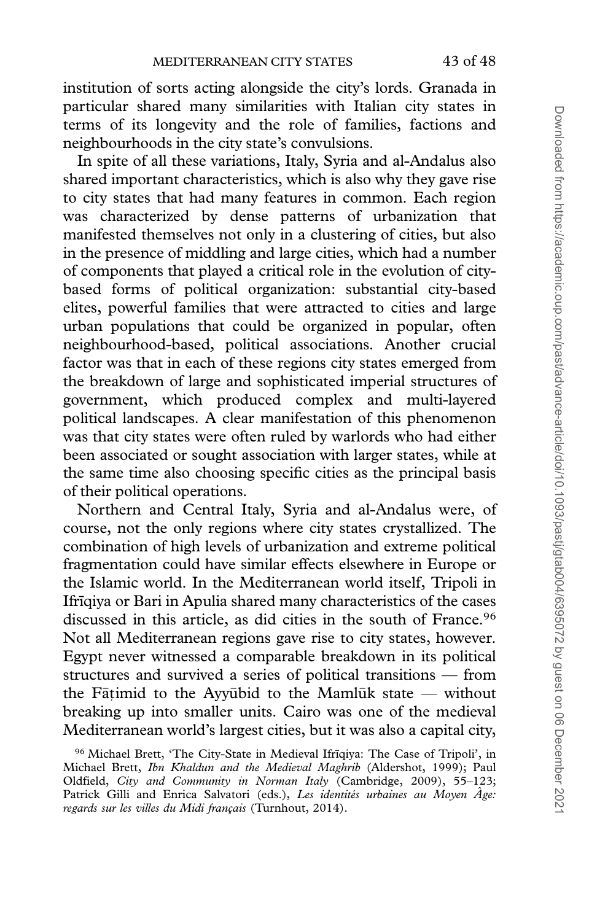institution of sorts acting alongside the city's lords. Granada in particular shared many similarities with Italian city states in terms of its longevity and the role of families, factions and neighbourhoods in the city state's convulsions.

In spite of all these variations, Italy, Syria and al-Andalus also shared important characteristics, which is also why they gave rise to city states that had many features in common. Each region was characterized by dense patterns of urbanization that manifested themselves not only in a clustering of cities, but also in the presence of middling and large cities, which had a number of components that played a critical role in the evolution of city-based forms of political organization: substantial city-based elites, powerful families that were attracted to cities and large urban populations that could be organized in popular, often neighbourhood-based, political associations. Another crucial factor was that in each of these regions city states emerged from the breakdown of large and sophisticated imperial structures of government, which produced complex and multi-layered political landscapes. A clear manifestation of this phenomenon was that city states were often ruled by warlords who had either been associated or sought association with larger states, while at the same time also choosing specific cities as the principal basis of their political operations.

Northern and Central Italy, Syria and al-Andalus were, of course, not the only regions where city states crystallized. The combination of high levels of urbanization and extreme political fragmentation could have similar effects elsewhere in Europe or the Islamic world. In the Mediterranean world itself, Tripoli in Ifrīqiya or Bari in Apulia shared many characteristics of the cases discussed in this article, as did cities in the south of France.[96] Not all Mediterranean regions gave rise to city states, however. Egypt never witnessed a comparable breakdown in its political structures and survived a series of political transitions — from the Fāṭimid to the Ayyūbid to the Mamlūk state — without breaking up into smaller units. Cairo was one of the medieval Mediterranean world's largest cities, but it was also a capital city,

[96] Michael Brett, 'The City-State in Medieval Ifrīqiya: The Case of Tripoli', in Michael Brett, *Ibn Khaldun and the Medieval Maghrib* (Aldershot, 1999); Paul Oldfield, *City and Community in Norman Italy* (Cambridge, 2009), 55–123; Patrick Gilli and Enrica Salvatori (eds.), *Les identités urbaines au Moyen Âge: regards sur les villes du Midi français* (Turnhout, 2014).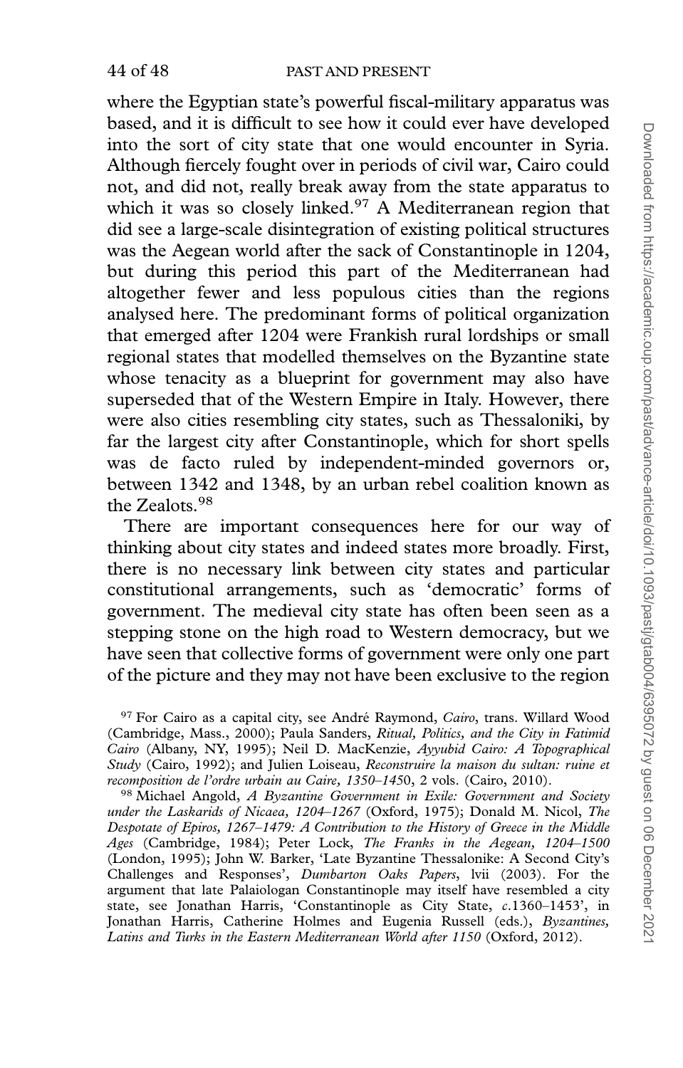where the Egyptian state's powerful fiscal-military apparatus was based, and it is difficult to see how it could ever have developed into the sort of city state that one would encounter in Syria. Although fiercely fought over in periods of civil war, Cairo could not, and did not, really break away from the state apparatus to which it was so closely linked.[97] A Mediterranean region that did see a large-scale disintegration of existing political structures was the Aegean world after the sack of Constantinople in 1204, but during this period this part of the Mediterranean had altogether fewer and less populous cities than the regions analysed here. The predominant forms of political organization that emerged after 1204 were Frankish rural lordships or small regional states that modelled themselves on the Byzantine state whose tenacity as a blueprint for government may also have superseded that of the Western Empire in Italy. However, there were also cities resembling city states, such as Thessaloniki, by far the largest city after Constantinople, which for short spells was de facto ruled by independent-minded governors or, between 1342 and 1348, by an urban rebel coalition known as the Zealots.[98]

There are important consequences here for our way of thinking about city states and indeed states more broadly. First, there is no necessary link between city states and particular constitutional arrangements, such as 'democratic' forms of government. The medieval city state has often been seen as a stepping stone on the high road to Western democracy, but we have seen that collective forms of government were only one part of the picture and they may not have been exclusive to the region

[97] For Cairo as a capital city, see André Raymond, *Cairo*, trans. Willard Wood (Cambridge, Mass., 2000); Paula Sanders, *Ritual, Politics, and the City in Fatimid Cairo* (Albany, NY, 1995); Neil D. MacKenzie, *Ayyubid Cairo: A Topographical Study* (Cairo, 1992); and Julien Loiseau, *Reconstruire la maison du sultan: ruine et recomposition de l'ordre urbain au Caire, 1350–1450*, 2 vols. (Cairo, 2010).

[98] Michael Angold, *A Byzantine Government in Exile: Government and Society under the Laskarids of Nicaea, 1204–1267* (Oxford, 1975); Donald M. Nicol, *The Despotate of Epiros, 1267–1479: A Contribution to the History of Greece in the Middle Ages* (Cambridge, 1984); Peter Lock, *The Franks in the Aegean, 1204–1500* (London, 1995); John W. Barker, 'Late Byzantine Thessalonike: A Second City's Challenges and Responses', *Dumbarton Oaks Papers*, lvii (2003). For the argument that late Palaiologan Constantinople may itself have resembled a city state, see Jonathan Harris, 'Constantinople as City State, *c.*1360–1453', in Jonathan Harris, Catherine Holmes and Eugenia Russell (eds.), *Byzantines, Latins and Turks in the Eastern Mediterranean World after 1150* (Oxford, 2012).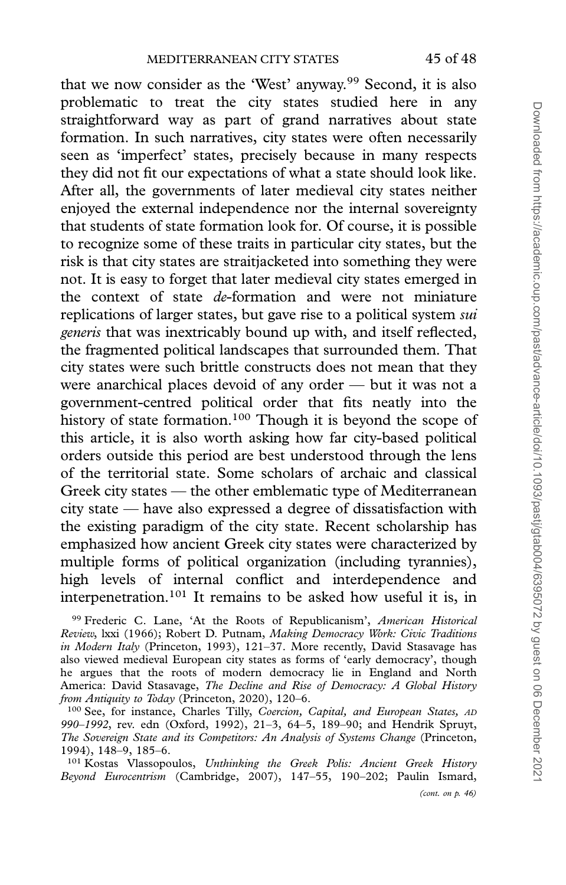that we now consider as the 'West' anyway.[99] Second, it is also problematic to treat the city states studied here in any straightforward way as part of grand narratives about state formation. In such narratives, city states were often necessarily seen as 'imperfect' states, precisely because in many respects they did not fit our expectations of what a state should look like. After all, the governments of later medieval city states neither enjoyed the external independence nor the internal sovereignty that students of state formation look for. Of course, it is possible to recognize some of these traits in particular city states, but the risk is that city states are straitjacketed into something they were not. It is easy to forget that later medieval city states emerged in the context of state *de*-formation and were not miniature replications of larger states, but gave rise to a political system *sui generis* that was inextricably bound up with, and itself reflected, the fragmented political landscapes that surrounded them. That city states were such brittle constructs does not mean that they were anarchical places devoid of any order — but it was not a government-centred political order that fits neatly into the history of state formation.[100] Though it is beyond the scope of this article, it is also worth asking how far city-based political orders outside this period are best understood through the lens of the territorial state. Some scholars of archaic and classical Greek city states — the other emblematic type of Mediterranean city state — have also expressed a degree of dissatisfaction with the existing paradigm of the city state. Recent scholarship has emphasized how ancient Greek city states were characterized by multiple forms of political organization (including tyrannies), high levels of internal conflict and interdependence and interpenetration.[101] It remains to be asked how useful it is, in

[99] Frederic C. Lane, 'At the Roots of Republicanism', *American Historical Review*, lxxi (1966); Robert D. Putnam, *Making Democracy Work: Civic Traditions in Modern Italy* (Princeton, 1993), 121–37. More recently, David Stasavage has also viewed medieval European city states as forms of 'early democracy', though he argues that the roots of modern democracy lie in England and North America: David Stasavage, *The Decline and Rise of Democracy: A Global History from Antiquity to Today* (Princeton, 2020), 120–6.

[100] See, for instance, Charles Tilly, *Coercion, Capital, and European States, AD 990–1992*, rev. edn (Oxford, 1992), 21–3, 64–5, 189–90; and Hendrik Spruyt, *The Sovereign State and its Competitors: An Analysis of Systems Change* (Princeton, 1994), 148–9, 185–6.

[101] Kostas Vlassopoulos, *Unthinking the Greek Polis: Ancient Greek History Beyond Eurocentrism* (Cambridge, 2007), 147–55, 190–202; Paulin Ismard,

*(cont. on p. 46)*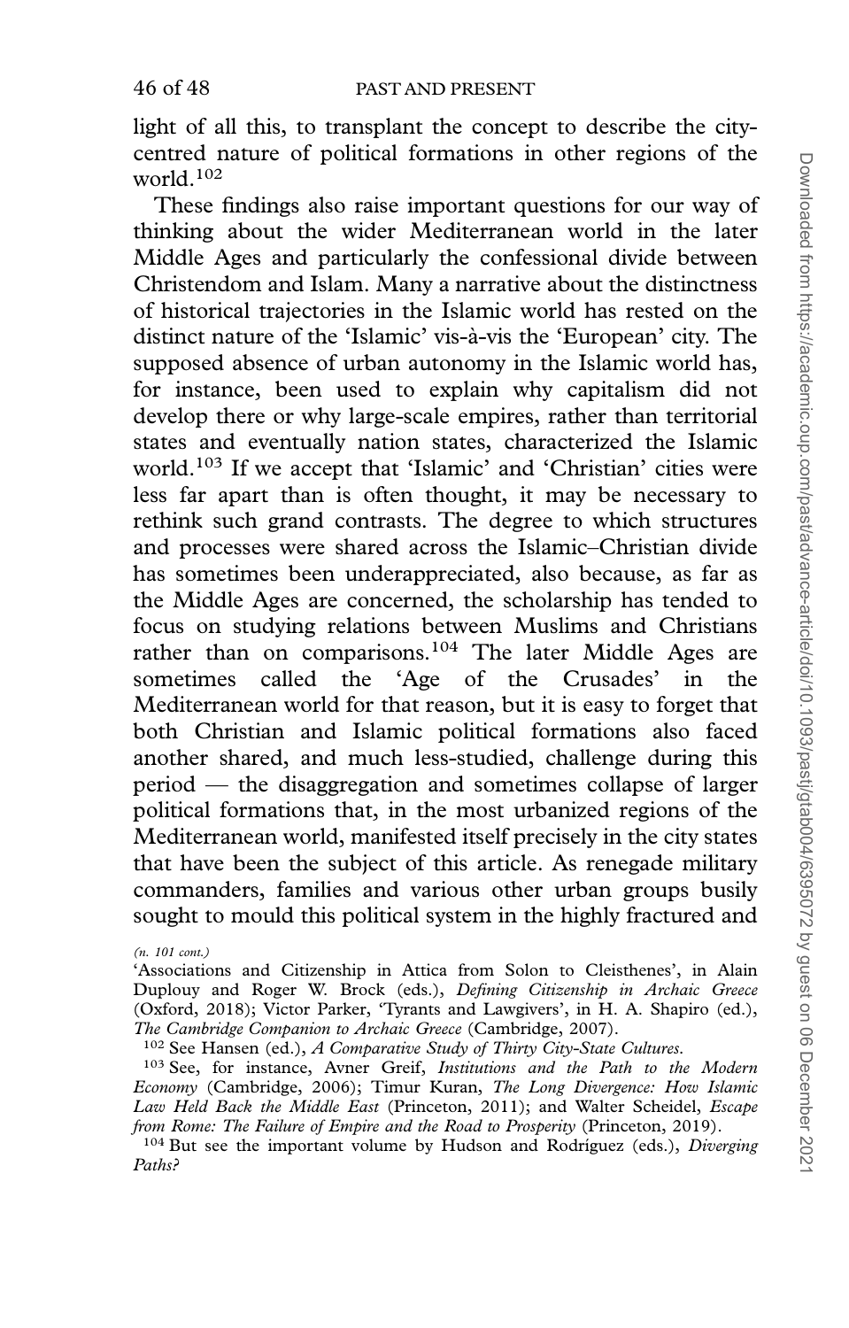light of all this, to transplant the concept to describe the city-centred nature of political formations in other regions of the world.[102]

These findings also raise important questions for our way of thinking about the wider Mediterranean world in the later Middle Ages and particularly the confessional divide between Christendom and Islam. Many a narrative about the distinctness of historical trajectories in the Islamic world has rested on the distinct nature of the 'Islamic' vis-à-vis the 'European' city. The supposed absence of urban autonomy in the Islamic world has, for instance, been used to explain why capitalism did not develop there or why large-scale empires, rather than territorial states and eventually nation states, characterized the Islamic world.[103] If we accept that 'Islamic' and 'Christian' cities were less far apart than is often thought, it may be necessary to rethink such grand contrasts. The degree to which structures and processes were shared across the Islamic–Christian divide has sometimes been underappreciated, also because, as far as the Middle Ages are concerned, the scholarship has tended to focus on studying relations between Muslims and Christians rather than on comparisons.[104] The later Middle Ages are sometimes called the 'Age of the Crusades' in the Mediterranean world for that reason, but it is easy to forget that both Christian and Islamic political formations also faced another shared, and much less-studied, challenge during this period — the disaggregation and sometimes collapse of larger political formations that, in the most urbanized regions of the Mediterranean world, manifested itself precisely in the city states that have been the subject of this article. As renegade military commanders, families and various other urban groups busily sought to mould this political system in the highly fractured and

*(n. 101 cont.)*
'Associations and Citizenship in Attica from Solon to Cleisthenes', in Alain Duplouy and Roger W. Brock (eds.), *Defining Citizenship in Archaic Greece* (Oxford, 2018); Victor Parker, 'Tyrants and Lawgivers', in H. A. Shapiro (ed.), *The Cambridge Companion to Archaic Greece* (Cambridge, 2007).

[102] See Hansen (ed.), *A Comparative Study of Thirty City-State Cultures.*

[103] See, for instance, Avner Greif, *Institutions and the Path to the Modern Economy* (Cambridge, 2006); Timur Kuran, *The Long Divergence: How Islamic Law Held Back the Middle East* (Princeton, 2011); and Walter Scheidel, *Escape from Rome: The Failure of Empire and the Road to Prosperity* (Princeton, 2019).

[104] But see the important volume by Hudson and Rodríguez (eds.), *Diverging Paths?*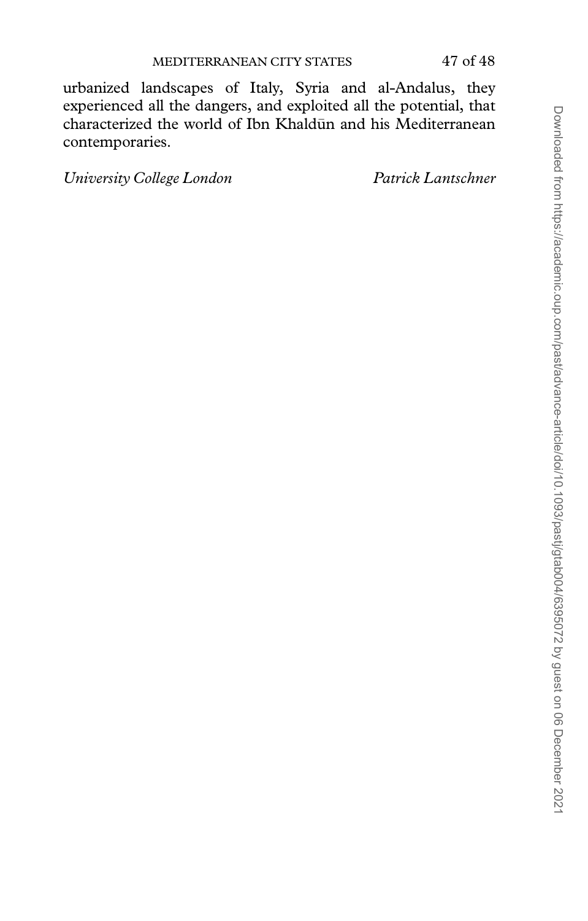urbanized landscapes of Italy, Syria and al-Andalus, they experienced all the dangers, and exploited all the potential, that characterized the world of Ibn Khaldūn and his Mediterranean contemporaries.

*University College London* *Patrick Lantschner*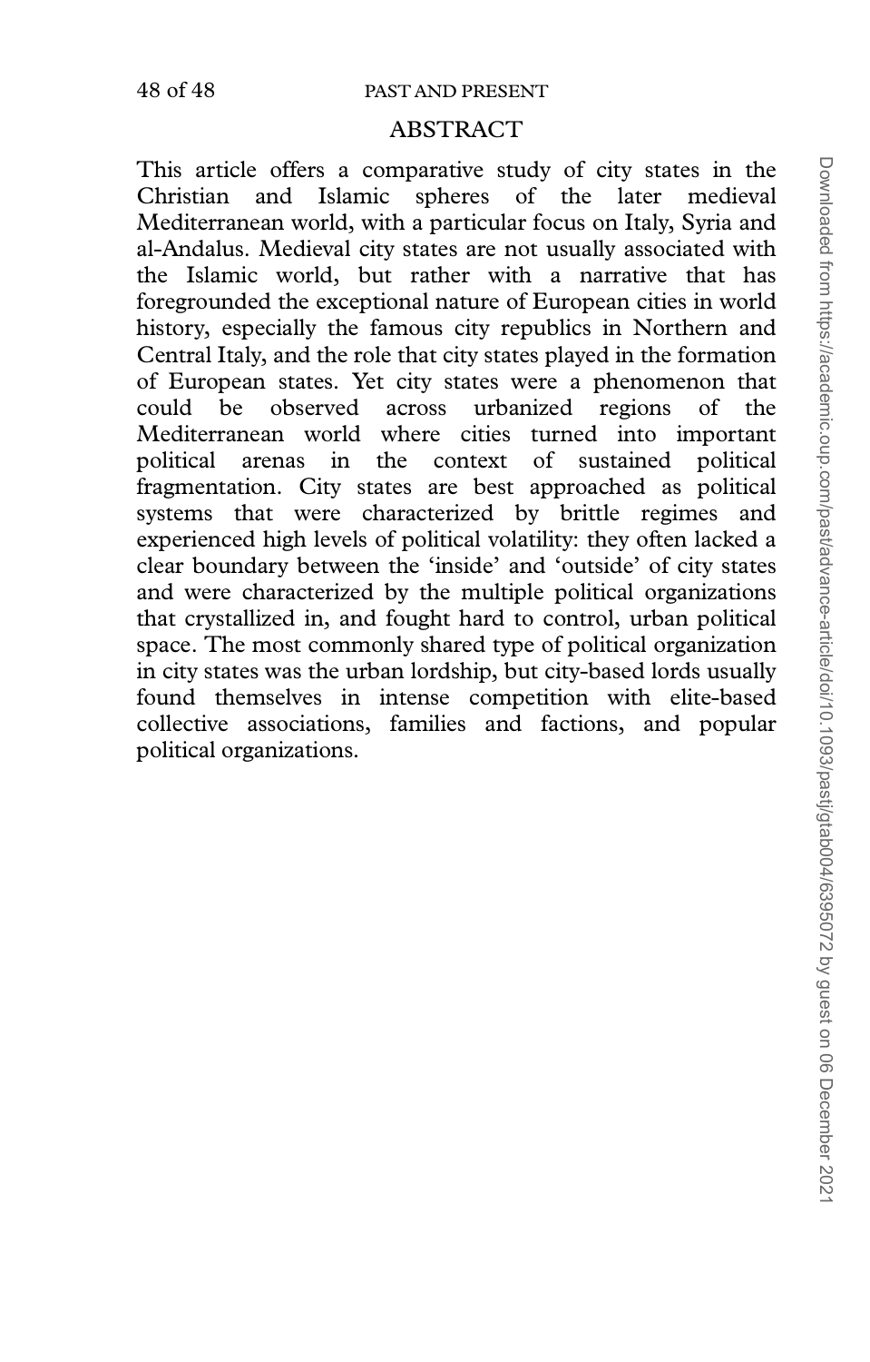## ABSTRACT

This article offers a comparative study of city states in the Christian and Islamic spheres of the later medieval Mediterranean world, with a particular focus on Italy, Syria and al-Andalus. Medieval city states are not usually associated with the Islamic world, but rather with a narrative that has foregrounded the exceptional nature of European cities in world history, especially the famous city republics in Northern and Central Italy, and the role that city states played in the formation of European states. Yet city states were a phenomenon that could be observed across urbanized regions of the Mediterranean world where cities turned into important political arenas in the context of sustained political fragmentation. City states are best approached as political systems that were characterized by brittle regimes and experienced high levels of political volatility: they often lacked a clear boundary between the 'inside' and 'outside' of city states and were characterized by the multiple political organizations that crystallized in, and fought hard to control, urban political space. The most commonly shared type of political organization in city states was the urban lordship, but city-based lords usually found themselves in intense competition with elite-based collective associations, families and factions, and popular political organizations.